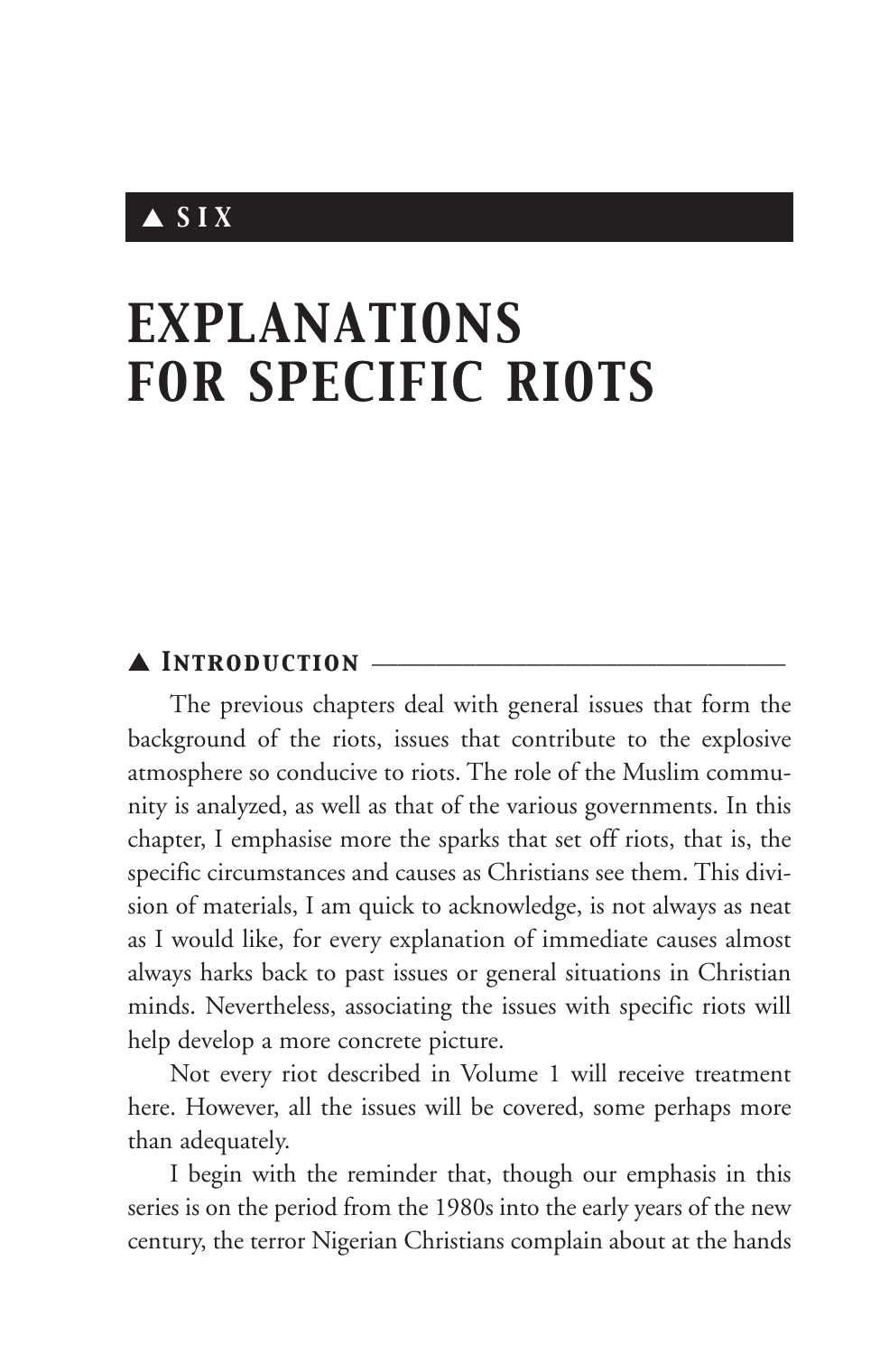# ▲ SIX

# EXPLANATIONS FOR SPECIFIC RIOTS

## ▲ Introduction

The previous chapters deal with general issues that form the background of the riots, issues that contribute to the explosive atmosphere so conducive to riots. The role of the Muslim community is analyzed, as well as that of the various governments. In this chapter, I emphasise more the sparks that set off riots, that is, the specific circumstances and causes as Christians see them. This division of materials, I am quick to acknowledge, is not always as neat as I would like, for every explanation of immediate causes almost always harks back to past issues or general situations in Christian minds. Nevertheless, associating the issues with specific riots will help develop a more concrete picture.

Not every riot described in Volume 1 will receive treatment here. However, all the issues will be covered, some perhaps more than adequately.

I begin with the reminder that, though our emphasis in this series is on the period from the 1980s into the early years of the new century, the terror Nigerian Christians complain about at the hands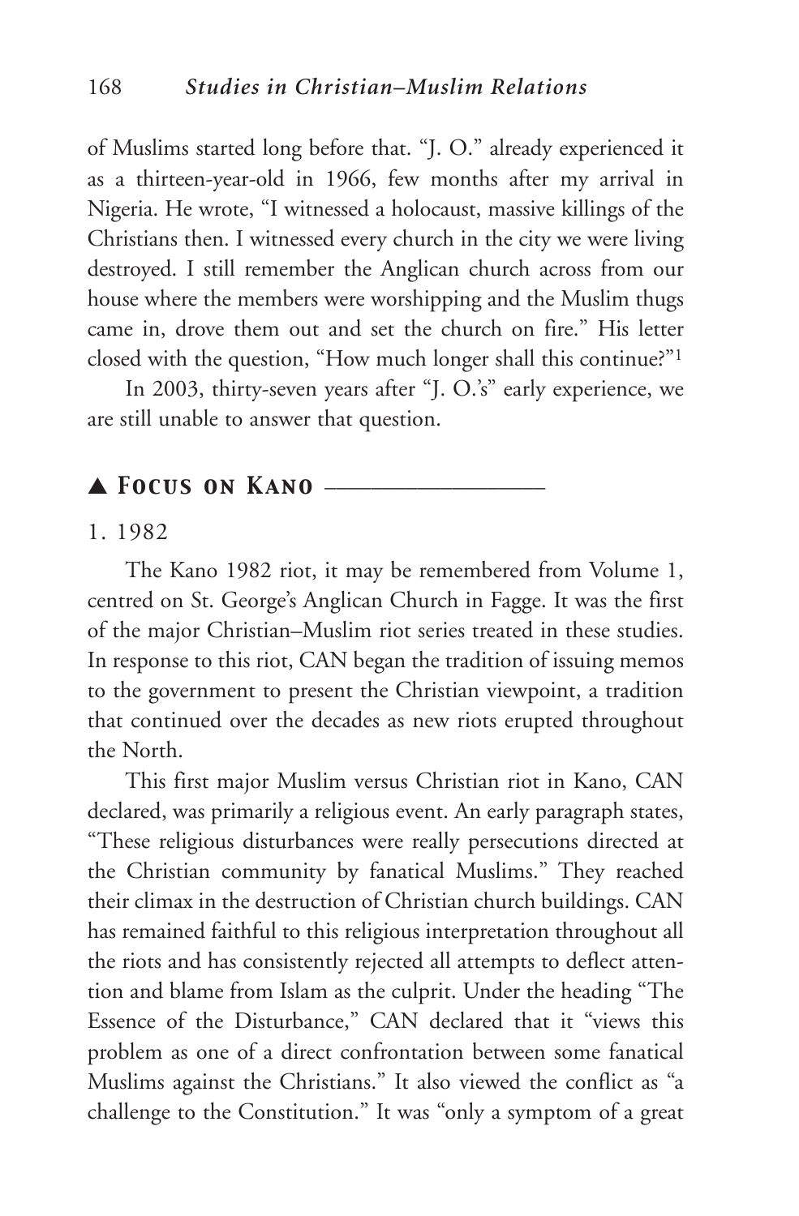of Muslims started long before that. "J. O." already experienced it as a thirteen-year-old in 1966, few months after my arrival in Nigeria. He wrote, "I witnessed a holocaust, massive killings of the Christians then. I witnessed every church in the city we were living destroyed. I still remember the Anglican church across from our house where the members were worshipping and the Muslim thugs came in, drove them out and set the church on fire." His letter closed with the question, "How much longer shall this continue?"[1]

In 2003, thirty-seven years after "J. O.'s" early experience, we are still unable to answer that question.

## ▲ *Focus on Kano*

### 1. 1982

The Kano 1982 riot, it may be remembered from Volume 1, centred on St. George's Anglican Church in Fagge. It was the first of the major Christian–Muslim riot series treated in these studies. In response to this riot, CAN began the tradition of issuing memos to the government to present the Christian viewpoint, a tradition that continued over the decades as new riots erupted throughout the North.

This first major Muslim versus Christian riot in Kano, CAN declared, was primarily a religious event. An early paragraph states, "These religious disturbances were really persecutions directed at the Christian community by fanatical Muslims." They reached their climax in the destruction of Christian church buildings. CAN has remained faithful to this religious interpretation throughout all the riots and has consistently rejected all attempts to deflect attention and blame from Islam as the culprit. Under the heading "The Essence of the Disturbance," CAN declared that it "views this problem as one of a direct confrontation between some fanatical Muslims against the Christians." It also viewed the conflict as "a challenge to the Constitution." It was "only a symptom of a great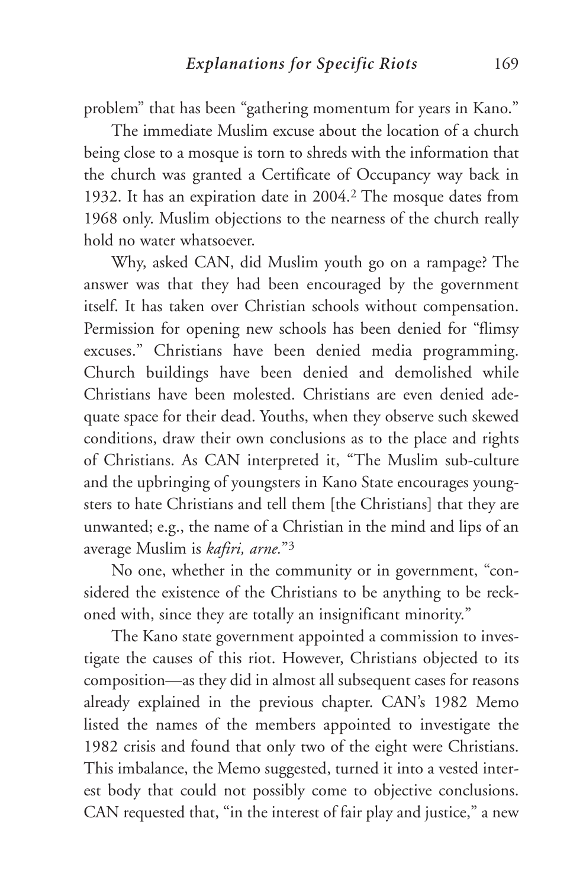problem" that has been "gathering momentum for years in Kano."

The immediate Muslim excuse about the location of a church being close to a mosque is torn to shreds with the information that the church was granted a Certificate of Occupancy way back in 1932. It has an expiration date in 2004.[2] The mosque dates from 1968 only. Muslim objections to the nearness of the church really hold no water whatsoever.

Why, asked CAN, did Muslim youth go on a rampage? The answer was that they had been encouraged by the government itself. It has taken over Christian schools without compensation. Permission for opening new schools has been denied for "flimsy excuses." Christians have been denied media programming. Church buildings have been denied and demolished while Christians have been molested. Christians are even denied adequate space for their dead. Youths, when they observe such skewed conditions, draw their own conclusions as to the place and rights of Christians. As CAN interpreted it, "The Muslim sub-culture and the upbringing of youngsters in Kano State encourages youngsters to hate Christians and tell them [the Christians] that they are unwanted; e.g., the name of a Christian in the mind and lips of an average Muslim is *kafiri, arne.*"[3]

No one, whether in the community or in government, "considered the existence of the Christians to be anything to be reckoned with, since they are totally an insignificant minority."

The Kano state government appointed a commission to investigate the causes of this riot. However, Christians objected to its composition—as they did in almost all subsequent cases for reasons already explained in the previous chapter. CAN's 1982 Memo listed the names of the members appointed to investigate the 1982 crisis and found that only two of the eight were Christians. This imbalance, the Memo suggested, turned it into a vested interest body that could not possibly come to objective conclusions. CAN requested that, "in the interest of fair play and justice," a new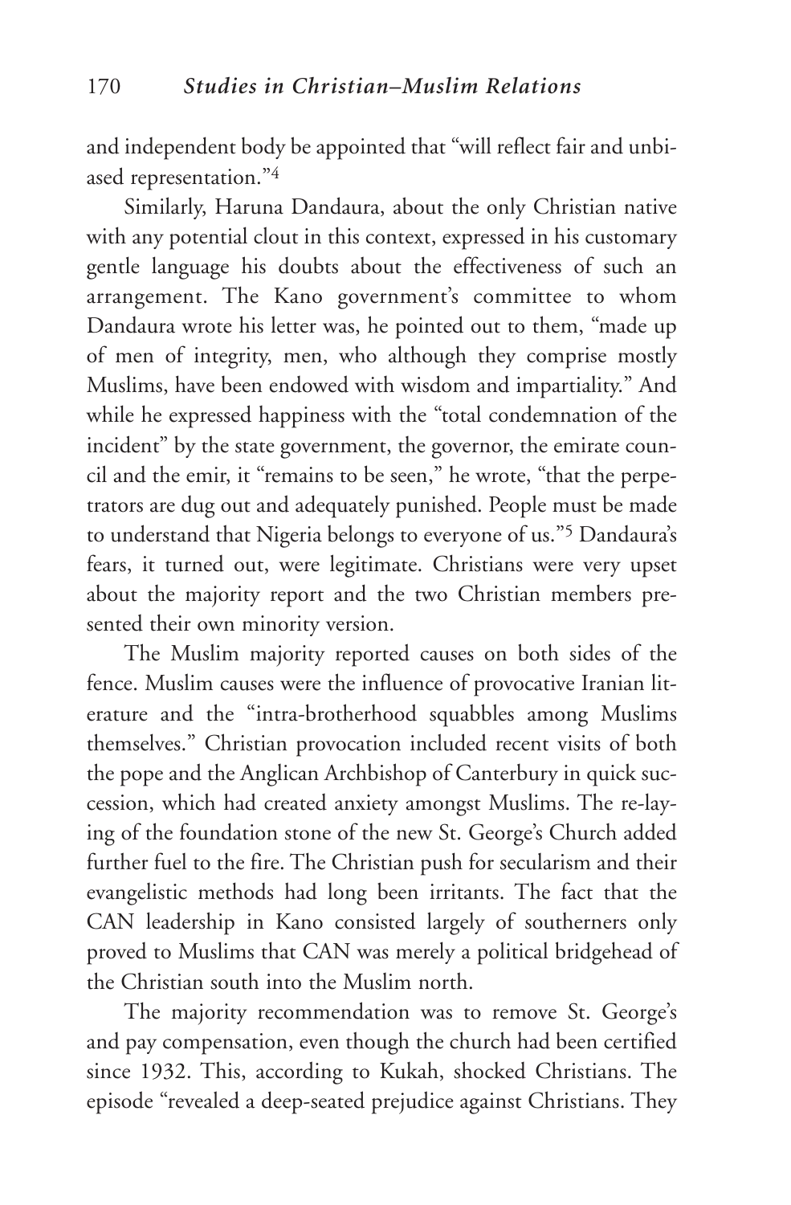and independent body be appointed that "will reflect fair and unbiased representation."[4]

Similarly, Haruna Dandaura, about the only Christian native with any potential clout in this context, expressed in his customary gentle language his doubts about the effectiveness of such an arrangement. The Kano government's committee to whom Dandaura wrote his letter was, he pointed out to them, "made up of men of integrity, men, who although they comprise mostly Muslims, have been endowed with wisdom and impartiality." And while he expressed happiness with the "total condemnation of the incident" by the state government, the governor, the emirate council and the emir, it "remains to be seen," he wrote, "that the perpetrators are dug out and adequately punished. People must be made to understand that Nigeria belongs to everyone of us."[5] Dandaura's fears, it turned out, were legitimate. Christians were very upset about the majority report and the two Christian members presented their own minority version.

The Muslim majority reported causes on both sides of the fence. Muslim causes were the influence of provocative Iranian literature and the "intra-brotherhood squabbles among Muslims themselves." Christian provocation included recent visits of both the pope and the Anglican Archbishop of Canterbury in quick succession, which had created anxiety amongst Muslims. The re-laying of the foundation stone of the new St. George's Church added further fuel to the fire. The Christian push for secularism and their evangelistic methods had long been irritants. The fact that the CAN leadership in Kano consisted largely of southerners only proved to Muslims that CAN was merely a political bridgehead of the Christian south into the Muslim north.

The majority recommendation was to remove St. George's and pay compensation, even though the church had been certified since 1932. This, according to Kukah, shocked Christians. The episode "revealed a deep-seated prejudice against Christians. They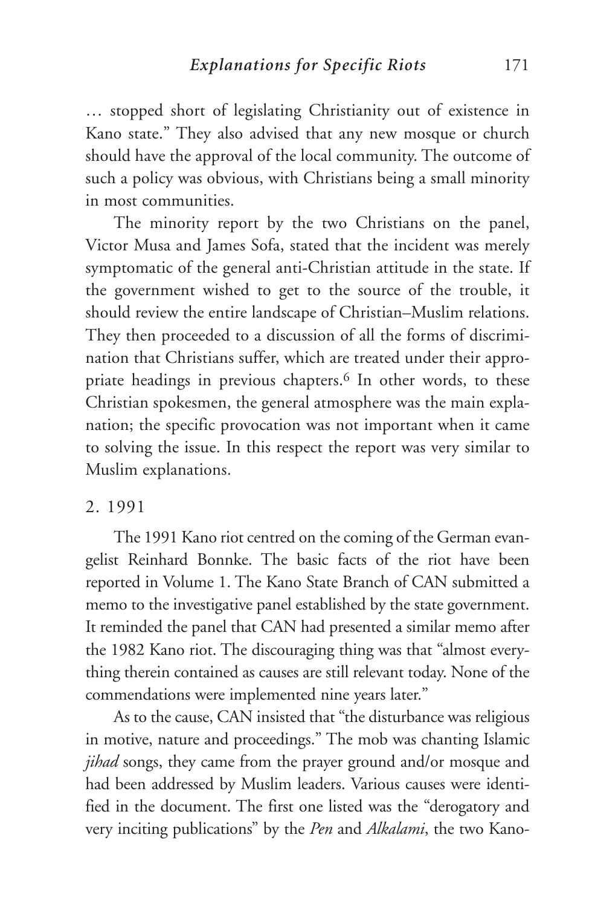… stopped short of legislating Christianity out of existence in Kano state." They also advised that any new mosque or church should have the approval of the local community. The outcome of such a policy was obvious, with Christians being a small minority in most communities.

The minority report by the two Christians on the panel, Victor Musa and James Sofa, stated that the incident was merely symptomatic of the general anti-Christian attitude in the state. If the government wished to get to the source of the trouble, it should review the entire landscape of Christian–Muslim relations. They then proceeded to a discussion of all the forms of discrimination that Christians suffer, which are treated under their appropriate headings in previous chapters.[6] In other words, to these Christian spokesmen, the general atmosphere was the main explanation; the specific provocation was not important when it came to solving the issue. In this respect the report was very similar to Muslim explanations.

## 2. 1991

The 1991 Kano riot centred on the coming of the German evangelist Reinhard Bonnke. The basic facts of the riot have been reported in Volume 1. The Kano State Branch of CAN submitted a memo to the investigative panel established by the state government. It reminded the panel that CAN had presented a similar memo after the 1982 Kano riot. The discouraging thing was that "almost everything therein contained as causes are still relevant today. None of the commendations were implemented nine years later."

As to the cause, CAN insisted that "the disturbance was religious in motive, nature and proceedings." The mob was chanting Islamic *jihad* songs, they came from the prayer ground and/or mosque and had been addressed by Muslim leaders. Various causes were identified in the document. The first one listed was the "derogatory and very inciting publications" by the *Pen* and *Alkalami*, the two Kano-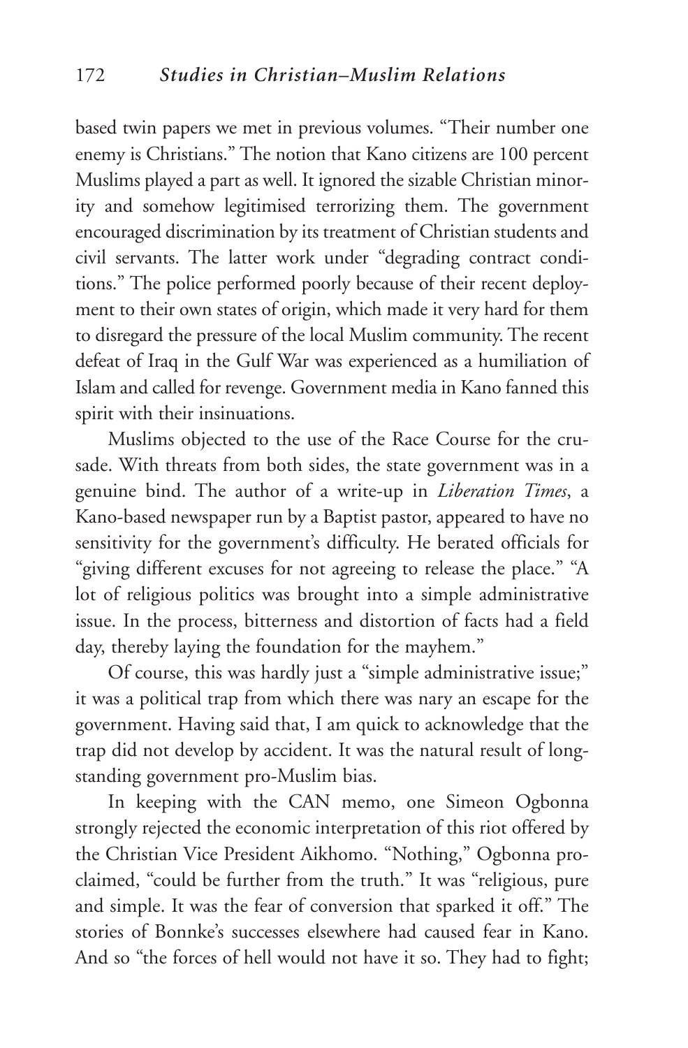based twin papers we met in previous volumes. "Their number one enemy is Christians." The notion that Kano citizens are 100 percent Muslims played a part as well. It ignored the sizable Christian minority and somehow legitimised terrorizing them. The government encouraged discrimination by its treatment of Christian students and civil servants. The latter work under "degrading contract conditions." The police performed poorly because of their recent deployment to their own states of origin, which made it very hard for them to disregard the pressure of the local Muslim community. The recent defeat of Iraq in the Gulf War was experienced as a humiliation of Islam and called for revenge. Government media in Kano fanned this spirit with their insinuations.

Muslims objected to the use of the Race Course for the crusade. With threats from both sides, the state government was in a genuine bind. The author of a write-up in *Liberation Times*, a Kano-based newspaper run by a Baptist pastor, appeared to have no sensitivity for the government's difficulty. He berated officials for "giving different excuses for not agreeing to release the place." "A lot of religious politics was brought into a simple administrative issue. In the process, bitterness and distortion of facts had a field day, thereby laying the foundation for the mayhem."

Of course, this was hardly just a "simple administrative issue;" it was a political trap from which there was nary an escape for the government. Having said that, I am quick to acknowledge that the trap did not develop by accident. It was the natural result of longstanding government pro-Muslim bias.

In keeping with the CAN memo, one Simeon Ogbonna strongly rejected the economic interpretation of this riot offered by the Christian Vice President Aikhomo. "Nothing," Ogbonna proclaimed, "could be further from the truth." It was "religious, pure and simple. It was the fear of conversion that sparked it off." The stories of Bonnke's successes elsewhere had caused fear in Kano. And so "the forces of hell would not have it so. They had to fight;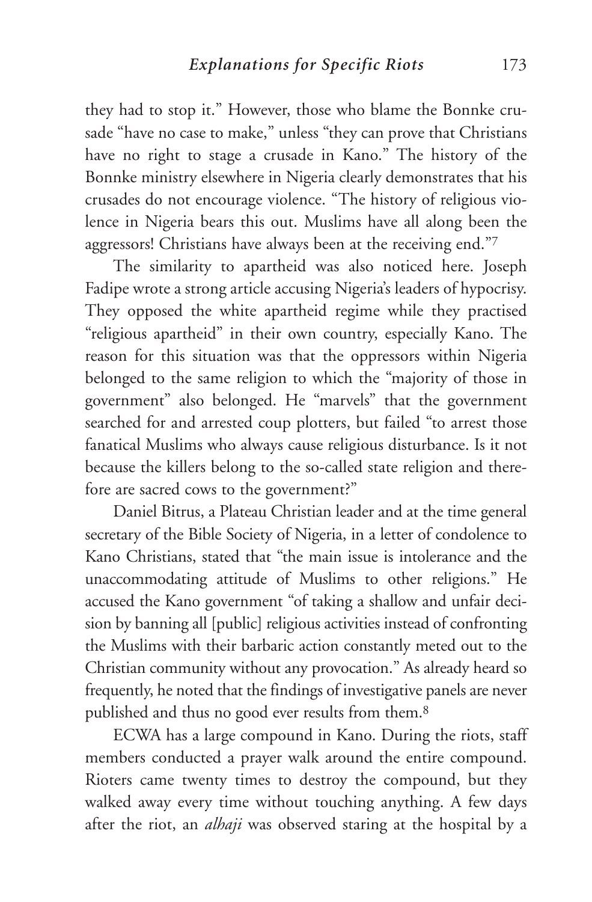they had to stop it." However, those who blame the Bonnke crusade "have no case to make," unless "they can prove that Christians have no right to stage a crusade in Kano." The history of the Bonnke ministry elsewhere in Nigeria clearly demonstrates that his crusades do not encourage violence. "The history of religious violence in Nigeria bears this out. Muslims have all along been the aggressors! Christians have always been at the receiving end."[7]

The similarity to apartheid was also noticed here. Joseph Fadipe wrote a strong article accusing Nigeria's leaders of hypocrisy. They opposed the white apartheid regime while they practised "religious apartheid" in their own country, especially Kano. The reason for this situation was that the oppressors within Nigeria belonged to the same religion to which the "majority of those in government" also belonged. He "marvels" that the government searched for and arrested coup plotters, but failed "to arrest those fanatical Muslims who always cause religious disturbance. Is it not because the killers belong to the so-called state religion and therefore are sacred cows to the government?"

Daniel Bitrus, a Plateau Christian leader and at the time general secretary of the Bible Society of Nigeria, in a letter of condolence to Kano Christians, stated that "the main issue is intolerance and the unaccommodating attitude of Muslims to other religions." He accused the Kano government "of taking a shallow and unfair decision by banning all [public] religious activities instead of confronting the Muslims with their barbaric action constantly meted out to the Christian community without any provocation." As already heard so frequently, he noted that the findings of investigative panels are never published and thus no good ever results from them.[8]

ECWA has a large compound in Kano. During the riots, staff members conducted a prayer walk around the entire compound. Rioters came twenty times to destroy the compound, but they walked away every time without touching anything. A few days after the riot, an *alhaji* was observed staring at the hospital by a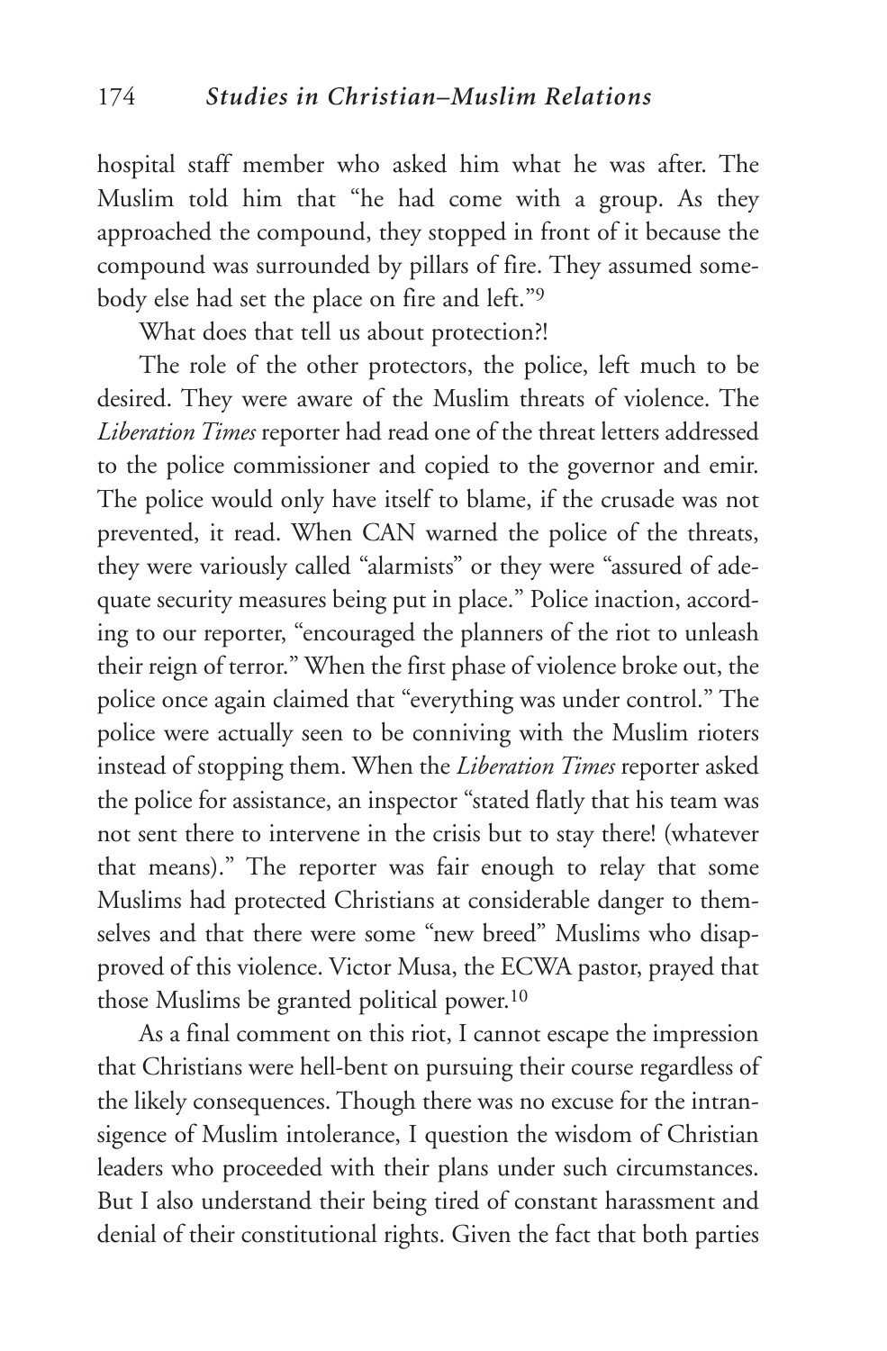hospital staff member who asked him what he was after. The Muslim told him that "he had come with a group. As they approached the compound, they stopped in front of it because the compound was surrounded by pillars of fire. They assumed somebody else had set the place on fire and left."[9]

What does that tell us about protection?!

The role of the other protectors, the police, left much to be desired. They were aware of the Muslim threats of violence. The *Liberation Times* reporter had read one of the threat letters addressed to the police commissioner and copied to the governor and emir. The police would only have itself to blame, if the crusade was not prevented, it read. When CAN warned the police of the threats, they were variously called "alarmists" or they were "assured of adequate security measures being put in place." Police inaction, according to our reporter, "encouraged the planners of the riot to unleash their reign of terror." When the first phase of violence broke out, the police once again claimed that "everything was under control." The police were actually seen to be conniving with the Muslim rioters instead of stopping them. When the *Liberation Times* reporter asked the police for assistance, an inspector "stated flatly that his team was not sent there to intervene in the crisis but to stay there! (whatever that means)." The reporter was fair enough to relay that some Muslims had protected Christians at considerable danger to themselves and that there were some "new breed" Muslims who disapproved of this violence. Victor Musa, the ECWA pastor, prayed that those Muslims be granted political power.[10]

As a final comment on this riot, I cannot escape the impression that Christians were hell-bent on pursuing their course regardless of the likely consequences. Though there was no excuse for the intransigence of Muslim intolerance, I question the wisdom of Christian leaders who proceeded with their plans under such circumstances. But I also understand their being tired of constant harassment and denial of their constitutional rights. Given the fact that both parties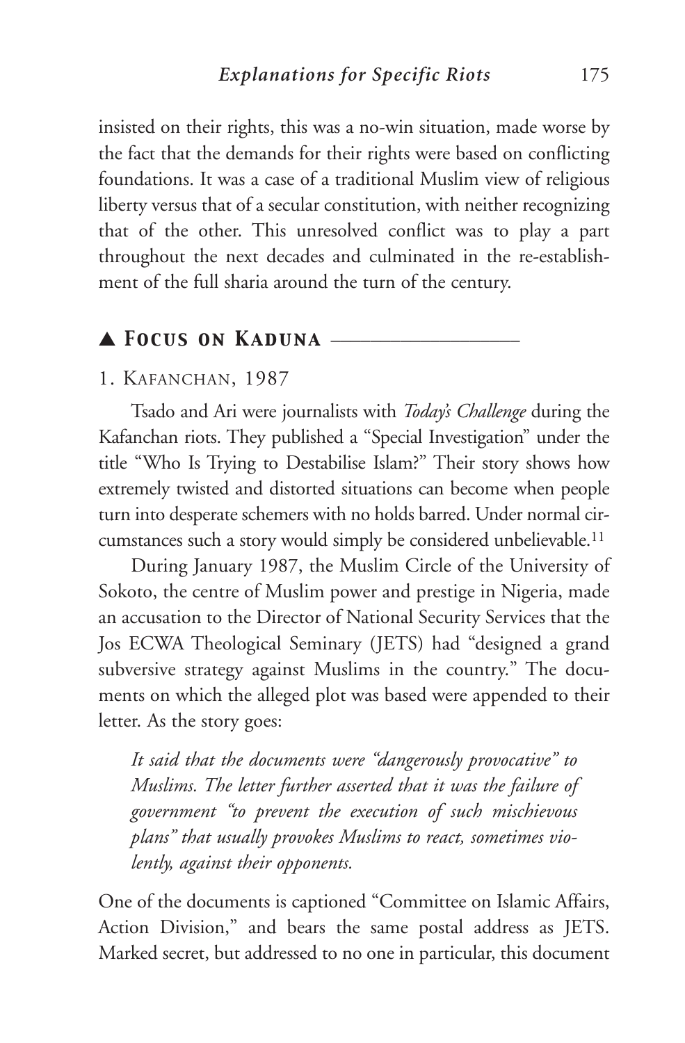insisted on their rights, this was a no-win situation, made worse by the fact that the demands for their rights were based on conflicting foundations. It was a case of a traditional Muslim view of religious liberty versus that of a secular constitution, with neither recognizing that of the other. This unresolved conflict was to play a part throughout the next decades and culminated in the re-establishment of the full sharia around the turn of the century.

## ▲ *Focus on Kaduna*

### 1. Kafanchan, 1987

Tsado and Ari were journalists with *Today's Challenge* during the Kafanchan riots. They published a "Special Investigation" under the title "Who Is Trying to Destabilise Islam?" Their story shows how extremely twisted and distorted situations can become when people turn into desperate schemers with no holds barred. Under normal circumstances such a story would simply be considered unbelievable.[11]

During January 1987, the Muslim Circle of the University of Sokoto, the centre of Muslim power and prestige in Nigeria, made an accusation to the Director of National Security Services that the Jos ECWA Theological Seminary (JETS) had "designed a grand subversive strategy against Muslims in the country." The documents on which the alleged plot was based were appended to their letter. As the story goes:

> *It said that the documents were "dangerously provocative" to Muslims. The letter further asserted that it was the failure of government "to prevent the execution of such mischievous plans" that usually provokes Muslims to react, sometimes violently, against their opponents.*

One of the documents is captioned "Committee on Islamic Affairs, Action Division," and bears the same postal address as JETS. Marked secret, but addressed to no one in particular, this document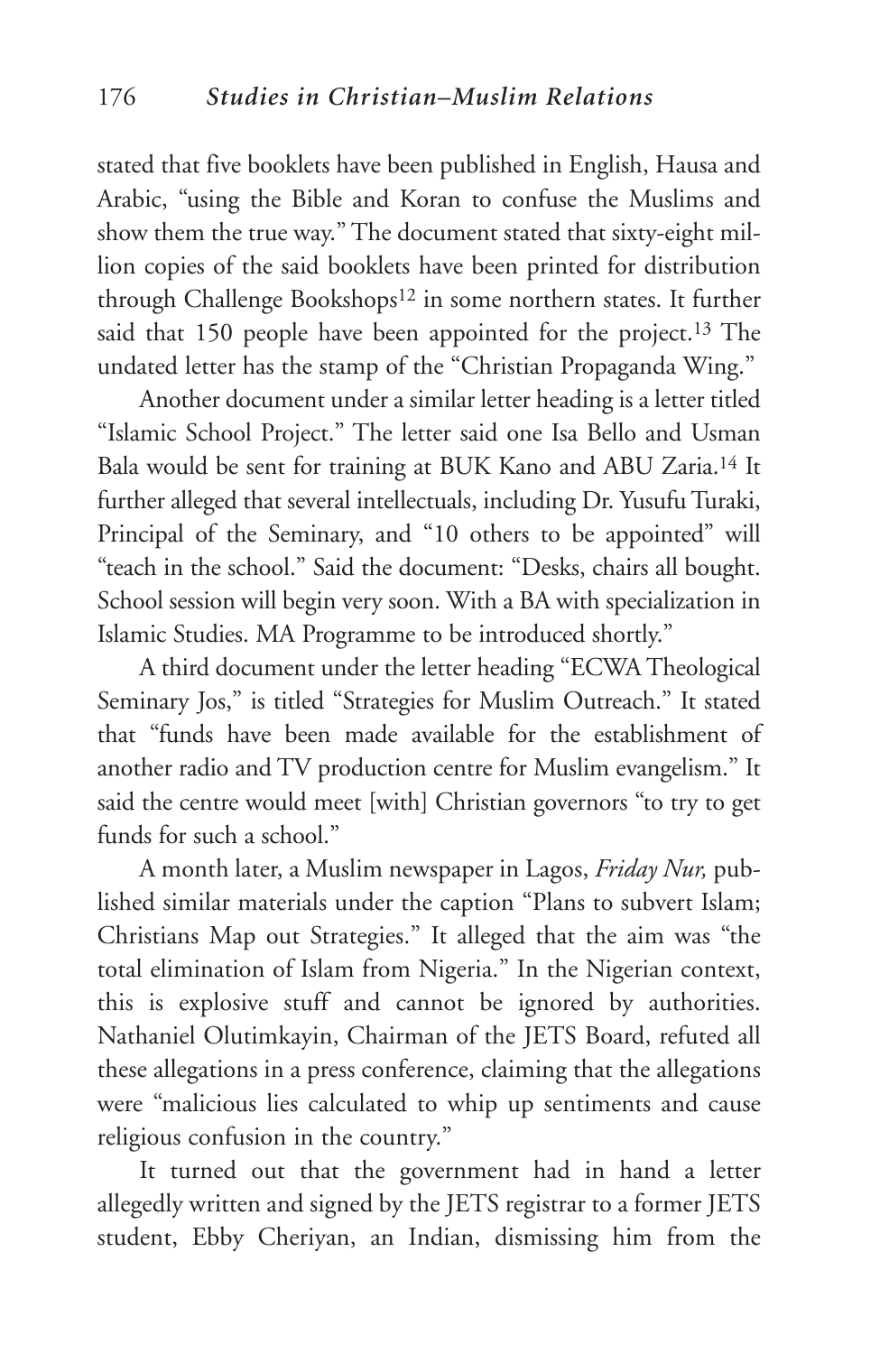stated that five booklets have been published in English, Hausa and Arabic, "using the Bible and Koran to confuse the Muslims and show them the true way." The document stated that sixty-eight million copies of the said booklets have been printed for distribution through Challenge Bookshops[12] in some northern states. It further said that 150 people have been appointed for the project.[13] The undated letter has the stamp of the "Christian Propaganda Wing."

Another document under a similar letter heading is a letter titled "Islamic School Project." The letter said one Isa Bello and Usman Bala would be sent for training at BUK Kano and ABU Zaria.[14] It further alleged that several intellectuals, including Dr. Yusufu Turaki, Principal of the Seminary, and "10 others to be appointed" will "teach in the school." Said the document: "Desks, chairs all bought. School session will begin very soon. With a BA with specialization in Islamic Studies. MA Programme to be introduced shortly."

A third document under the letter heading "ECWA Theological Seminary Jos," is titled "Strategies for Muslim Outreach." It stated that "funds have been made available for the establishment of another radio and TV production centre for Muslim evangelism." It said the centre would meet [with] Christian governors "to try to get funds for such a school."

A month later, a Muslim newspaper in Lagos, *Friday Nur,* published similar materials under the caption "Plans to subvert Islam; Christians Map out Strategies." It alleged that the aim was "the total elimination of Islam from Nigeria." In the Nigerian context, this is explosive stuff and cannot be ignored by authorities. Nathaniel Olutimkayin, Chairman of the JETS Board, refuted all these allegations in a press conference, claiming that the allegations were "malicious lies calculated to whip up sentiments and cause religious confusion in the country."

It turned out that the government had in hand a letter allegedly written and signed by the JETS registrar to a former JETS student, Ebby Cheriyan, an Indian, dismissing him from the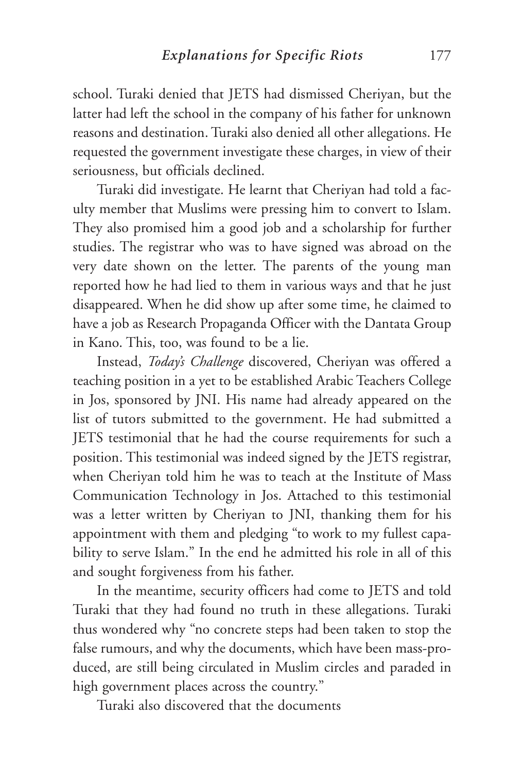school. Turaki denied that JETS had dismissed Cheriyan, but the latter had left the school in the company of his father for unknown reasons and destination. Turaki also denied all other allegations. He requested the government investigate these charges, in view of their seriousness, but officials declined.

Turaki did investigate. He learnt that Cheriyan had told a faculty member that Muslims were pressing him to convert to Islam. They also promised him a good job and a scholarship for further studies. The registrar who was to have signed was abroad on the very date shown on the letter. The parents of the young man reported how he had lied to them in various ways and that he just disappeared. When he did show up after some time, he claimed to have a job as Research Propaganda Officer with the Dantata Group in Kano. This, too, was found to be a lie.

Instead, *Today's Challenge* discovered, Cheriyan was offered a teaching position in a yet to be established Arabic Teachers College in Jos, sponsored by JNI. His name had already appeared on the list of tutors submitted to the government. He had submitted a JETS testimonial that he had the course requirements for such a position. This testimonial was indeed signed by the JETS registrar, when Cheriyan told him he was to teach at the Institute of Mass Communication Technology in Jos. Attached to this testimonial was a letter written by Cheriyan to JNI, thanking them for his appointment with them and pledging "to work to my fullest capability to serve Islam." In the end he admitted his role in all of this and sought forgiveness from his father.

In the meantime, security officers had come to JETS and told Turaki that they had found no truth in these allegations. Turaki thus wondered why "no concrete steps had been taken to stop the false rumours, and why the documents, which have been mass-produced, are still being circulated in Muslim circles and paraded in high government places across the country."

Turaki also discovered that the documents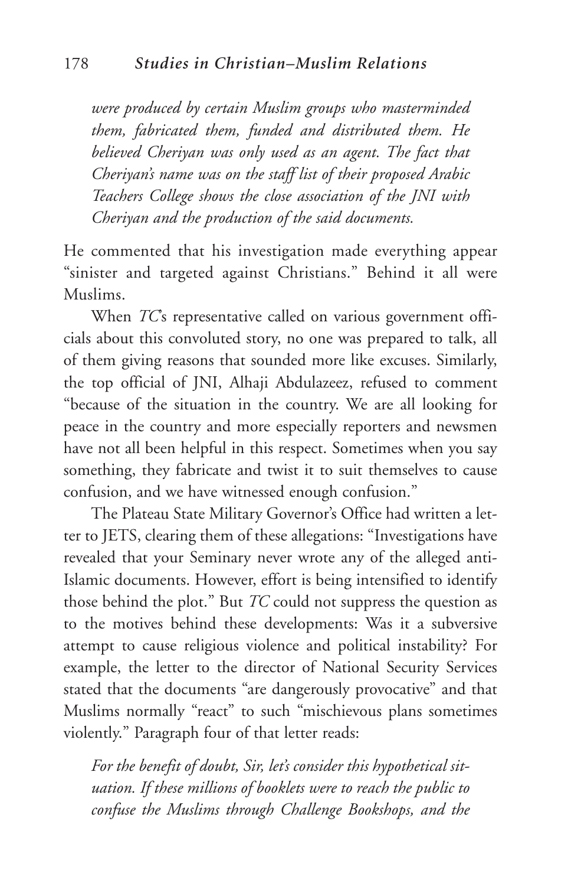*were produced by certain Muslim groups who masterminded them, fabricated them, funded and distributed them. He believed Cheriyan was only used as an agent. The fact that Cheriyan's name was on the staff list of their proposed Arabic Teachers College shows the close association of the JNI with Cheriyan and the production of the said documents.*

He commented that his investigation made everything appear "sinister and targeted against Christians." Behind it all were Muslims.

When *TC*'s representative called on various government officials about this convoluted story, no one was prepared to talk, all of them giving reasons that sounded more like excuses. Similarly, the top official of JNI, Alhaji Abdulazeez, refused to comment "because of the situation in the country. We are all looking for peace in the country and more especially reporters and newsmen have not all been helpful in this respect. Sometimes when you say something, they fabricate and twist it to suit themselves to cause confusion, and we have witnessed enough confusion."

The Plateau State Military Governor's Office had written a letter to JETS, clearing them of these allegations: "Investigations have revealed that your Seminary never wrote any of the alleged anti-Islamic documents. However, effort is being intensified to identify those behind the plot." But *TC* could not suppress the question as to the motives behind these developments: Was it a subversive attempt to cause religious violence and political instability? For example, the letter to the director of National Security Services stated that the documents "are dangerously provocative" and that Muslims normally "react" to such "mischievous plans sometimes violently." Paragraph four of that letter reads:

*For the benefit of doubt, Sir, let's consider this hypothetical situation. If these millions of booklets were to reach the public to confuse the Muslims through Challenge Bookshops, and the*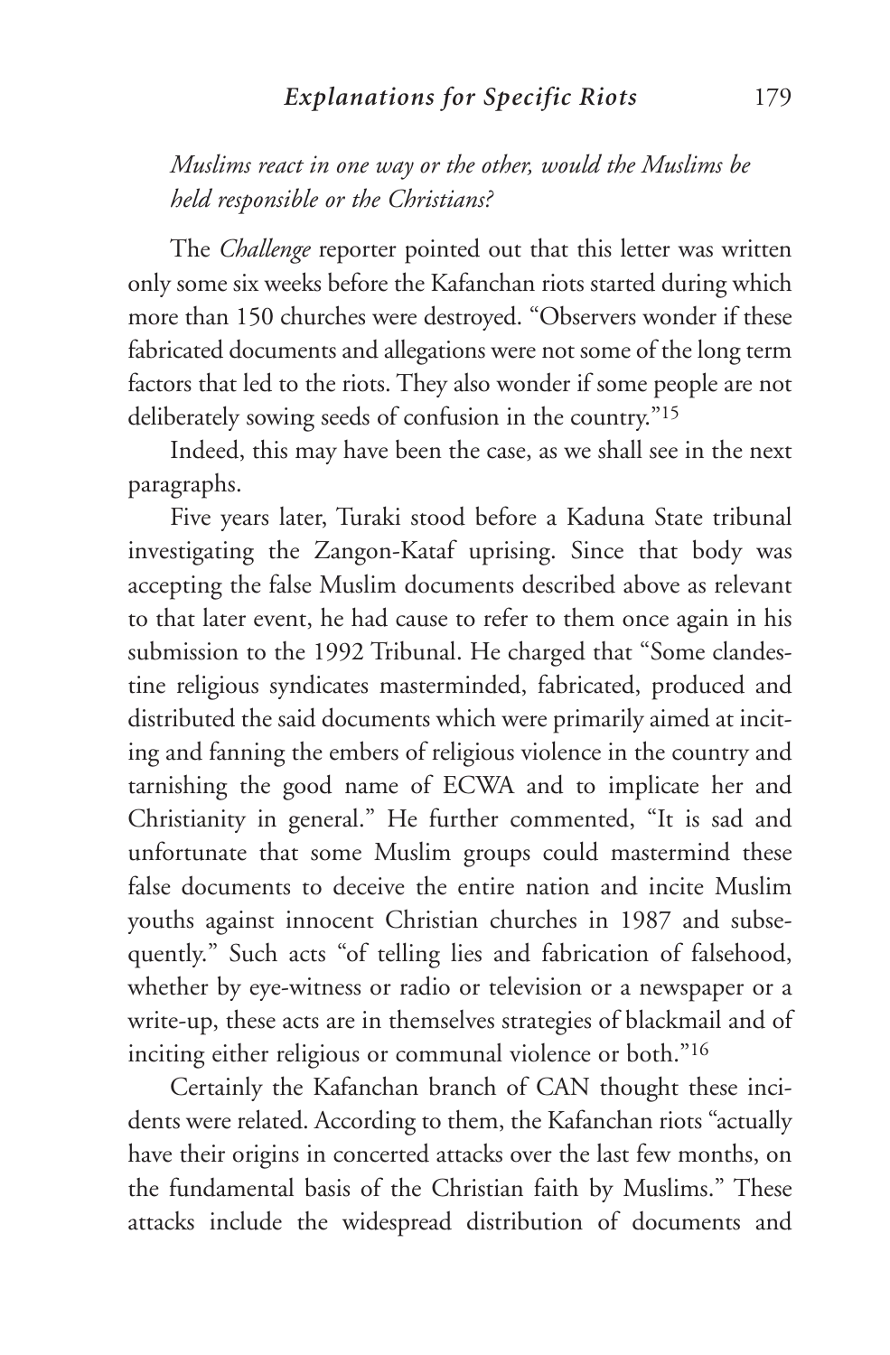*Muslims react in one way or the other, would the Muslims be held responsible or the Christians?*

The *Challenge* reporter pointed out that this letter was written only some six weeks before the Kafanchan riots started during which more than 150 churches were destroyed. "Observers wonder if these fabricated documents and allegations were not some of the long term factors that led to the riots. They also wonder if some people are not deliberately sowing seeds of confusion in the country."[15]

Indeed, this may have been the case, as we shall see in the next paragraphs.

Five years later, Turaki stood before a Kaduna State tribunal investigating the Zangon-Kataf uprising. Since that body was accepting the false Muslim documents described above as relevant to that later event, he had cause to refer to them once again in his submission to the 1992 Tribunal. He charged that "Some clandestine religious syndicates masterminded, fabricated, produced and distributed the said documents which were primarily aimed at inciting and fanning the embers of religious violence in the country and tarnishing the good name of ECWA and to implicate her and Christianity in general." He further commented, "It is sad and unfortunate that some Muslim groups could mastermind these false documents to deceive the entire nation and incite Muslim youths against innocent Christian churches in 1987 and subsequently." Such acts "of telling lies and fabrication of falsehood, whether by eye-witness or radio or television or a newspaper or a write-up, these acts are in themselves strategies of blackmail and of inciting either religious or communal violence or both."[16]

Certainly the Kafanchan branch of CAN thought these incidents were related. According to them, the Kafanchan riots "actually have their origins in concerted attacks over the last few months, on the fundamental basis of the Christian faith by Muslims." These attacks include the widespread distribution of documents and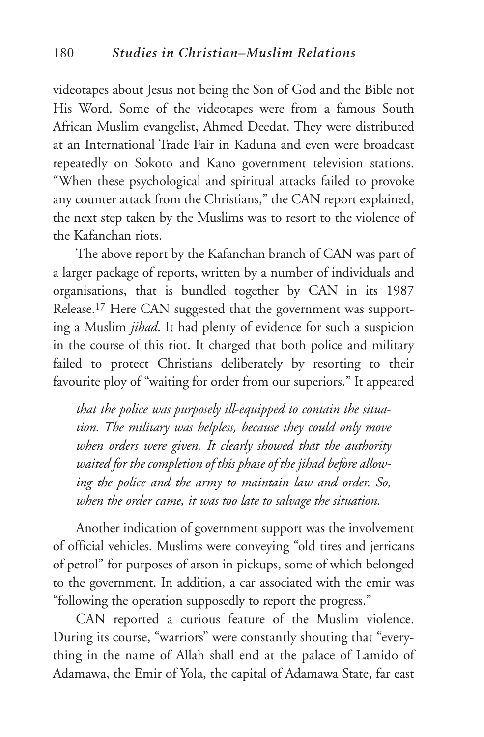videotapes about Jesus not being the Son of God and the Bible not His Word. Some of the videotapes were from a famous South African Muslim evangelist, Ahmed Deedat. They were distributed at an International Trade Fair in Kaduna and even were broadcast repeatedly on Sokoto and Kano government television stations. "When these psychological and spiritual attacks failed to provoke any counter attack from the Christians," the CAN report explained, the next step taken by the Muslims was to resort to the violence of the Kafanchan riots.

The above report by the Kafanchan branch of CAN was part of a larger package of reports, written by a number of individuals and organisations, that is bundled together by CAN in its 1987 Release.[17] Here CAN suggested that the government was supporting a Muslim *jihad*. It had plenty of evidence for such a suspicion in the course of this riot. It charged that both police and military failed to protect Christians deliberately by resorting to their favourite ploy of "waiting for order from our superiors." It appeared

> *that the police was purposely ill-equipped to contain the situation. The military was helpless, because they could only move when orders were given. It clearly showed that the authority waited for the completion of this phase of the jihad before allowing the police and the army to maintain law and order. So, when the order came, it was too late to salvage the situation.*

Another indication of government support was the involvement of official vehicles. Muslims were conveying "old tires and jerricans of petrol" for purposes of arson in pickups, some of which belonged to the government. In addition, a car associated with the emir was "following the operation supposedly to report the progress."

CAN reported a curious feature of the Muslim violence. During its course, "warriors" were constantly shouting that "everything in the name of Allah shall end at the palace of Lamido of Adamawa, the Emir of Yola, the capital of Adamawa State, far east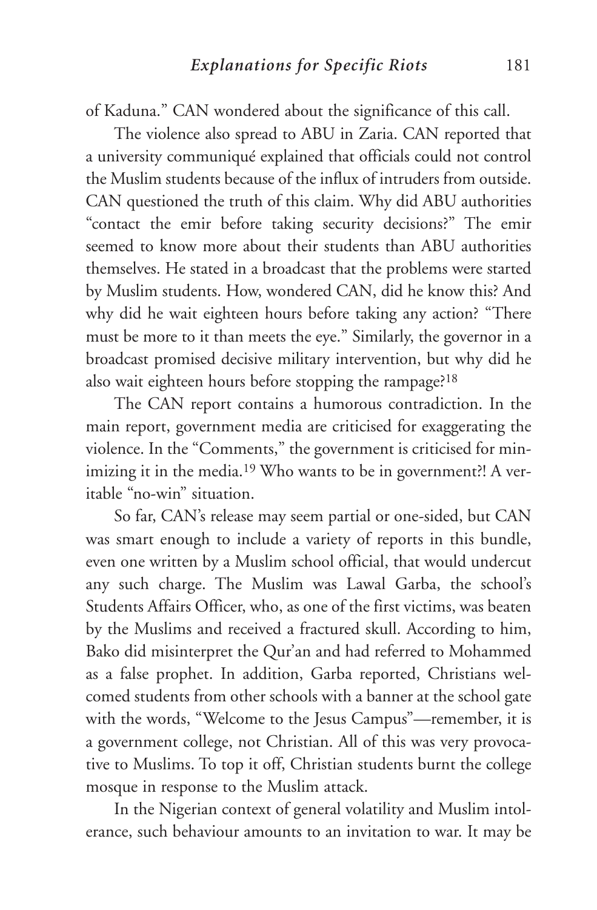of Kaduna." CAN wondered about the significance of this call.

The violence also spread to ABU in Zaria. CAN reported that a university communiqué explained that officials could not control the Muslim students because of the influx of intruders from outside. CAN questioned the truth of this claim. Why did ABU authorities "contact the emir before taking security decisions?" The emir seemed to know more about their students than ABU authorities themselves. He stated in a broadcast that the problems were started by Muslim students. How, wondered CAN, did he know this? And why did he wait eighteen hours before taking any action? "There must be more to it than meets the eye." Similarly, the governor in a broadcast promised decisive military intervention, but why did he also wait eighteen hours before stopping the rampage?[18]

The CAN report contains a humorous contradiction. In the main report, government media are criticised for exaggerating the violence. In the "Comments," the government is criticised for minimizing it in the media.[19] Who wants to be in government?! A veritable "no-win" situation.

So far, CAN's release may seem partial or one-sided, but CAN was smart enough to include a variety of reports in this bundle, even one written by a Muslim school official, that would undercut any such charge. The Muslim was Lawal Garba, the school's Students Affairs Officer, who, as one of the first victims, was beaten by the Muslims and received a fractured skull. According to him, Bako did misinterpret the Qur'an and had referred to Mohammed as a false prophet. In addition, Garba reported, Christians welcomed students from other schools with a banner at the school gate with the words, "Welcome to the Jesus Campus"—remember, it is a government college, not Christian. All of this was very provocative to Muslims. To top it off, Christian students burnt the college mosque in response to the Muslim attack.

In the Nigerian context of general volatility and Muslim intolerance, such behaviour amounts to an invitation to war. It may be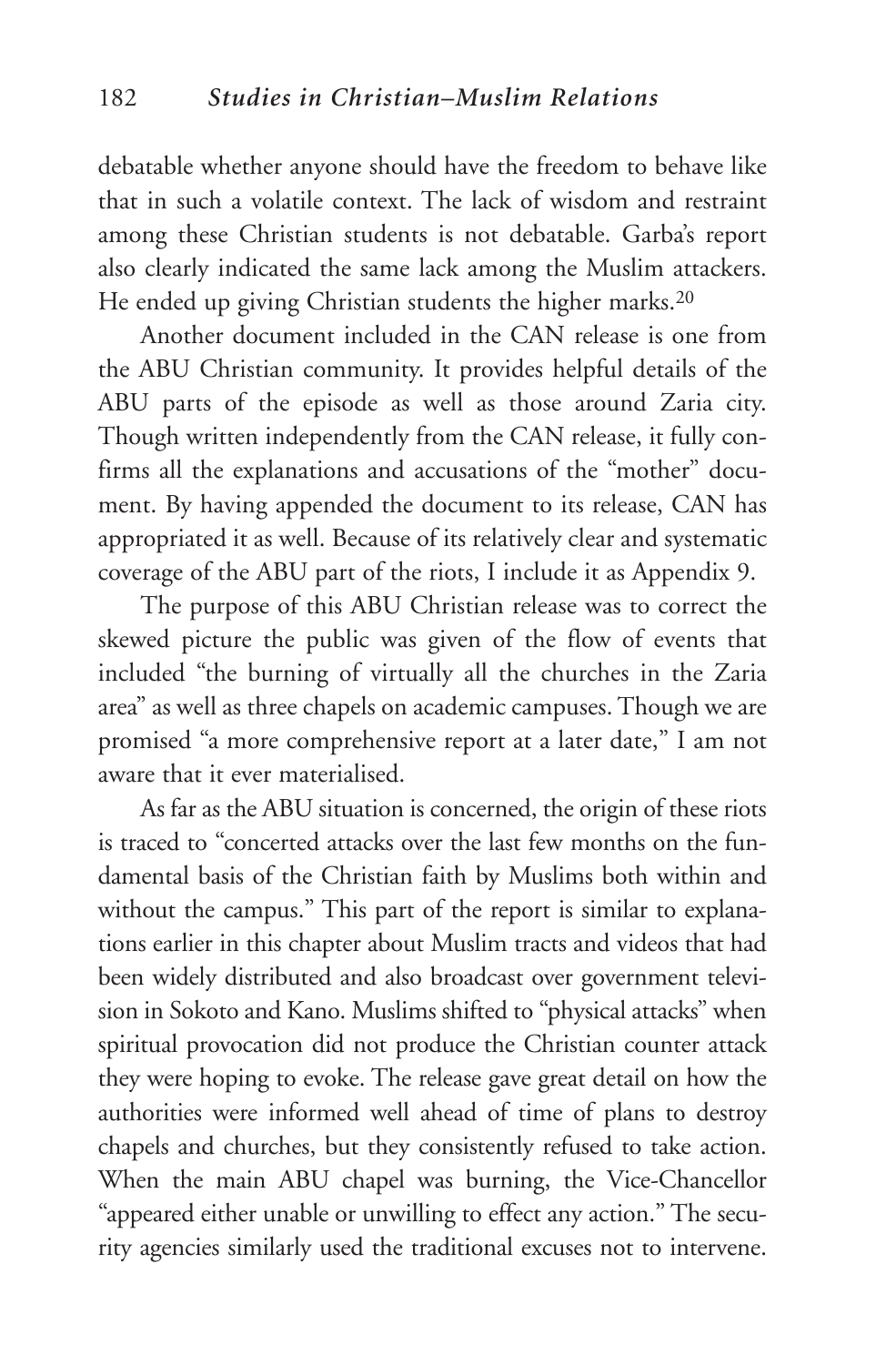debatable whether anyone should have the freedom to behave like that in such a volatile context. The lack of wisdom and restraint among these Christian students is not debatable. Garba's report also clearly indicated the same lack among the Muslim attackers. He ended up giving Christian students the higher marks.[20]

Another document included in the CAN release is one from the ABU Christian community. It provides helpful details of the ABU parts of the episode as well as those around Zaria city. Though written independently from the CAN release, it fully confirms all the explanations and accusations of the "mother" document. By having appended the document to its release, CAN has appropriated it as well. Because of its relatively clear and systematic coverage of the ABU part of the riots, I include it as Appendix 9.

The purpose of this ABU Christian release was to correct the skewed picture the public was given of the flow of events that included "the burning of virtually all the churches in the Zaria area" as well as three chapels on academic campuses. Though we are promised "a more comprehensive report at a later date," I am not aware that it ever materialised.

As far as the ABU situation is concerned, the origin of these riots is traced to "concerted attacks over the last few months on the fundamental basis of the Christian faith by Muslims both within and without the campus." This part of the report is similar to explanations earlier in this chapter about Muslim tracts and videos that had been widely distributed and also broadcast over government television in Sokoto and Kano. Muslims shifted to "physical attacks" when spiritual provocation did not produce the Christian counter attack they were hoping to evoke. The release gave great detail on how the authorities were informed well ahead of time of plans to destroy chapels and churches, but they consistently refused to take action. When the main ABU chapel was burning, the Vice-Chancellor "appeared either unable or unwilling to effect any action." The security agencies similarly used the traditional excuses not to intervene.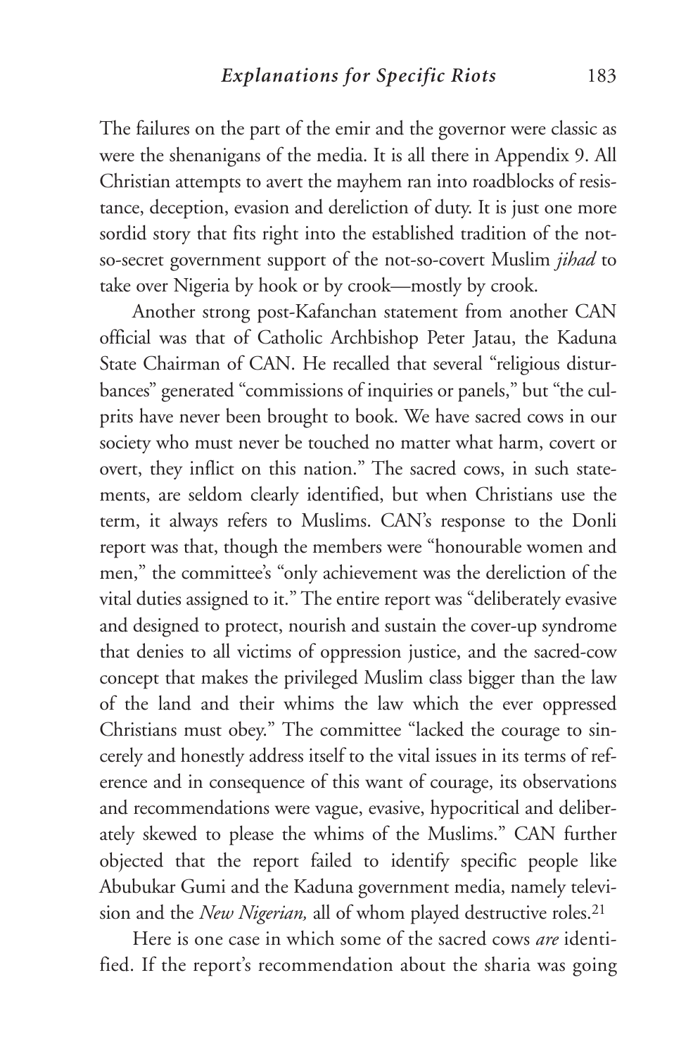The failures on the part of the emir and the governor were classic as were the shenanigans of the media. It is all there in Appendix 9. All Christian attempts to avert the mayhem ran into roadblocks of resistance, deception, evasion and dereliction of duty. It is just one more sordid story that fits right into the established tradition of the not-so-secret government support of the not-so-covert Muslim *jihad* to take over Nigeria by hook or by crook—mostly by crook.

Another strong post-Kafanchan statement from another CAN official was that of Catholic Archbishop Peter Jatau, the Kaduna State Chairman of CAN. He recalled that several "religious disturbances" generated "commissions of inquiries or panels," but "the culprits have never been brought to book. We have sacred cows in our society who must never be touched no matter what harm, covert or overt, they inflict on this nation." The sacred cows, in such statements, are seldom clearly identified, but when Christians use the term, it always refers to Muslims. CAN's response to the Donli report was that, though the members were "honourable women and men," the committee's "only achievement was the dereliction of the vital duties assigned to it." The entire report was "deliberately evasive and designed to protect, nourish and sustain the cover-up syndrome that denies to all victims of oppression justice, and the sacred-cow concept that makes the privileged Muslim class bigger than the law of the land and their whims the law which the ever oppressed Christians must obey." The committee "lacked the courage to sincerely and honestly address itself to the vital issues in its terms of reference and in consequence of this want of courage, its observations and recommendations were vague, evasive, hypocritical and deliberately skewed to please the whims of the Muslims." CAN further objected that the report failed to identify specific people like Abubukar Gumi and the Kaduna government media, namely television and the *New Nigerian,* all of whom played destructive roles.[21]

Here is one case in which some of the sacred cows *are* identified. If the report's recommendation about the sharia was going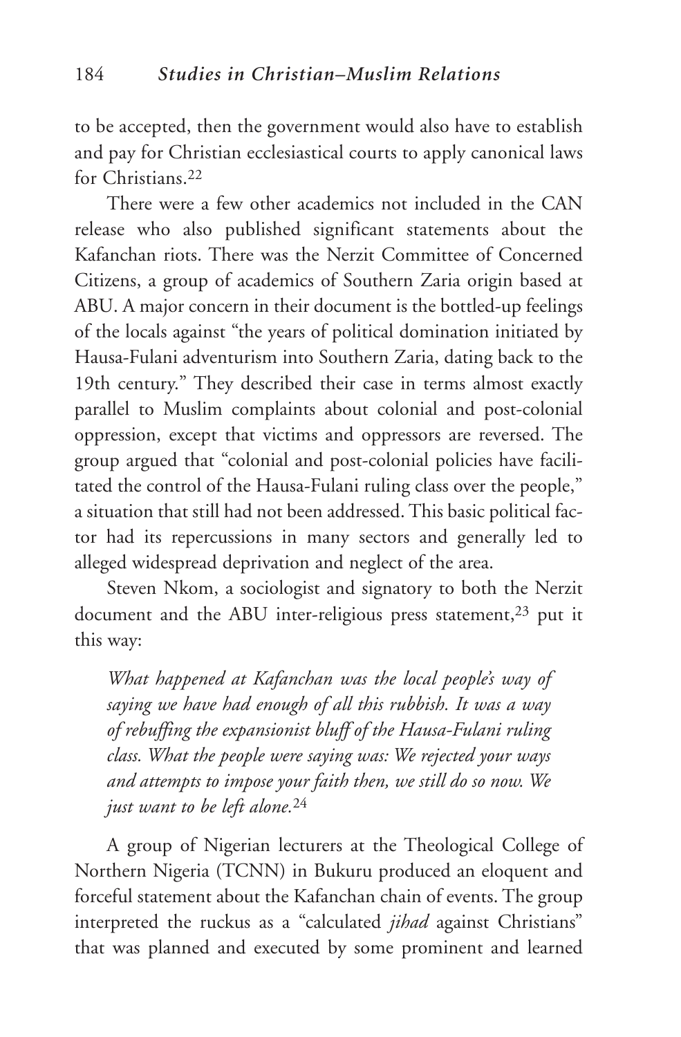to be accepted, then the government would also have to establish and pay for Christian ecclesiastical courts to apply canonical laws for Christians.[22]

There were a few other academics not included in the CAN release who also published significant statements about the Kafanchan riots. There was the Nerzit Committee of Concerned Citizens, a group of academics of Southern Zaria origin based at ABU. A major concern in their document is the bottled-up feelings of the locals against "the years of political domination initiated by Hausa-Fulani adventurism into Southern Zaria, dating back to the 19th century." They described their case in terms almost exactly parallel to Muslim complaints about colonial and post-colonial oppression, except that victims and oppressors are reversed. The group argued that "colonial and post-colonial policies have facilitated the control of the Hausa-Fulani ruling class over the people," a situation that still had not been addressed. This basic political factor had its repercussions in many sectors and generally led to alleged widespread deprivation and neglect of the area.

Steven Nkom, a sociologist and signatory to both the Nerzit document and the ABU inter-religious press statement,[23] put it this way:

> *What happened at Kafanchan was the local people's way of saying we have had enough of all this rubbish. It was a way of rebuffing the expansionist bluff of the Hausa-Fulani ruling class. What the people were saying was: We rejected your ways and attempts to impose your faith then, we still do so now. We just want to be left alone.*[24]

A group of Nigerian lecturers at the Theological College of Northern Nigeria (TCNN) in Bukuru produced an eloquent and forceful statement about the Kafanchan chain of events. The group interpreted the ruckus as a "calculated *jihad* against Christians" that was planned and executed by some prominent and learned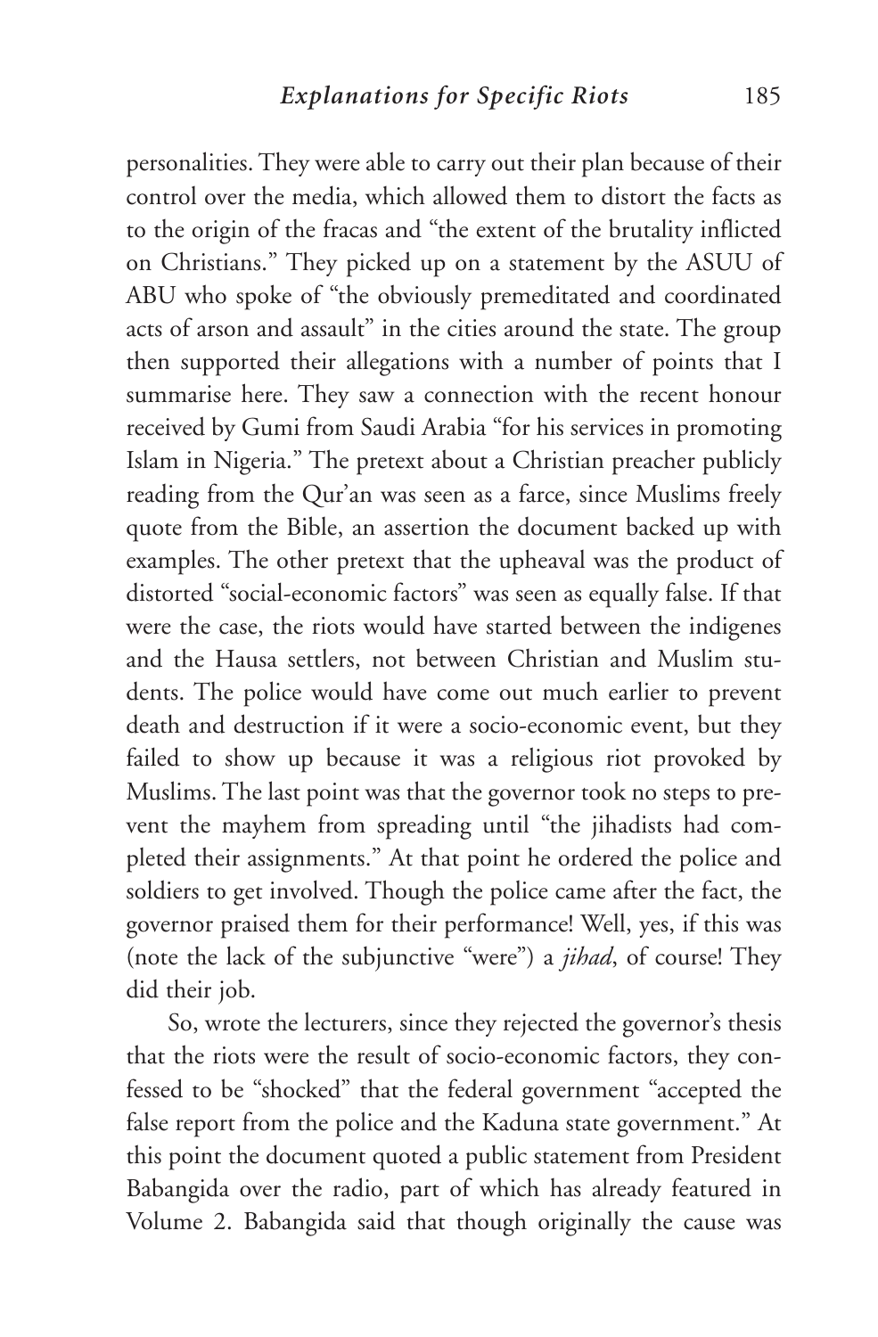personalities. They were able to carry out their plan because of their control over the media, which allowed them to distort the facts as to the origin of the fracas and "the extent of the brutality inflicted on Christians." They picked up on a statement by the ASUU of ABU who spoke of "the obviously premeditated and coordinated acts of arson and assault" in the cities around the state. The group then supported their allegations with a number of points that I summarise here. They saw a connection with the recent honour received by Gumi from Saudi Arabia "for his services in promoting Islam in Nigeria." The pretext about a Christian preacher publicly reading from the Qur'an was seen as a farce, since Muslims freely quote from the Bible, an assertion the document backed up with examples. The other pretext that the upheaval was the product of distorted "social-economic factors" was seen as equally false. If that were the case, the riots would have started between the indigenes and the Hausa settlers, not between Christian and Muslim students. The police would have come out much earlier to prevent death and destruction if it were a socio-economic event, but they failed to show up because it was a religious riot provoked by Muslims. The last point was that the governor took no steps to prevent the mayhem from spreading until "the jihadists had completed their assignments." At that point he ordered the police and soldiers to get involved. Though the police came after the fact, the governor praised them for their performance! Well, yes, if this was (note the lack of the subjunctive "were") a *jihad*, of course! They did their job.

So, wrote the lecturers, since they rejected the governor's thesis that the riots were the result of socio-economic factors, they confessed to be "shocked" that the federal government "accepted the false report from the police and the Kaduna state government." At this point the document quoted a public statement from President Babangida over the radio, part of which has already featured in Volume 2. Babangida said that though originally the cause was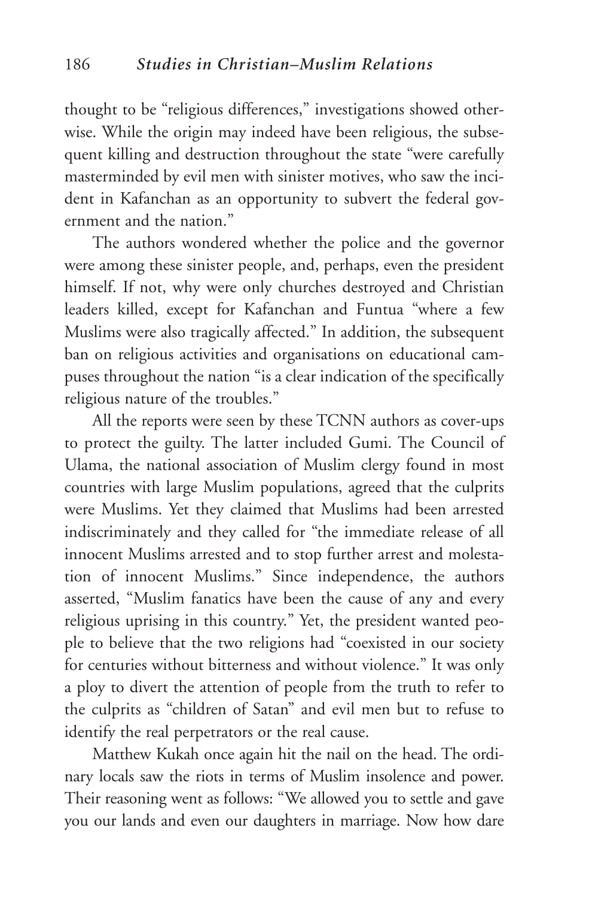thought to be "religious differences," investigations showed otherwise. While the origin may indeed have been religious, the subsequent killing and destruction throughout the state "were carefully masterminded by evil men with sinister motives, who saw the incident in Kafanchan as an opportunity to subvert the federal government and the nation."

The authors wondered whether the police and the governor were among these sinister people, and, perhaps, even the president himself. If not, why were only churches destroyed and Christian leaders killed, except for Kafanchan and Funtua "where a few Muslims were also tragically affected." In addition, the subsequent ban on religious activities and organisations on educational campuses throughout the nation "is a clear indication of the specifically religious nature of the troubles."

All the reports were seen by these TCNN authors as cover-ups to protect the guilty. The latter included Gumi. The Council of Ulama, the national association of Muslim clergy found in most countries with large Muslim populations, agreed that the culprits were Muslims. Yet they claimed that Muslims had been arrested indiscriminately and they called for "the immediate release of all innocent Muslims arrested and to stop further arrest and molestation of innocent Muslims." Since independence, the authors asserted, "Muslim fanatics have been the cause of any and every religious uprising in this country." Yet, the president wanted people to believe that the two religions had "coexisted in our society for centuries without bitterness and without violence." It was only a ploy to divert the attention of people from the truth to refer to the culprits as "children of Satan" and evil men but to refuse to identify the real perpetrators or the real cause.

Matthew Kukah once again hit the nail on the head. The ordinary locals saw the riots in terms of Muslim insolence and power. Their reasoning went as follows: "We allowed you to settle and gave you our lands and even our daughters in marriage. Now how dare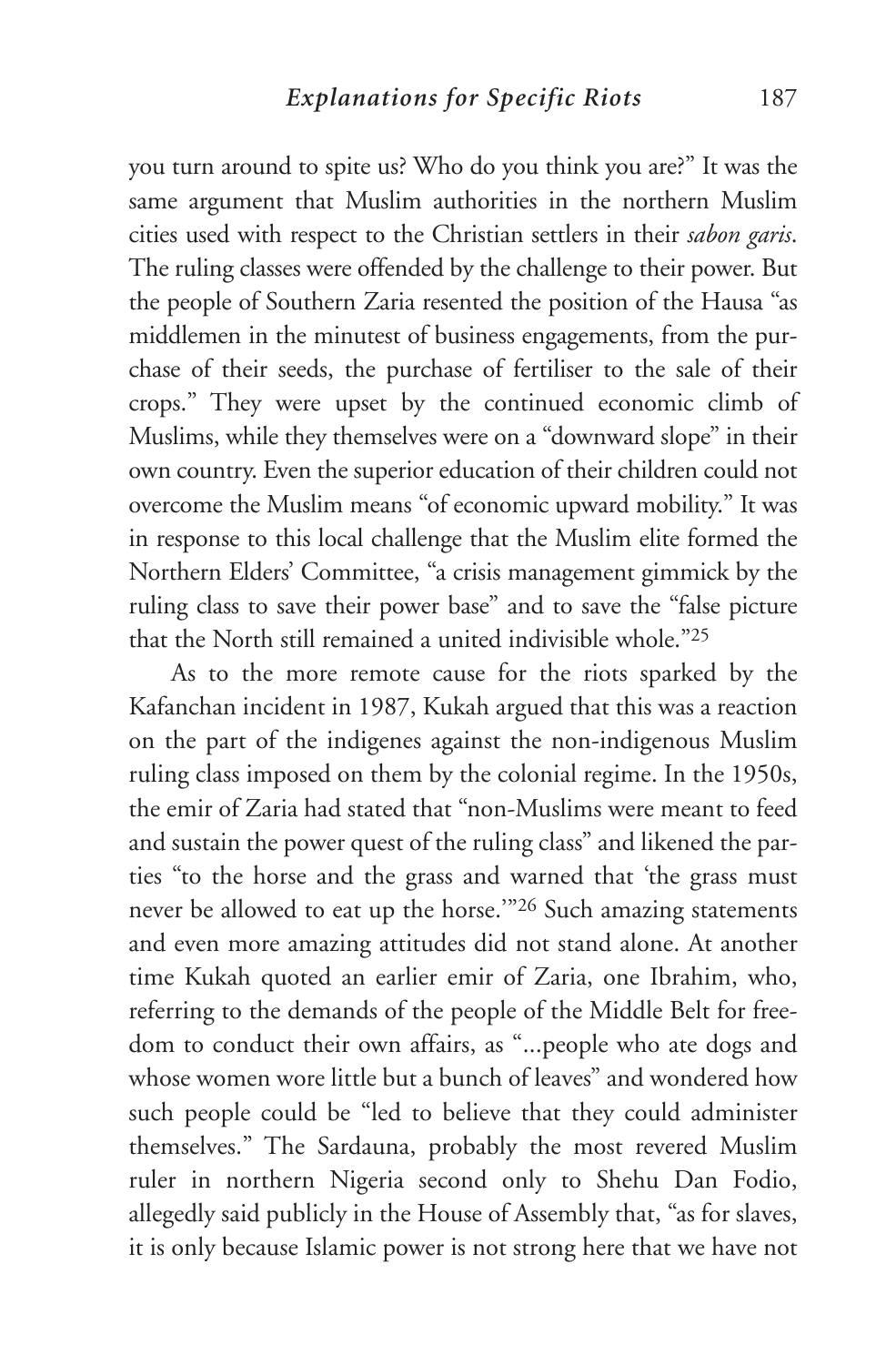you turn around to spite us? Who do you think you are?" It was the same argument that Muslim authorities in the northern Muslim cities used with respect to the Christian settlers in their *sabon garis*. The ruling classes were offended by the challenge to their power. But the people of Southern Zaria resented the position of the Hausa "as middlemen in the minutest of business engagements, from the purchase of their seeds, the purchase of fertiliser to the sale of their crops." They were upset by the continued economic climb of Muslims, while they themselves were on a "downward slope" in their own country. Even the superior education of their children could not overcome the Muslim means "of economic upward mobility." It was in response to this local challenge that the Muslim elite formed the Northern Elders' Committee, "a crisis management gimmick by the ruling class to save their power base" and to save the "false picture that the North still remained a united indivisible whole."[25]

As to the more remote cause for the riots sparked by the Kafanchan incident in 1987, Kukah argued that this was a reaction on the part of the indigenes against the non-indigenous Muslim ruling class imposed on them by the colonial regime. In the 1950s, the emir of Zaria had stated that "non-Muslims were meant to feed and sustain the power quest of the ruling class" and likened the parties "to the horse and the grass and warned that 'the grass must never be allowed to eat up the horse.'"[26] Such amazing statements and even more amazing attitudes did not stand alone. At another time Kukah quoted an earlier emir of Zaria, one Ibrahim, who, referring to the demands of the people of the Middle Belt for freedom to conduct their own affairs, as "...people who ate dogs and whose women wore little but a bunch of leaves" and wondered how such people could be "led to believe that they could administer themselves." The Sardauna, probably the most revered Muslim ruler in northern Nigeria second only to Shehu Dan Fodio, allegedly said publicly in the House of Assembly that, "as for slaves, it is only because Islamic power is not strong here that we have not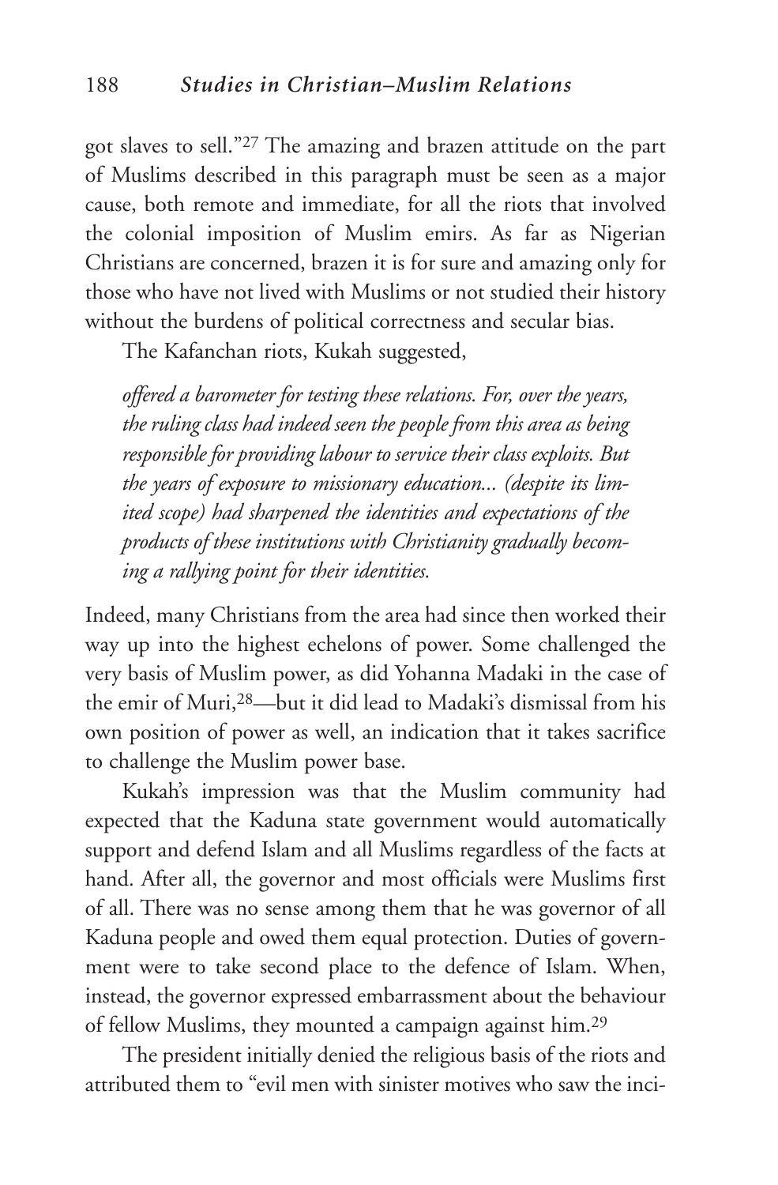got slaves to sell."[27] The amazing and brazen attitude on the part of Muslims described in this paragraph must be seen as a major cause, both remote and immediate, for all the riots that involved the colonial imposition of Muslim emirs. As far as Nigerian Christians are concerned, brazen it is for sure and amazing only for those who have not lived with Muslims or not studied their history without the burdens of political correctness and secular bias.

The Kafanchan riots, Kukah suggested,

> *offered a barometer for testing these relations. For, over the years, the ruling class had indeed seen the people from this area as being responsible for providing labour to service their class exploits. But the years of exposure to missionary education... (despite its limited scope) had sharpened the identities and expectations of the products of these institutions with Christianity gradually becoming a rallying point for their identities.*

Indeed, many Christians from the area had since then worked their way up into the highest echelons of power. Some challenged the very basis of Muslim power, as did Yohanna Madaki in the case of the emir of Muri,[28]—but it did lead to Madaki's dismissal from his own position of power as well, an indication that it takes sacrifice to challenge the Muslim power base.

Kukah's impression was that the Muslim community had expected that the Kaduna state government would automatically support and defend Islam and all Muslims regardless of the facts at hand. After all, the governor and most officials were Muslims first of all. There was no sense among them that he was governor of all Kaduna people and owed them equal protection. Duties of government were to take second place to the defence of Islam. When, instead, the governor expressed embarrassment about the behaviour of fellow Muslims, they mounted a campaign against him.[29]

The president initially denied the religious basis of the riots and attributed them to "evil men with sinister motives who saw the inci-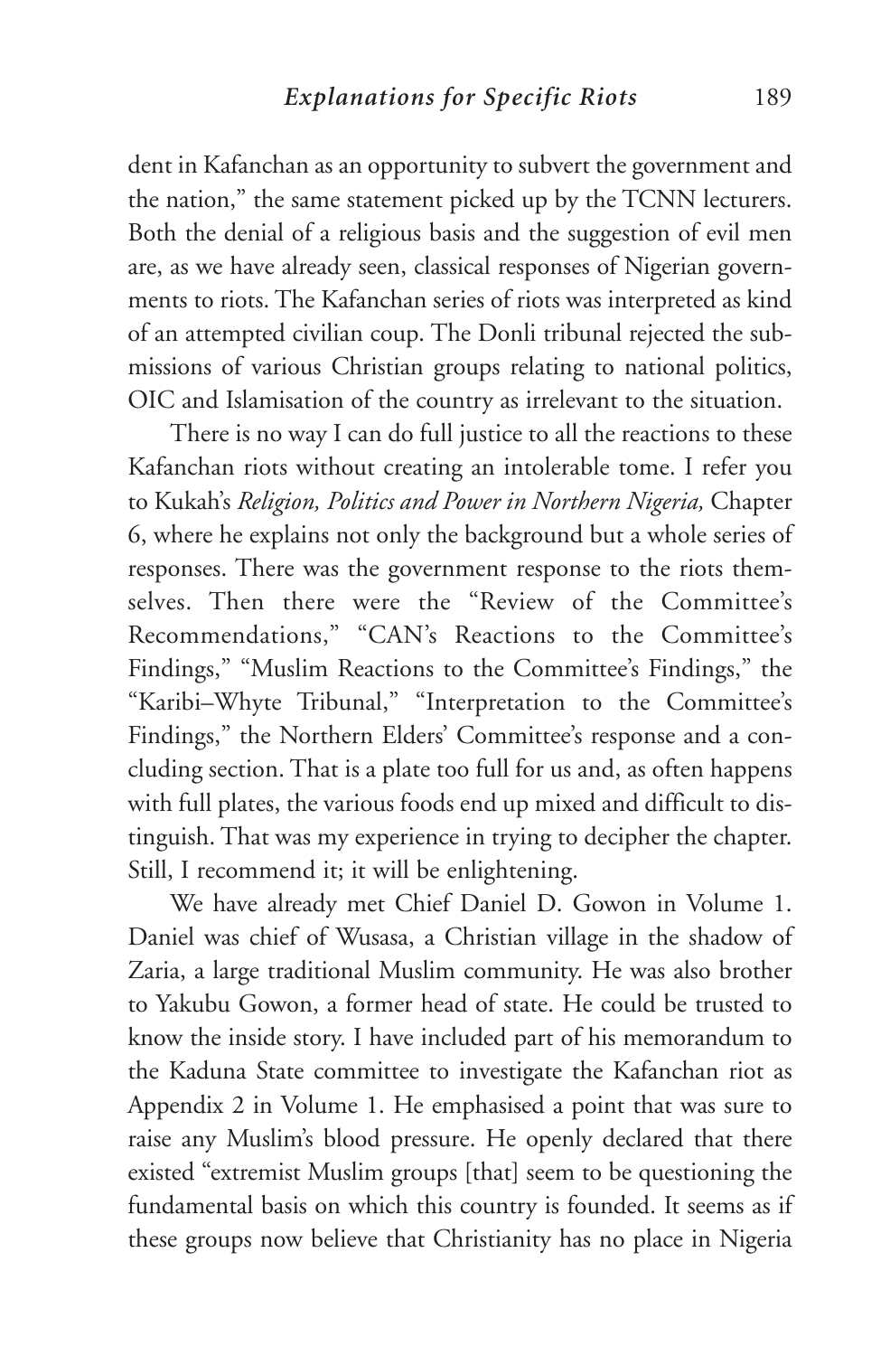dent in Kafanchan as an opportunity to subvert the government and the nation," the same statement picked up by the TCNN lecturers. Both the denial of a religious basis and the suggestion of evil men are, as we have already seen, classical responses of Nigerian governments to riots. The Kafanchan series of riots was interpreted as kind of an attempted civilian coup. The Donli tribunal rejected the submissions of various Christian groups relating to national politics, OIC and Islamisation of the country as irrelevant to the situation.

There is no way I can do full justice to all the reactions to these Kafanchan riots without creating an intolerable tome. I refer you to Kukah's *Religion, Politics and Power in Northern Nigeria,* Chapter 6, where he explains not only the background but a whole series of responses. There was the government response to the riots themselves. Then there were the "Review of the Committee's Recommendations," "CAN's Reactions to the Committee's Findings," "Muslim Reactions to the Committee's Findings," the "Karibi–Whyte Tribunal," "Interpretation to the Committee's Findings," the Northern Elders' Committee's response and a concluding section. That is a plate too full for us and, as often happens with full plates, the various foods end up mixed and difficult to distinguish. That was my experience in trying to decipher the chapter. Still, I recommend it; it will be enlightening.

We have already met Chief Daniel D. Gowon in Volume 1. Daniel was chief of Wusasa, a Christian village in the shadow of Zaria, a large traditional Muslim community. He was also brother to Yakubu Gowon, a former head of state. He could be trusted to know the inside story. I have included part of his memorandum to the Kaduna State committee to investigate the Kafanchan riot as Appendix 2 in Volume 1. He emphasised a point that was sure to raise any Muslim's blood pressure. He openly declared that there existed "extremist Muslim groups [that] seem to be questioning the fundamental basis on which this country is founded. It seems as if these groups now believe that Christianity has no place in Nigeria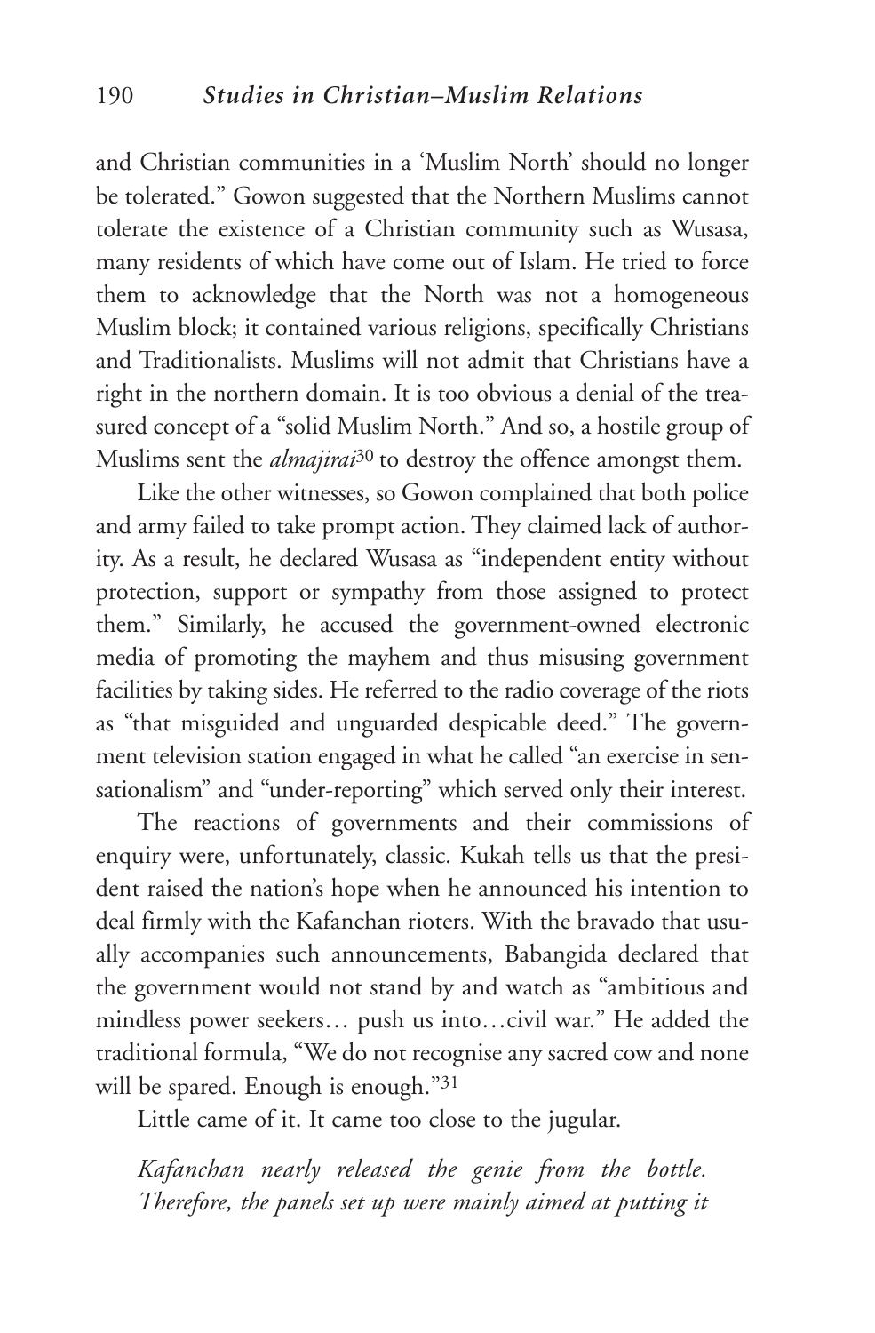and Christian communities in a 'Muslim North' should no longer be tolerated." Gowon suggested that the Northern Muslims cannot tolerate the existence of a Christian community such as Wusasa, many residents of which have come out of Islam. He tried to force them to acknowledge that the North was not a homogeneous Muslim block; it contained various religions, specifically Christians and Traditionalists. Muslims will not admit that Christians have a right in the northern domain. It is too obvious a denial of the treasured concept of a "solid Muslim North." And so, a hostile group of Muslims sent the *almajirai*[30] to destroy the offence amongst them.

Like the other witnesses, so Gowon complained that both police and army failed to take prompt action. They claimed lack of authority. As a result, he declared Wusasa as "independent entity without protection, support or sympathy from those assigned to protect them." Similarly, he accused the government-owned electronic media of promoting the mayhem and thus misusing government facilities by taking sides. He referred to the radio coverage of the riots as "that misguided and unguarded despicable deed." The government television station engaged in what he called "an exercise in sensationalism" and "under-reporting" which served only their interest.

The reactions of governments and their commissions of enquiry were, unfortunately, classic. Kukah tells us that the president raised the nation's hope when he announced his intention to deal firmly with the Kafanchan rioters. With the bravado that usually accompanies such announcements, Babangida declared that the government would not stand by and watch as "ambitious and mindless power seekers… push us into…civil war." He added the traditional formula, "We do not recognise any sacred cow and none will be spared. Enough is enough."[31]

Little came of it. It came too close to the jugular.

*Kafanchan nearly released the genie from the bottle. Therefore, the panels set up were mainly aimed at putting it*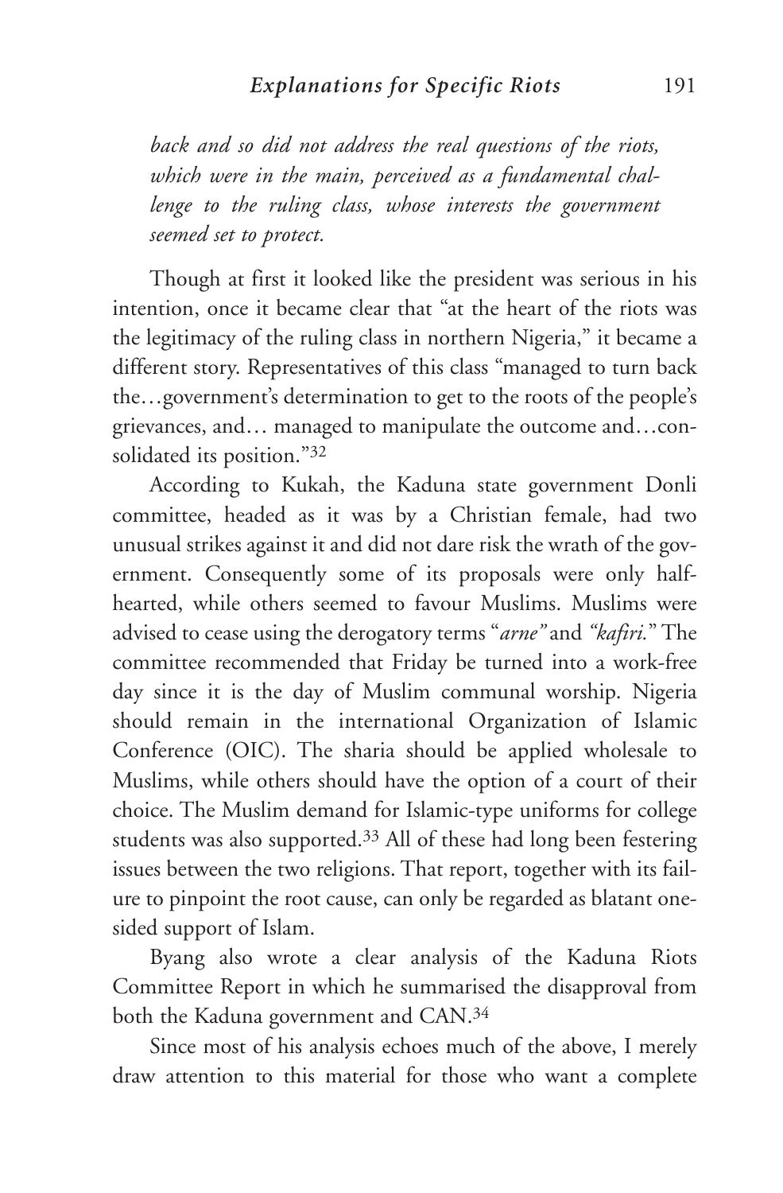*back and so did not address the real questions of the riots, which were in the main, perceived as a fundamental challenge to the ruling class, whose interests the government seemed set to protect.*

Though at first it looked like the president was serious in his intention, once it became clear that "at the heart of the riots was the legitimacy of the ruling class in northern Nigeria," it became a different story. Representatives of this class "managed to turn back the…government's determination to get to the roots of the people's grievances, and… managed to manipulate the outcome and…consolidated its position."[32]

According to Kukah, the Kaduna state government Donli committee, headed as it was by a Christian female, had two unusual strikes against it and did not dare risk the wrath of the government. Consequently some of its proposals were only half-hearted, while others seemed to favour Muslims. Muslims were advised to cease using the derogatory terms "*arne"* and *"kafiri."* The committee recommended that Friday be turned into a work-free day since it is the day of Muslim communal worship. Nigeria should remain in the international Organization of Islamic Conference (OIC). The sharia should be applied wholesale to Muslims, while others should have the option of a court of their choice. The Muslim demand for Islamic-type uniforms for college students was also supported.[33] All of these had long been festering issues between the two religions. That report, together with its failure to pinpoint the root cause, can only be regarded as blatant one-sided support of Islam.

Byang also wrote a clear analysis of the Kaduna Riots Committee Report in which he summarised the disapproval from both the Kaduna government and CAN.[34]

Since most of his analysis echoes much of the above, I merely draw attention to this material for those who want a complete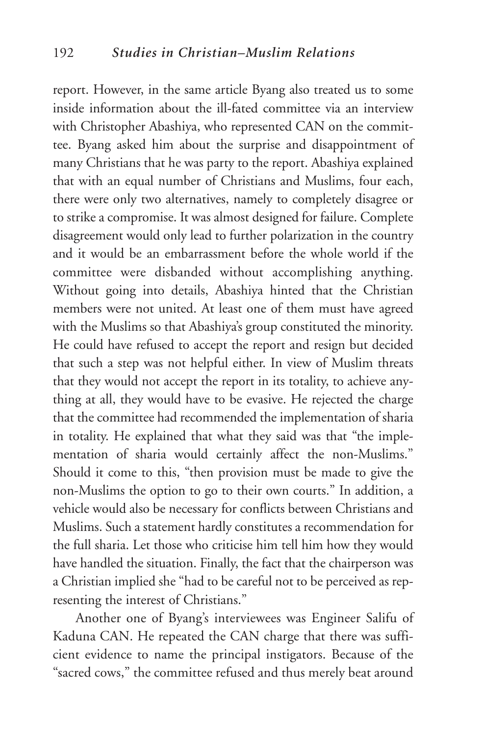report. However, in the same article Byang also treated us to some inside information about the ill-fated committee via an interview with Christopher Abashiya, who represented CAN on the committee. Byang asked him about the surprise and disappointment of many Christians that he was party to the report. Abashiya explained that with an equal number of Christians and Muslims, four each, there were only two alternatives, namely to completely disagree or to strike a compromise. It was almost designed for failure. Complete disagreement would only lead to further polarization in the country and it would be an embarrassment before the whole world if the committee were disbanded without accomplishing anything. Without going into details, Abashiya hinted that the Christian members were not united. At least one of them must have agreed with the Muslims so that Abashiya's group constituted the minority. He could have refused to accept the report and resign but decided that such a step was not helpful either. In view of Muslim threats that they would not accept the report in its totality, to achieve anything at all, they would have to be evasive. He rejected the charge that the committee had recommended the implementation of sharia in totality. He explained that what they said was that "the implementation of sharia would certainly affect the non-Muslims." Should it come to this, "then provision must be made to give the non-Muslims the option to go to their own courts." In addition, a vehicle would also be necessary for conflicts between Christians and Muslims. Such a statement hardly constitutes a recommendation for the full sharia. Let those who criticise him tell him how they would have handled the situation. Finally, the fact that the chairperson was a Christian implied she "had to be careful not to be perceived as representing the interest of Christians."

Another one of Byang's interviewees was Engineer Salifu of Kaduna CAN. He repeated the CAN charge that there was sufficient evidence to name the principal instigators. Because of the "sacred cows," the committee refused and thus merely beat around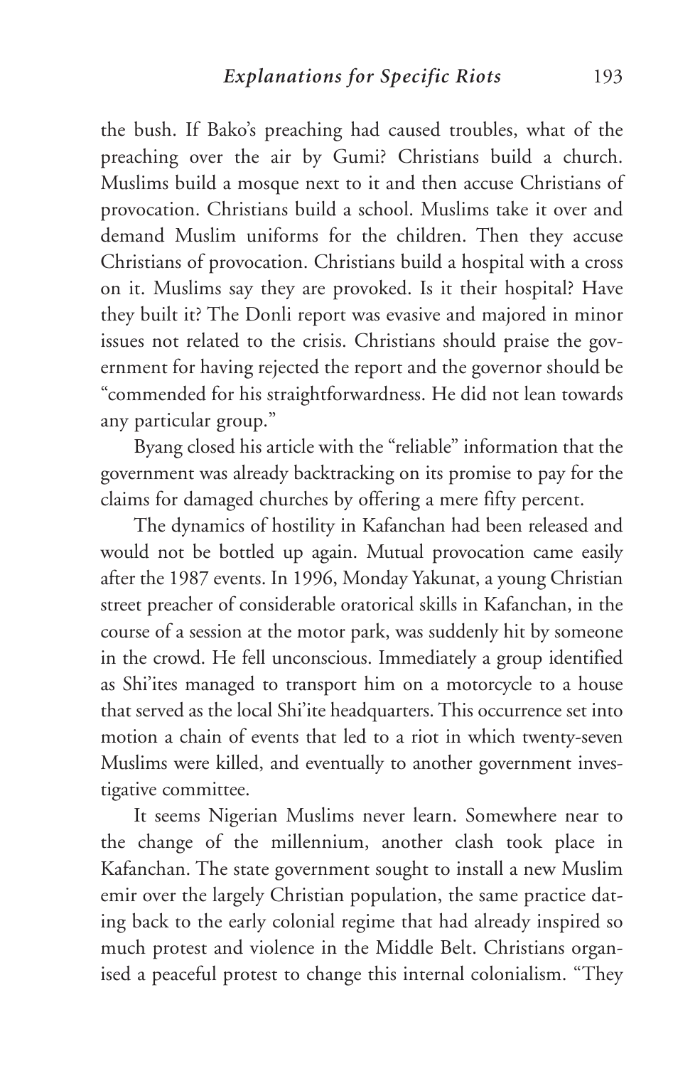the bush. If Bako's preaching had caused troubles, what of the preaching over the air by Gumi? Christians build a church. Muslims build a mosque next to it and then accuse Christians of provocation. Christians build a school. Muslims take it over and demand Muslim uniforms for the children. Then they accuse Christians of provocation. Christians build a hospital with a cross on it. Muslims say they are provoked. Is it their hospital? Have they built it? The Donli report was evasive and majored in minor issues not related to the crisis. Christians should praise the government for having rejected the report and the governor should be "commended for his straightforwardness. He did not lean towards any particular group."

Byang closed his article with the "reliable" information that the government was already backtracking on its promise to pay for the claims for damaged churches by offering a mere fifty percent.

The dynamics of hostility in Kafanchan had been released and would not be bottled up again. Mutual provocation came easily after the 1987 events. In 1996, Monday Yakunat, a young Christian street preacher of considerable oratorical skills in Kafanchan, in the course of a session at the motor park, was suddenly hit by someone in the crowd. He fell unconscious. Immediately a group identified as Shi'ites managed to transport him on a motorcycle to a house that served as the local Shi'ite headquarters. This occurrence set into motion a chain of events that led to a riot in which twenty-seven Muslims were killed, and eventually to another government investigative committee.

It seems Nigerian Muslims never learn. Somewhere near to the change of the millennium, another clash took place in Kafanchan. The state government sought to install a new Muslim emir over the largely Christian population, the same practice dating back to the early colonial regime that had already inspired so much protest and violence in the Middle Belt. Christians organised a peaceful protest to change this internal colonialism. "They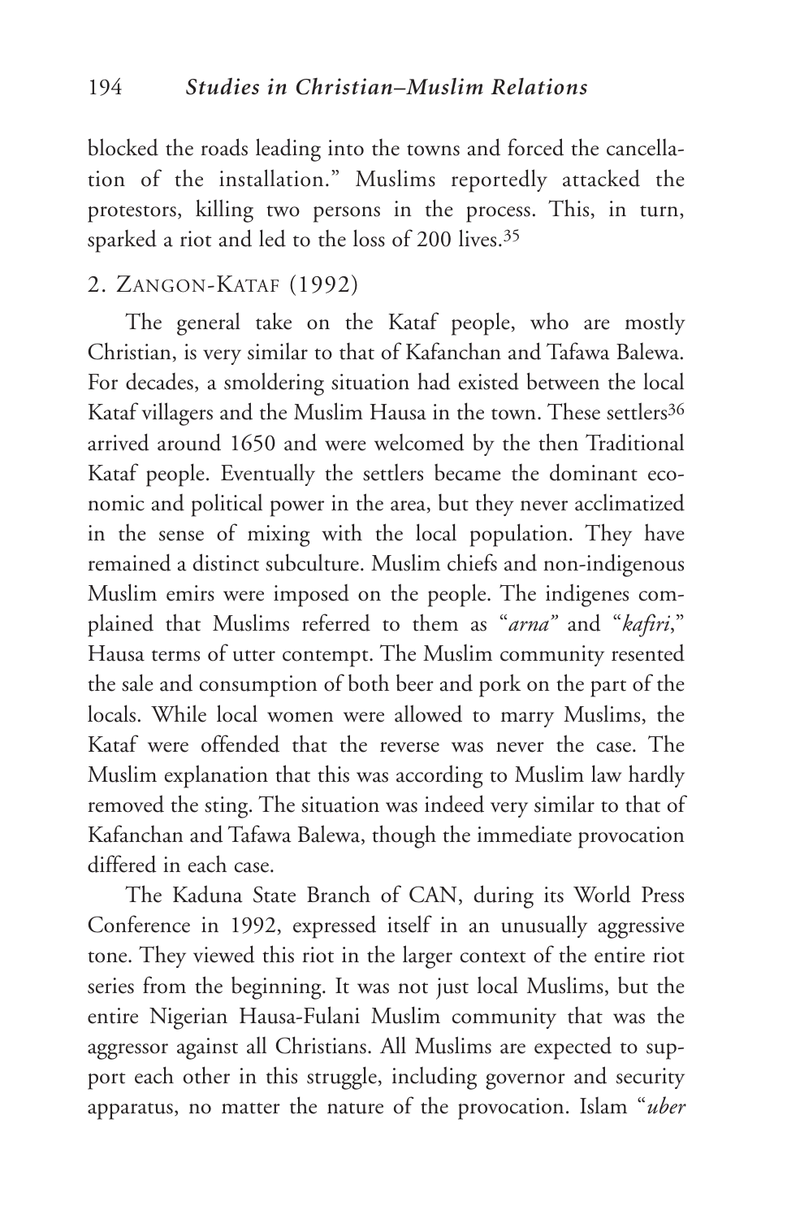blocked the roads leading into the towns and forced the cancellation of the installation." Muslims reportedly attacked the protestors, killing two persons in the process. This, in turn, sparked a riot and led to the loss of 200 lives.[35]

## 2. Zangon-Kataf (1992)

The general take on the Kataf people, who are mostly Christian, is very similar to that of Kafanchan and Tafawa Balewa. For decades, a smoldering situation had existed between the local Kataf villagers and the Muslim Hausa in the town. These settlers[36] arrived around 1650 and were welcomed by the then Traditional Kataf people. Eventually the settlers became the dominant economic and political power in the area, but they never acclimatized in the sense of mixing with the local population. They have remained a distinct subculture. Muslim chiefs and non-indigenous Muslim emirs were imposed on the people. The indigenes complained that Muslims referred to them as "*arna*" and "*kafiri*," Hausa terms of utter contempt. The Muslim community resented the sale and consumption of both beer and pork on the part of the locals. While local women were allowed to marry Muslims, the Kataf were offended that the reverse was never the case. The Muslim explanation that this was according to Muslim law hardly removed the sting. The situation was indeed very similar to that of Kafanchan and Tafawa Balewa, though the immediate provocation differed in each case.

The Kaduna State Branch of CAN, during its World Press Conference in 1992, expressed itself in an unusually aggressive tone. They viewed this riot in the larger context of the entire riot series from the beginning. It was not just local Muslims, but the entire Nigerian Hausa-Fulani Muslim community that was the aggressor against all Christians. All Muslims are expected to support each other in this struggle, including governor and security apparatus, no matter the nature of the provocation. Islam "*uber*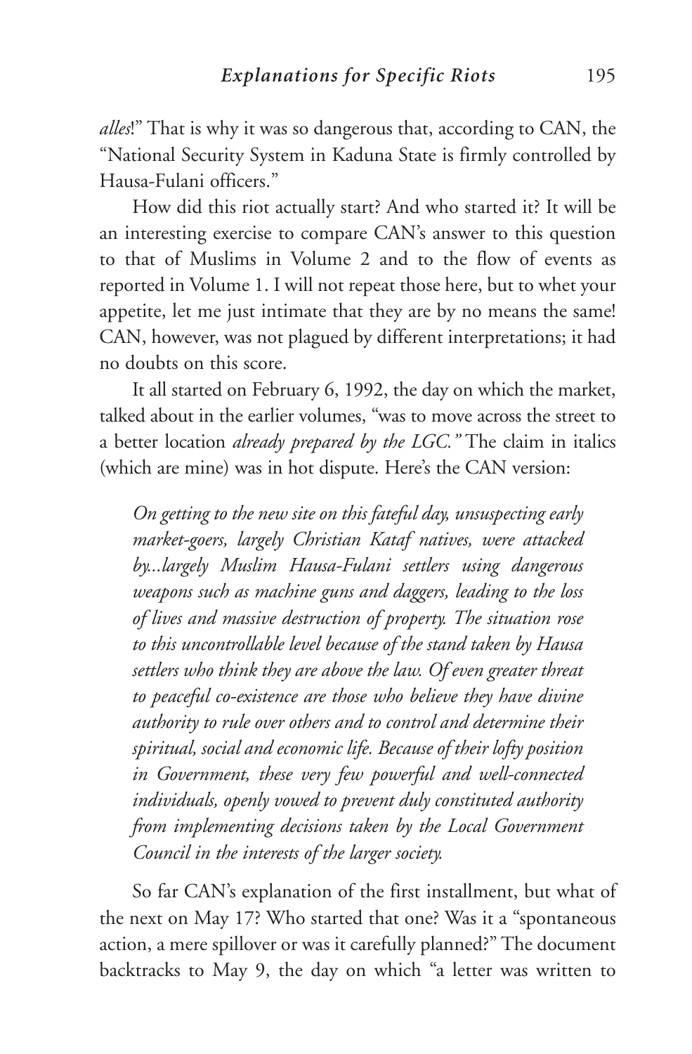*alles*!" That is why it was so dangerous that, according to CAN, the "National Security System in Kaduna State is firmly controlled by Hausa-Fulani officers."

How did this riot actually start? And who started it? It will be an interesting exercise to compare CAN's answer to this question to that of Muslims in Volume 2 and to the flow of events as reported in Volume 1. I will not repeat those here, but to whet your appetite, let me just intimate that they are by no means the same! CAN, however, was not plagued by different interpretations; it had no doubts on this score.

It all started on February 6, 1992, the day on which the market, talked about in the earlier volumes, "was to move across the street to a better location *already prepared by the LGC."* The claim in italics (which are mine) was in hot dispute. Here's the CAN version:

> *On getting to the new site on this fateful day, unsuspecting early market-goers, largely Christian Kataf natives, were attacked by...largely Muslim Hausa-Fulani settlers using dangerous weapons such as machine guns and daggers, leading to the loss of lives and massive destruction of property. The situation rose to this uncontrollable level because of the stand taken by Hausa settlers who think they are above the law. Of even greater threat to peaceful co-existence are those who believe they have divine authority to rule over others and to control and determine their spiritual, social and economic life. Because of their lofty position in Government, these very few powerful and well-connected individuals, openly vowed to prevent duly constituted authority from implementing decisions taken by the Local Government Council in the interests of the larger society.*

So far CAN's explanation of the first installment, but what of the next on May 17? Who started that one? Was it a "spontaneous action, a mere spillover or was it carefully planned?" The document backtracks to May 9, the day on which "a letter was written to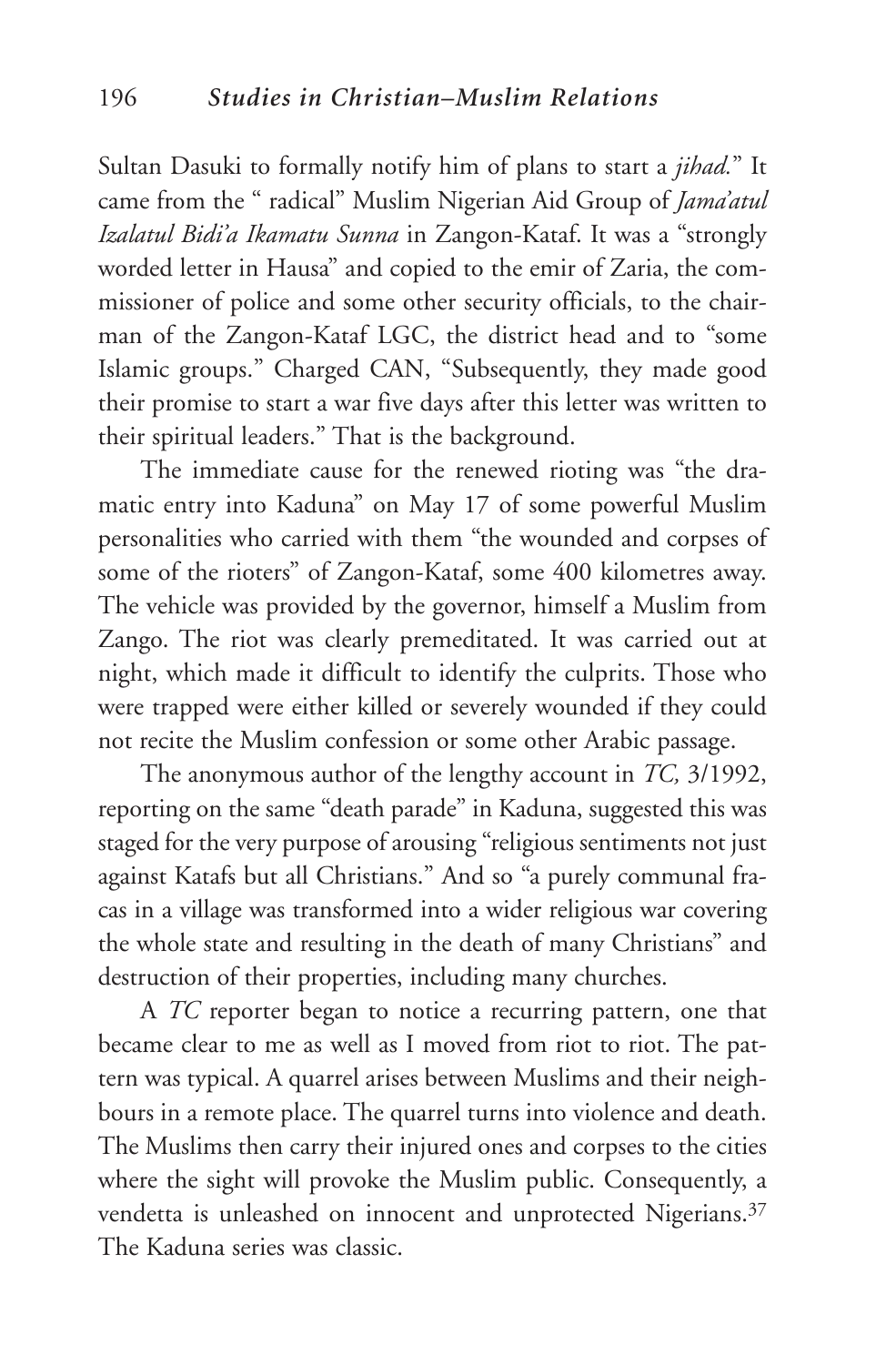Sultan Dasuki to formally notify him of plans to start a *jihad*." It came from the " radical" Muslim Nigerian Aid Group of *Jama'atul Izalatul Bidi'a Ikamatu Sunna* in Zangon-Kataf. It was a "strongly worded letter in Hausa" and copied to the emir of Zaria, the commissioner of police and some other security officials, to the chairman of the Zangon-Kataf LGC, the district head and to "some Islamic groups." Charged CAN, "Subsequently, they made good their promise to start a war five days after this letter was written to their spiritual leaders." That is the background.

The immediate cause for the renewed rioting was "the dramatic entry into Kaduna" on May 17 of some powerful Muslim personalities who carried with them "the wounded and corpses of some of the rioters" of Zangon-Kataf, some 400 kilometres away. The vehicle was provided by the governor, himself a Muslim from Zango. The riot was clearly premeditated. It was carried out at night, which made it difficult to identify the culprits. Those who were trapped were either killed or severely wounded if they could not recite the Muslim confession or some other Arabic passage.

The anonymous author of the lengthy account in *TC,* 3/1992, reporting on the same "death parade" in Kaduna, suggested this was staged for the very purpose of arousing "religious sentiments not just against Katafs but all Christians." And so "a purely communal fracas in a village was transformed into a wider religious war covering the whole state and resulting in the death of many Christians" and destruction of their properties, including many churches.

A *TC* reporter began to notice a recurring pattern, one that became clear to me as well as I moved from riot to riot. The pattern was typical. A quarrel arises between Muslims and their neighbours in a remote place. The quarrel turns into violence and death. The Muslims then carry their injured ones and corpses to the cities where the sight will provoke the Muslim public. Consequently, a vendetta is unleashed on innocent and unprotected Nigerians.[37] The Kaduna series was classic.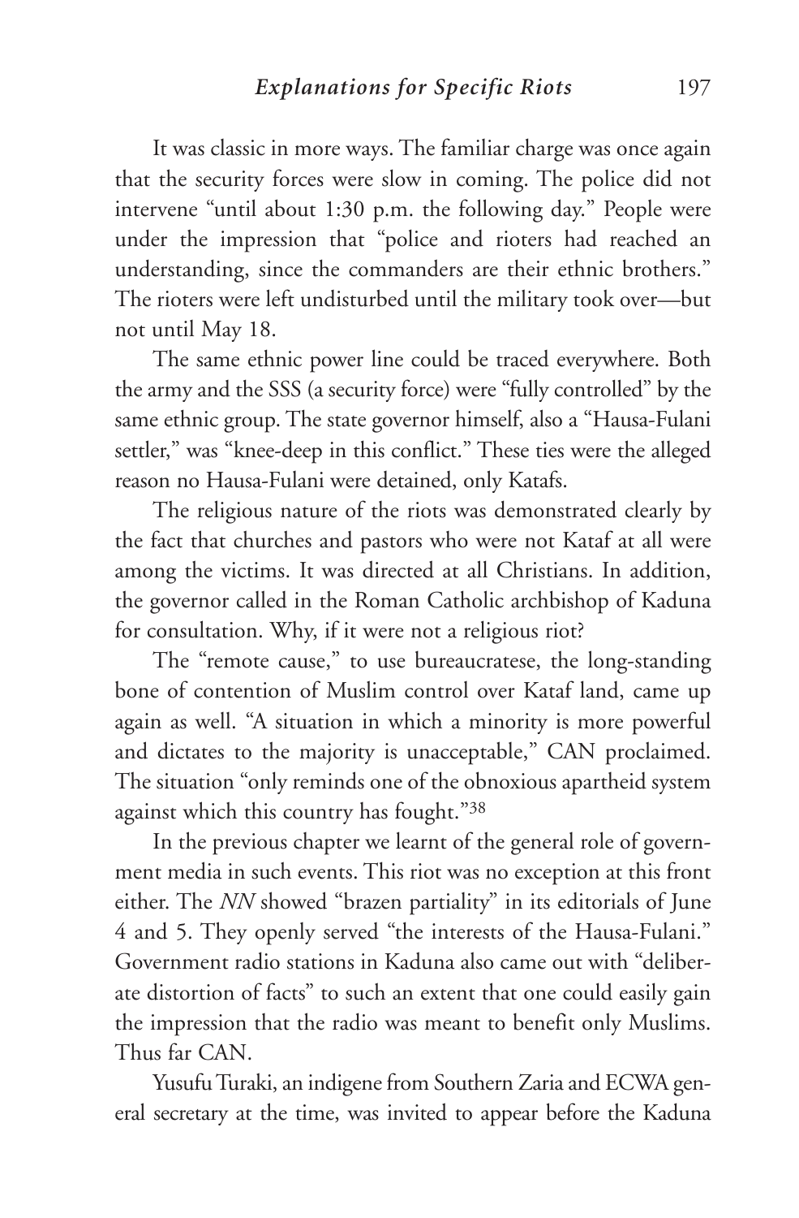It was classic in more ways. The familiar charge was once again that the security forces were slow in coming. The police did not intervene "until about 1:30 p.m. the following day." People were under the impression that "police and rioters had reached an understanding, since the commanders are their ethnic brothers." The rioters were left undisturbed until the military took over—but not until May 18.

The same ethnic power line could be traced everywhere. Both the army and the SSS (a security force) were "fully controlled" by the same ethnic group. The state governor himself, also a "Hausa-Fulani settler," was "knee-deep in this conflict." These ties were the alleged reason no Hausa-Fulani were detained, only Katafs.

The religious nature of the riots was demonstrated clearly by the fact that churches and pastors who were not Kataf at all were among the victims. It was directed at all Christians. In addition, the governor called in the Roman Catholic archbishop of Kaduna for consultation. Why, if it were not a religious riot?

The "remote cause," to use bureaucratese, the long-standing bone of contention of Muslim control over Kataf land, came up again as well. "A situation in which a minority is more powerful and dictates to the majority is unacceptable," CAN proclaimed. The situation "only reminds one of the obnoxious apartheid system against which this country has fought."[38]

In the previous chapter we learnt of the general role of government media in such events. This riot was no exception at this front either. The *NN* showed "brazen partiality" in its editorials of June 4 and 5. They openly served "the interests of the Hausa-Fulani." Government radio stations in Kaduna also came out with "deliberate distortion of facts" to such an extent that one could easily gain the impression that the radio was meant to benefit only Muslims. Thus far CAN.

Yusufu Turaki, an indigene from Southern Zaria and ECWA general secretary at the time, was invited to appear before the Kaduna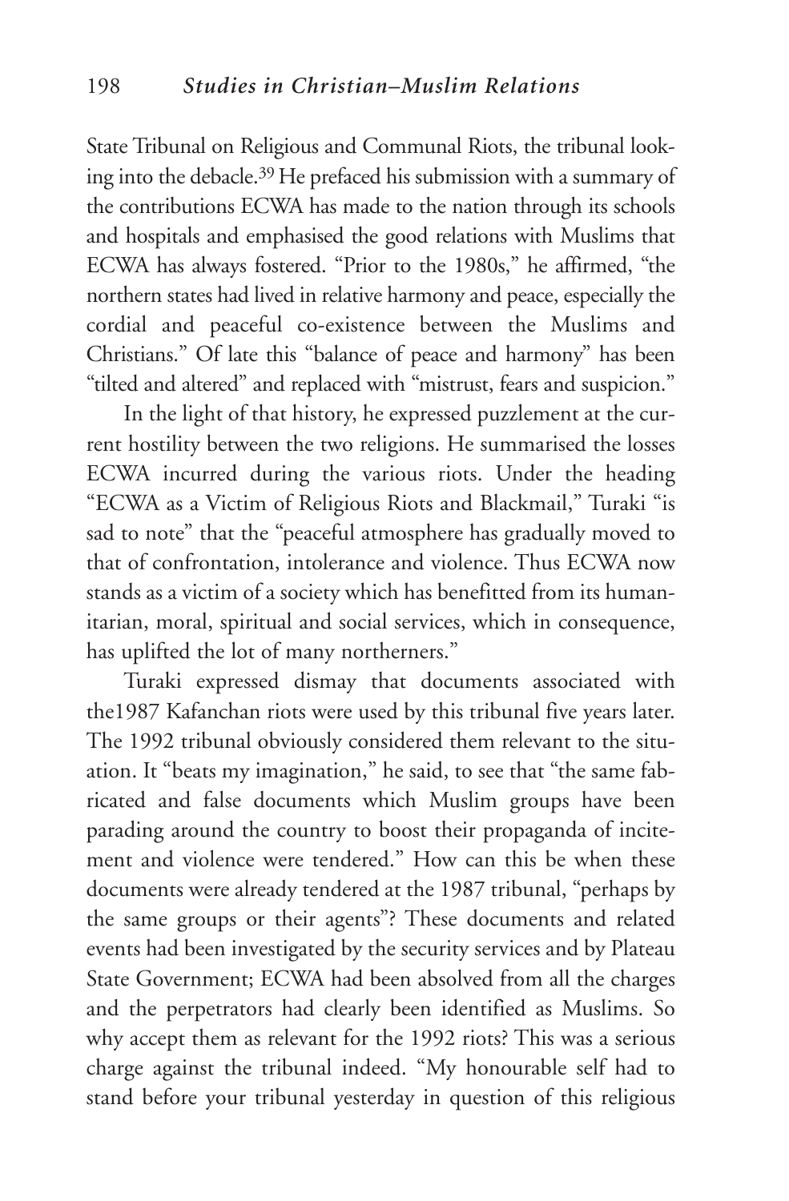State Tribunal on Religious and Communal Riots, the tribunal looking into the debacle.[39] He prefaced his submission with a summary of the contributions ECWA has made to the nation through its schools and hospitals and emphasised the good relations with Muslims that ECWA has always fostered. "Prior to the 1980s," he affirmed, "the northern states had lived in relative harmony and peace, especially the cordial and peaceful co-existence between the Muslims and Christians." Of late this "balance of peace and harmony" has been "tilted and altered" and replaced with "mistrust, fears and suspicion."

In the light of that history, he expressed puzzlement at the current hostility between the two religions. He summarised the losses ECWA incurred during the various riots. Under the heading "ECWA as a Victim of Religious Riots and Blackmail," Turaki "is sad to note" that the "peaceful atmosphere has gradually moved to that of confrontation, intolerance and violence. Thus ECWA now stands as a victim of a society which has benefitted from its humanitarian, moral, spiritual and social services, which in consequence, has uplifted the lot of many northerners."

Turaki expressed dismay that documents associated with the1987 Kafanchan riots were used by this tribunal five years later. The 1992 tribunal obviously considered them relevant to the situation. It "beats my imagination," he said, to see that "the same fabricated and false documents which Muslim groups have been parading around the country to boost their propaganda of incitement and violence were tendered." How can this be when these documents were already tendered at the 1987 tribunal, "perhaps by the same groups or their agents"? These documents and related events had been investigated by the security services and by Plateau State Government; ECWA had been absolved from all the charges and the perpetrators had clearly been identified as Muslims. So why accept them as relevant for the 1992 riots? This was a serious charge against the tribunal indeed. "My honourable self had to stand before your tribunal yesterday in question of this religious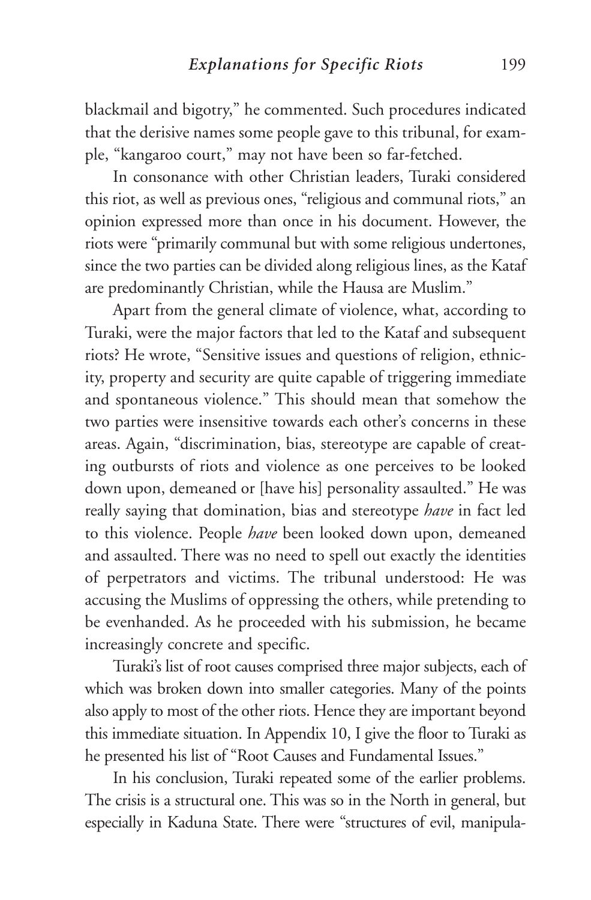blackmail and bigotry," he commented. Such procedures indicated that the derisive names some people gave to this tribunal, for example, "kangaroo court," may not have been so far-fetched.

In consonance with other Christian leaders, Turaki considered this riot, as well as previous ones, "religious and communal riots," an opinion expressed more than once in his document. However, the riots were "primarily communal but with some religious undertones, since the two parties can be divided along religious lines, as the Kataf are predominantly Christian, while the Hausa are Muslim."

Apart from the general climate of violence, what, according to Turaki, were the major factors that led to the Kataf and subsequent riots? He wrote, "Sensitive issues and questions of religion, ethnicity, property and security are quite capable of triggering immediate and spontaneous violence." This should mean that somehow the two parties were insensitive towards each other's concerns in these areas. Again, "discrimination, bias, stereotype are capable of creating outbursts of riots and violence as one perceives to be looked down upon, demeaned or [have his] personality assaulted." He was really saying that domination, bias and stereotype *have* in fact led to this violence. People *have* been looked down upon, demeaned and assaulted. There was no need to spell out exactly the identities of perpetrators and victims. The tribunal understood: He was accusing the Muslims of oppressing the others, while pretending to be evenhanded. As he proceeded with his submission, he became increasingly concrete and specific.

Turaki's list of root causes comprised three major subjects, each of which was broken down into smaller categories. Many of the points also apply to most of the other riots. Hence they are important beyond this immediate situation. In Appendix 10, I give the floor to Turaki as he presented his list of "Root Causes and Fundamental Issues."

In his conclusion, Turaki repeated some of the earlier problems. The crisis is a structural one. This was so in the North in general, but especially in Kaduna State. There were "structures of evil, manipula-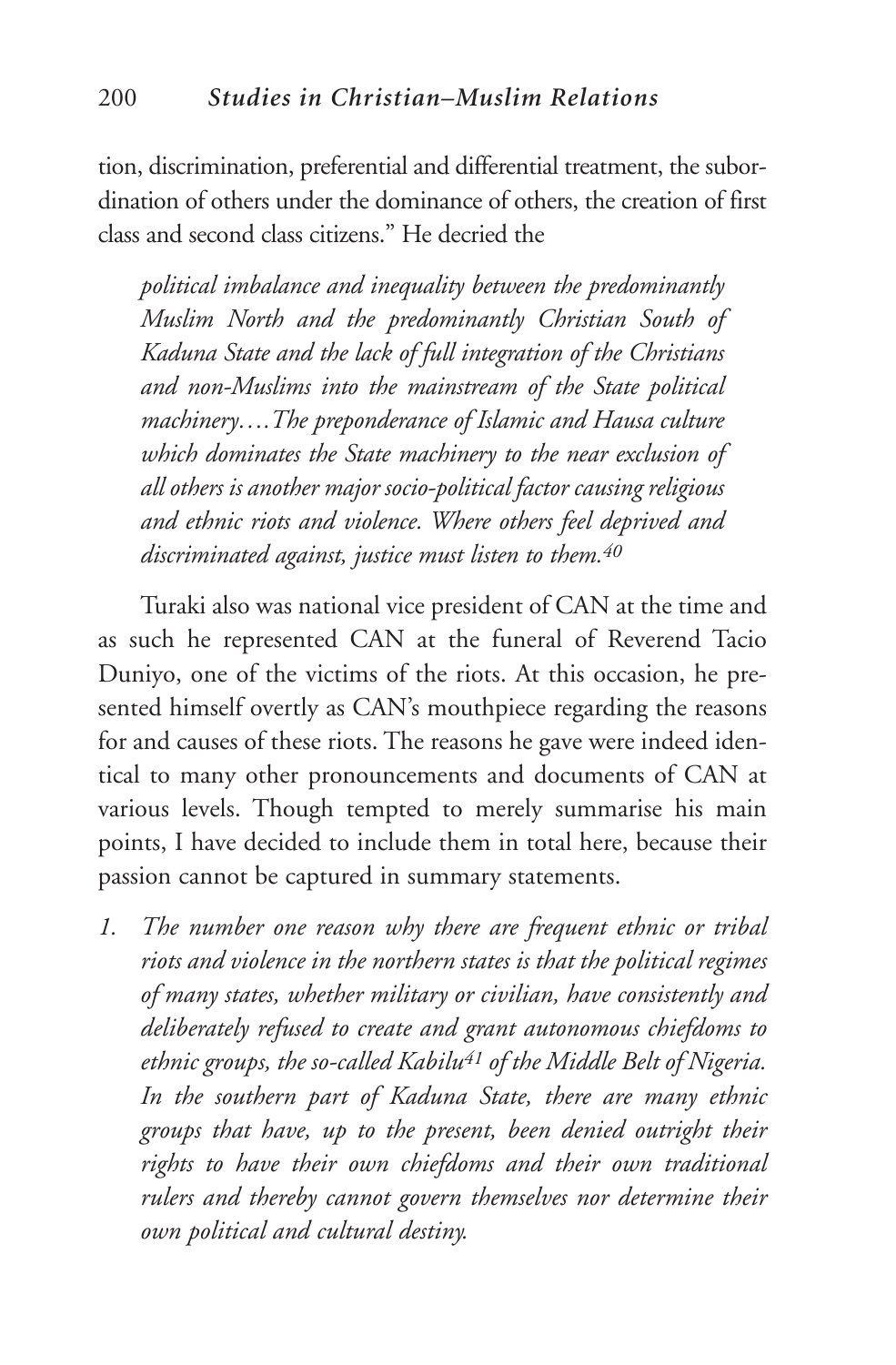tion, discrimination, preferential and differential treatment, the subordination of others under the dominance of others, the creation of first class and second class citizens." He decried the

> *political imbalance and inequality between the predominantly Muslim North and the predominantly Christian South of Kaduna State and the lack of full integration of the Christians and non-Muslims into the mainstream of the State political machinery.…The preponderance of Islamic and Hausa culture which dominates the State machinery to the near exclusion of all others is another major socio-political factor causing religious and ethnic riots and violence. Where others feel deprived and discriminated against, justice must listen to them.*[40]

Turaki also was national vice president of CAN at the time and as such he represented CAN at the funeral of Reverend Tacio Duniyo, one of the victims of the riots. At this occasion, he presented himself overtly as CAN's mouthpiece regarding the reasons for and causes of these riots. The reasons he gave were indeed identical to many other pronouncements and documents of CAN at various levels. Though tempted to merely summarise his main points, I have decided to include them in total here, because their passion cannot be captured in summary statements.

1. *The number one reason why there are frequent ethnic or tribal riots and violence in the northern states is that the political regimes of many states, whether military or civilian, have consistently and deliberately refused to create and grant autonomous chiefdoms to ethnic groups, the so-called Kabilu*[41] *of the Middle Belt of Nigeria. In the southern part of Kaduna State, there are many ethnic groups that have, up to the present, been denied outright their rights to have their own chiefdoms and their own traditional rulers and thereby cannot govern themselves nor determine their own political and cultural destiny.*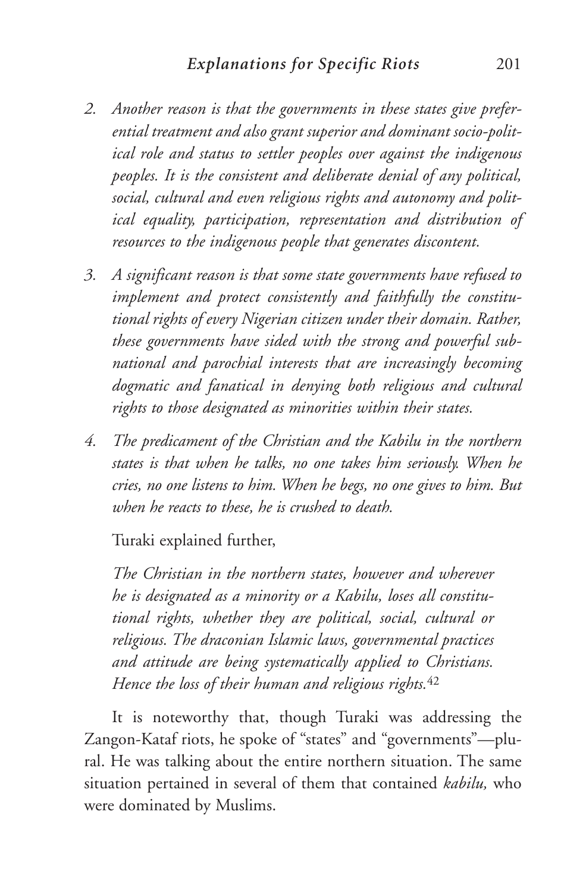2. *Another reason is that the governments in these states give preferential treatment and also grant superior and dominant socio-political role and status to settler peoples over against the indigenous peoples. It is the consistent and deliberate denial of any political, social, cultural and even religious rights and autonomy and political equality, participation, representation and distribution of resources to the indigenous people that generates discontent.*

3. *A significant reason is that some state governments have refused to implement and protect consistently and faithfully the constitutional rights of every Nigerian citizen under their domain. Rather, these governments have sided with the strong and powerful subnational and parochial interests that are increasingly becoming dogmatic and fanatical in denying both religious and cultural rights to those designated as minorities within their states.*

4. *The predicament of the Christian and the Kabilu in the northern states is that when he talks, no one takes him seriously. When he cries, no one listens to him. When he begs, no one gives to him. But when he reacts to these, he is crushed to death.*

Turaki explained further,

> *The Christian in the northern states, however and wherever he is designated as a minority or a Kabilu, loses all constitutional rights, whether they are political, social, cultural or religious. The draconian Islamic laws, governmental practices and attitude are being systematically applied to Christians. Hence the loss of their human and religious rights.*[42]

It is noteworthy that, though Turaki was addressing the Zangon-Kataf riots, he spoke of "states" and "governments"—plural. He was talking about the entire northern situation. The same situation pertained in several of them that contained *kabilu,* who were dominated by Muslims.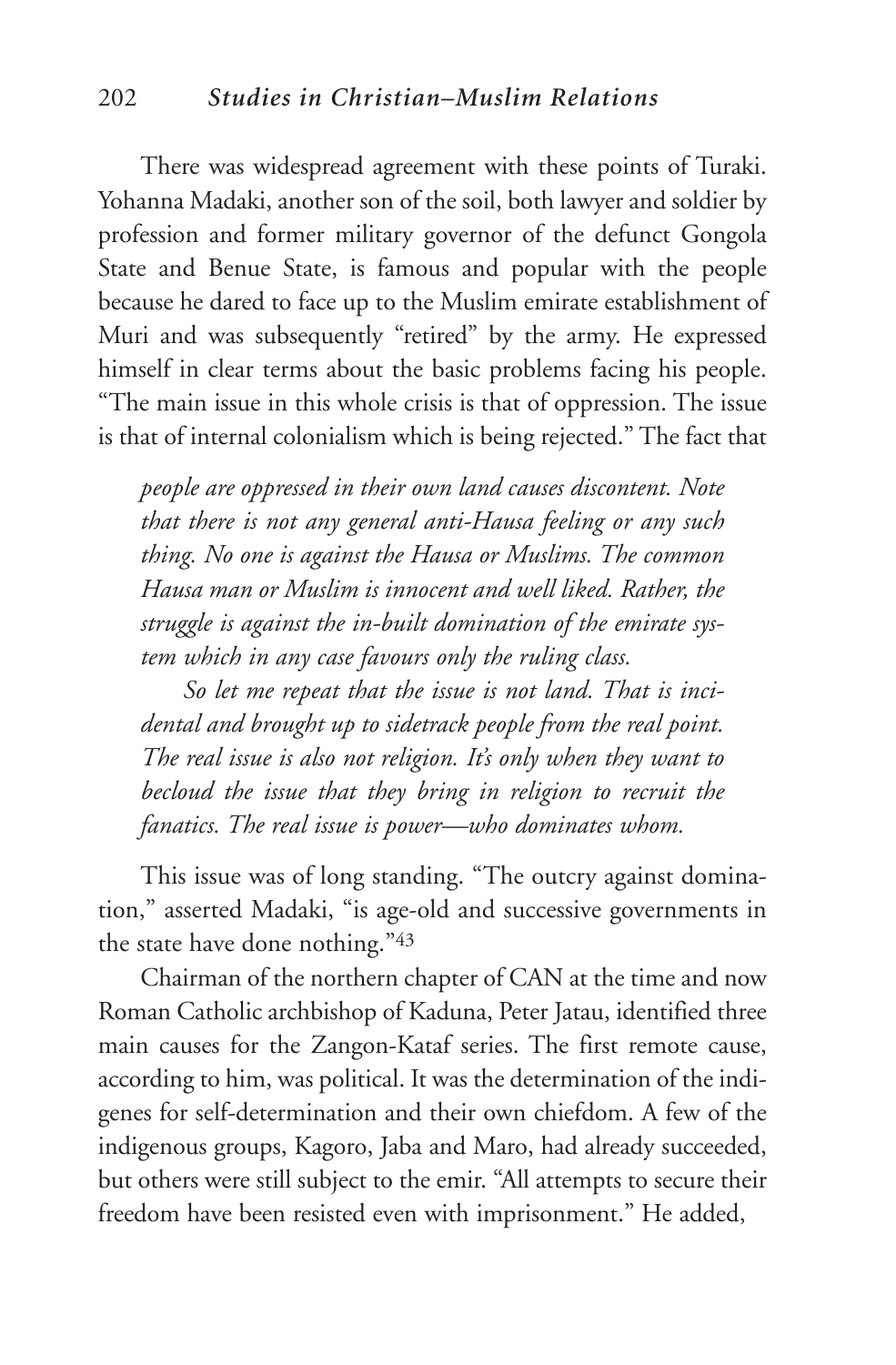There was widespread agreement with these points of Turaki. Yohanna Madaki, another son of the soil, both lawyer and soldier by profession and former military governor of the defunct Gongola State and Benue State, is famous and popular with the people because he dared to face up to the Muslim emirate establishment of Muri and was subsequently "retired" by the army. He expressed himself in clear terms about the basic problems facing his people. "The main issue in this whole crisis is that of oppression. The issue is that of internal colonialism which is being rejected." The fact that

> *people are oppressed in their own land causes discontent. Note that there is not any general anti-Hausa feeling or any such thing. No one is against the Hausa or Muslims. The common Hausa man or Muslim is innocent and well liked. Rather, the struggle is against the in-built domination of the emirate system which in any case favours only the ruling class.*
>
> *So let me repeat that the issue is not land. That is incidental and brought up to sidetrack people from the real point. The real issue is also not religion. It's only when they want to becloud the issue that they bring in religion to recruit the fanatics. The real issue is power—who dominates whom.*

This issue was of long standing. "The outcry against domination," asserted Madaki, "is age-old and successive governments in the state have done nothing."[43]

Chairman of the northern chapter of CAN at the time and now Roman Catholic archbishop of Kaduna, Peter Jatau, identified three main causes for the Zangon-Kataf series. The first remote cause, according to him, was political. It was the determination of the indigenes for self-determination and their own chiefdom. A few of the indigenous groups, Kagoro, Jaba and Maro, had already succeeded, but others were still subject to the emir. "All attempts to secure their freedom have been resisted even with imprisonment." He added,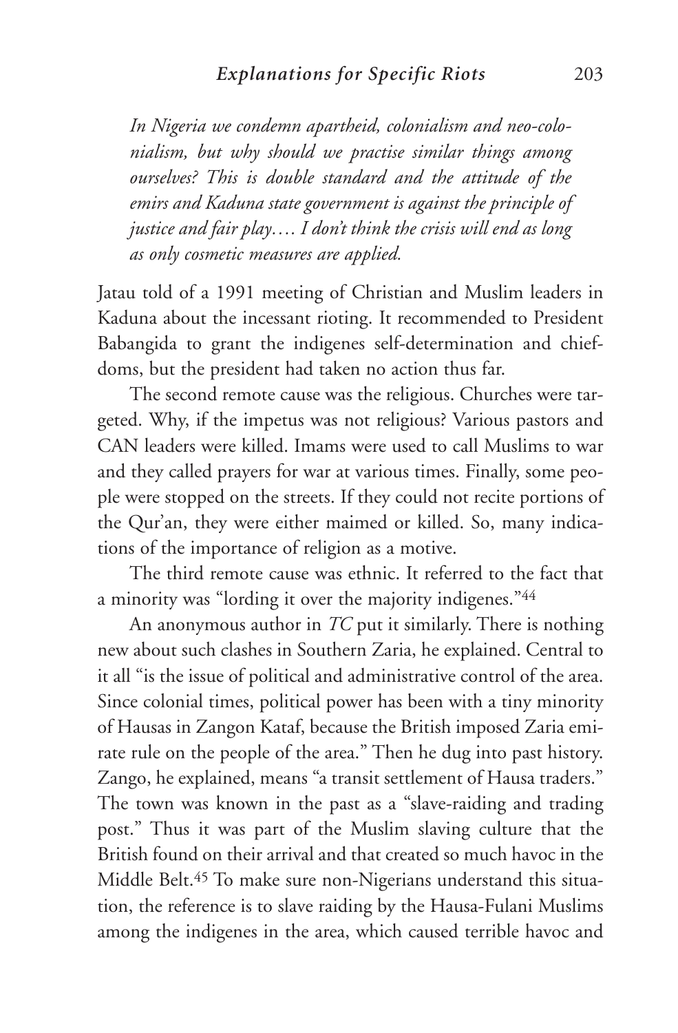*In Nigeria we condemn apartheid, colonialism and neo-colonialism, but why should we practise similar things among ourselves? This is double standard and the attitude of the emirs and Kaduna state government is against the principle of justice and fair play…. I don't think the crisis will end as long as only cosmetic measures are applied.*

Jatau told of a 1991 meeting of Christian and Muslim leaders in Kaduna about the incessant rioting. It recommended to President Babangida to grant the indigenes self-determination and chiefdoms, but the president had taken no action thus far.

The second remote cause was the religious. Churches were targeted. Why, if the impetus was not religious? Various pastors and CAN leaders were killed. Imams were used to call Muslims to war and they called prayers for war at various times. Finally, some people were stopped on the streets. If they could not recite portions of the Qur'an, they were either maimed or killed. So, many indications of the importance of religion as a motive.

The third remote cause was ethnic. It referred to the fact that a minority was "lording it over the majority indigenes."[44]

An anonymous author in *TC* put it similarly. There is nothing new about such clashes in Southern Zaria, he explained. Central to it all "is the issue of political and administrative control of the area. Since colonial times, political power has been with a tiny minority of Hausas in Zangon Kataf, because the British imposed Zaria emirate rule on the people of the area." Then he dug into past history. Zango, he explained, means "a transit settlement of Hausa traders." The town was known in the past as a "slave-raiding and trading post." Thus it was part of the Muslim slaving culture that the British found on their arrival and that created so much havoc in the Middle Belt.[45] To make sure non-Nigerians understand this situation, the reference is to slave raiding by the Hausa-Fulani Muslims among the indigenes in the area, which caused terrible havoc and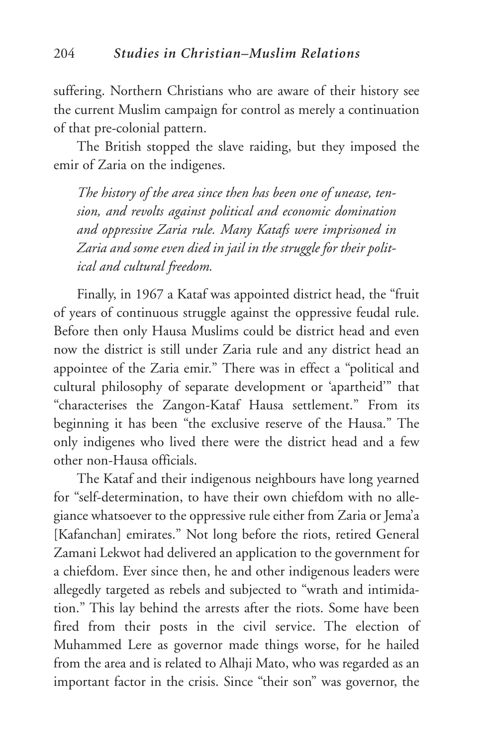suffering. Northern Christians who are aware of their history see the current Muslim campaign for control as merely a continuation of that pre-colonial pattern.

The British stopped the slave raiding, but they imposed the emir of Zaria on the indigenes.

> *The history of the area since then has been one of unease, tension, and revolts against political and economic domination and oppressive Zaria rule. Many Katafs were imprisoned in Zaria and some even died in jail in the struggle for their political and cultural freedom.*

Finally, in 1967 a Kataf was appointed district head, the "fruit of years of continuous struggle against the oppressive feudal rule. Before then only Hausa Muslims could be district head and even now the district is still under Zaria rule and any district head an appointee of the Zaria emir." There was in effect a "political and cultural philosophy of separate development or 'apartheid'" that "characterises the Zangon-Kataf Hausa settlement." From its beginning it has been "the exclusive reserve of the Hausa." The only indigenes who lived there were the district head and a few other non-Hausa officials.

The Kataf and their indigenous neighbours have long yearned for "self-determination, to have their own chiefdom with no allegiance whatsoever to the oppressive rule either from Zaria or Jema'a [Kafanchan] emirates." Not long before the riots, retired General Zamani Lekwot had delivered an application to the government for a chiefdom. Ever since then, he and other indigenous leaders were allegedly targeted as rebels and subjected to "wrath and intimidation." This lay behind the arrests after the riots. Some have been fired from their posts in the civil service. The election of Muhammed Lere as governor made things worse, for he hailed from the area and is related to Alhaji Mato, who was regarded as an important factor in the crisis. Since "their son" was governor, the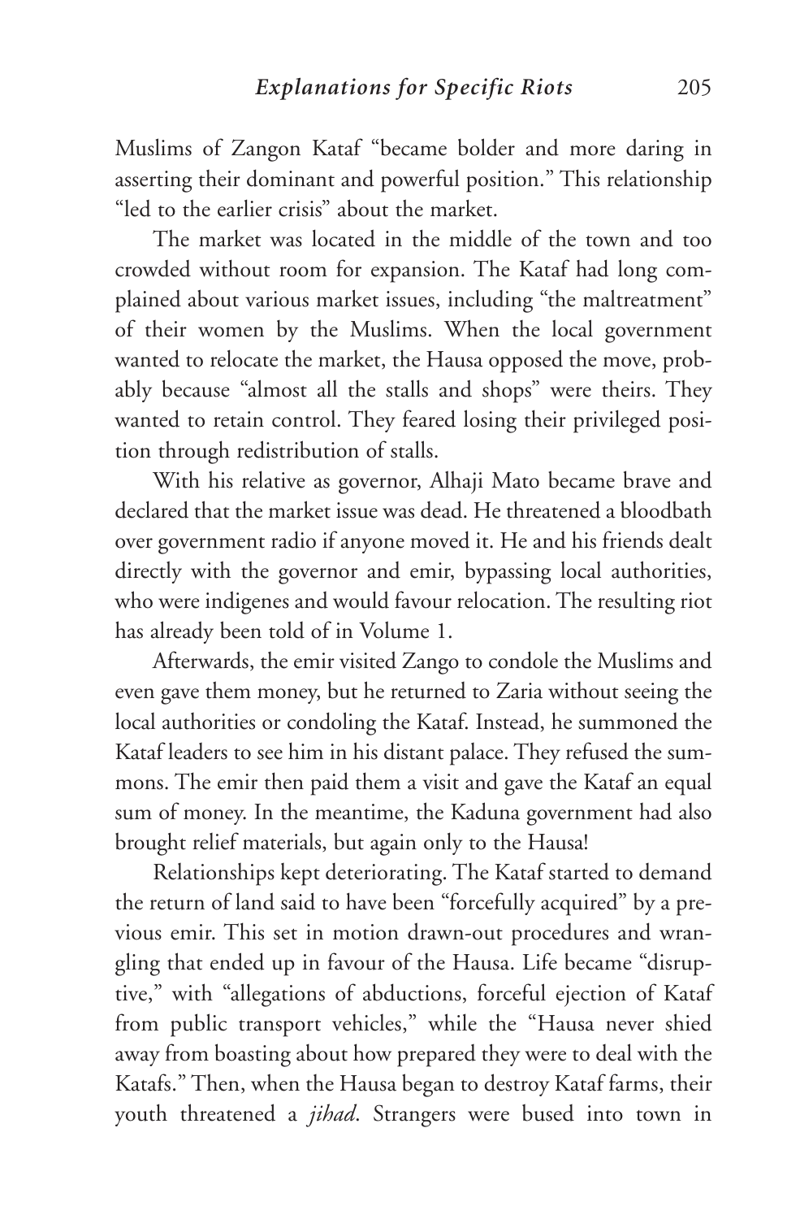Muslims of Zangon Kataf "became bolder and more daring in asserting their dominant and powerful position." This relationship "led to the earlier crisis" about the market.

The market was located in the middle of the town and too crowded without room for expansion. The Kataf had long complained about various market issues, including "the maltreatment" of their women by the Muslims. When the local government wanted to relocate the market, the Hausa opposed the move, probably because "almost all the stalls and shops" were theirs. They wanted to retain control. They feared losing their privileged position through redistribution of stalls.

With his relative as governor, Alhaji Mato became brave and declared that the market issue was dead. He threatened a bloodbath over government radio if anyone moved it. He and his friends dealt directly with the governor and emir, bypassing local authorities, who were indigenes and would favour relocation. The resulting riot has already been told of in Volume 1.

Afterwards, the emir visited Zango to condole the Muslims and even gave them money, but he returned to Zaria without seeing the local authorities or condoling the Kataf. Instead, he summoned the Kataf leaders to see him in his distant palace. They refused the summons. The emir then paid them a visit and gave the Kataf an equal sum of money. In the meantime, the Kaduna government had also brought relief materials, but again only to the Hausa!

Relationships kept deteriorating. The Kataf started to demand the return of land said to have been "forcefully acquired" by a previous emir. This set in motion drawn-out procedures and wrangling that ended up in favour of the Hausa. Life became "disruptive," with "allegations of abductions, forceful ejection of Kataf from public transport vehicles," while the "Hausa never shied away from boasting about how prepared they were to deal with the Katafs." Then, when the Hausa began to destroy Kataf farms, their youth threatened a *jihad*. Strangers were bused into town in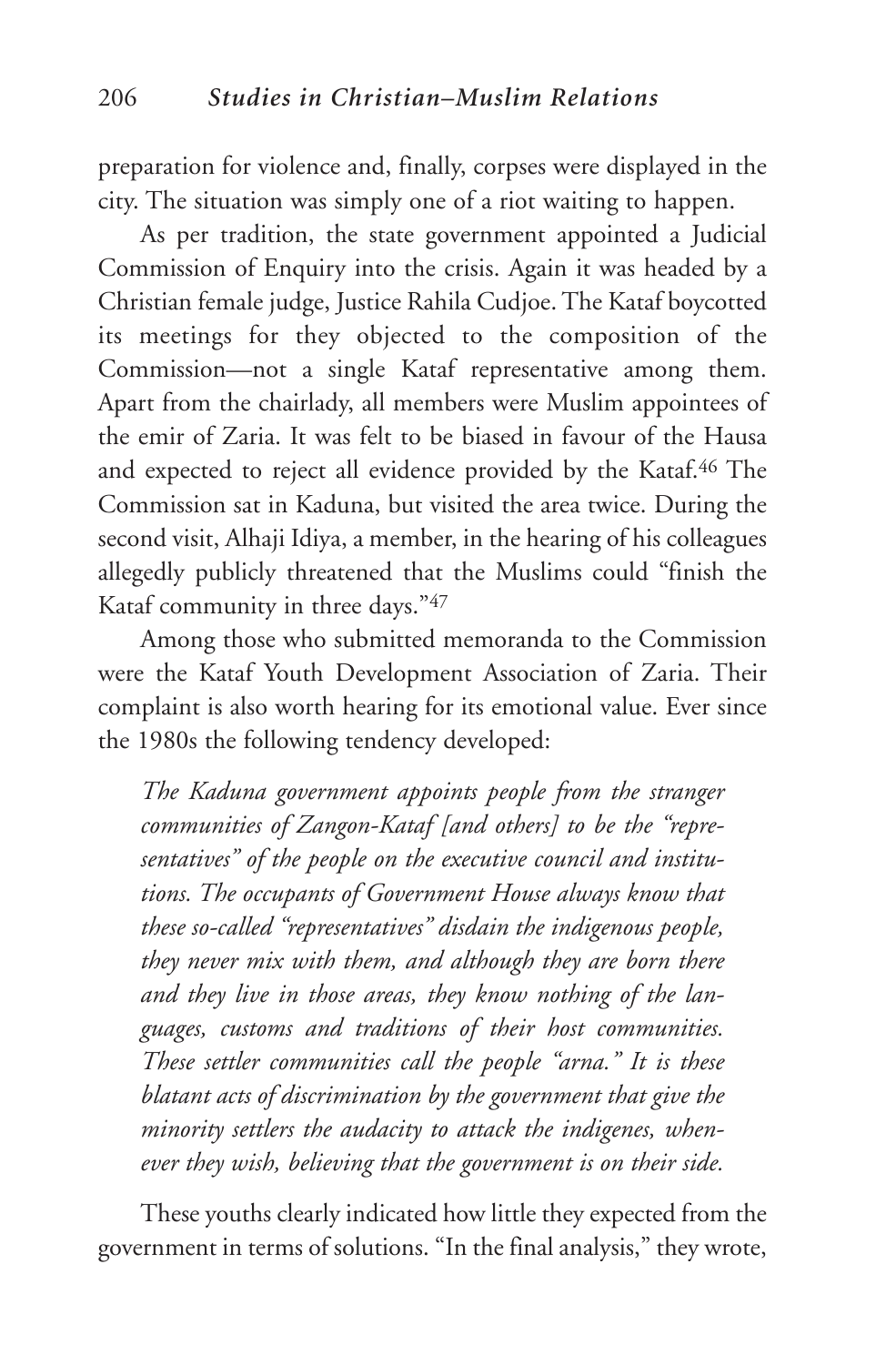preparation for violence and, finally, corpses were displayed in the city. The situation was simply one of a riot waiting to happen.

As per tradition, the state government appointed a Judicial Commission of Enquiry into the crisis. Again it was headed by a Christian female judge, Justice Rahila Cudjoe. The Kataf boycotted its meetings for they objected to the composition of the Commission—not a single Kataf representative among them. Apart from the chairlady, all members were Muslim appointees of the emir of Zaria. It was felt to be biased in favour of the Hausa and expected to reject all evidence provided by the Kataf.[46] The Commission sat in Kaduna, but visited the area twice. During the second visit, Alhaji Idiya, a member, in the hearing of his colleagues allegedly publicly threatened that the Muslims could "finish the Kataf community in three days."[47]

Among those who submitted memoranda to the Commission were the Kataf Youth Development Association of Zaria. Their complaint is also worth hearing for its emotional value. Ever since the 1980s the following tendency developed:

> *The Kaduna government appoints people from the stranger communities of Zangon-Kataf [and others] to be the "representatives" of the people on the executive council and institutions. The occupants of Government House always know that these so-called "representatives" disdain the indigenous people, they never mix with them, and although they are born there and they live in those areas, they know nothing of the languages, customs and traditions of their host communities. These settler communities call the people "arna." It is these blatant acts of discrimination by the government that give the minority settlers the audacity to attack the indigenes, whenever they wish, believing that the government is on their side.*

These youths clearly indicated how little they expected from the government in terms of solutions. "In the final analysis," they wrote,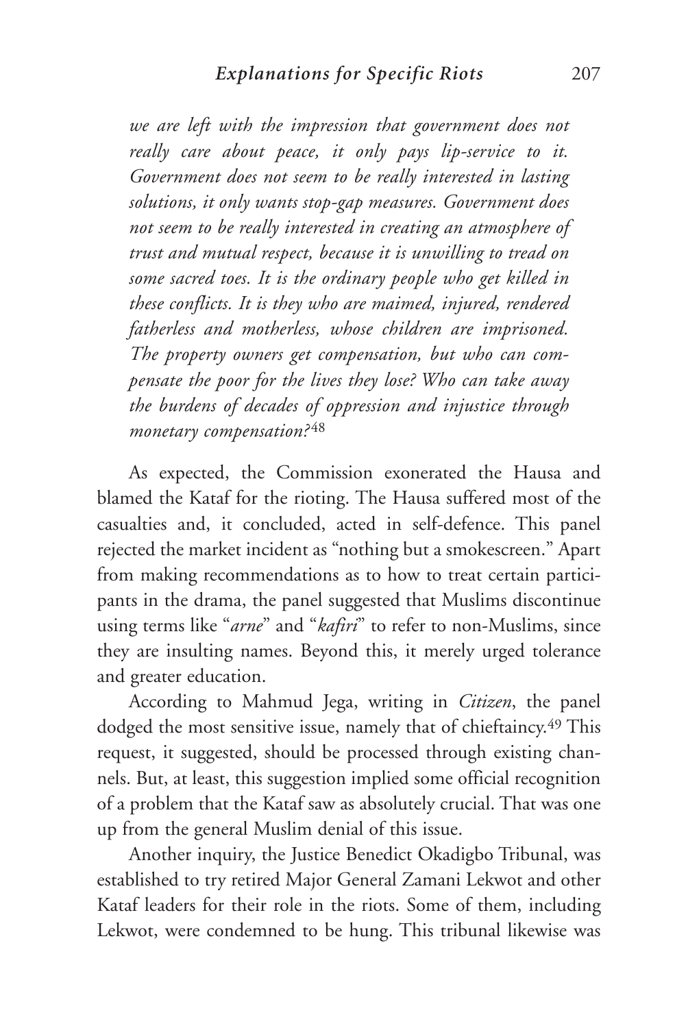*we are left with the impression that government does not really care about peace, it only pays lip-service to it. Government does not seem to be really interested in lasting solutions, it only wants stop-gap measures. Government does not seem to be really interested in creating an atmosphere of trust and mutual respect, because it is unwilling to tread on some sacred toes. It is the ordinary people who get killed in these conflicts. It is they who are maimed, injured, rendered fatherless and motherless, whose children are imprisoned. The property owners get compensation, but who can compensate the poor for the lives they lose? Who can take away the burdens of decades of oppression and injustice through monetary compensation?*[48]

As expected, the Commission exonerated the Hausa and blamed the Kataf for the rioting. The Hausa suffered most of the casualties and, it concluded, acted in self-defence. This panel rejected the market incident as "nothing but a smokescreen." Apart from making recommendations as to how to treat certain participants in the drama, the panel suggested that Muslims discontinue using terms like "*arne*" and "*kafiri*" to refer to non-Muslims, since they are insulting names. Beyond this, it merely urged tolerance and greater education.

According to Mahmud Jega, writing in *Citizen*, the panel dodged the most sensitive issue, namely that of chieftaincy.[49] This request, it suggested, should be processed through existing channels. But, at least, this suggestion implied some official recognition of a problem that the Kataf saw as absolutely crucial. That was one up from the general Muslim denial of this issue.

Another inquiry, the Justice Benedict Okadigbo Tribunal, was established to try retired Major General Zamani Lekwot and other Kataf leaders for their role in the riots. Some of them, including Lekwot, were condemned to be hung. This tribunal likewise was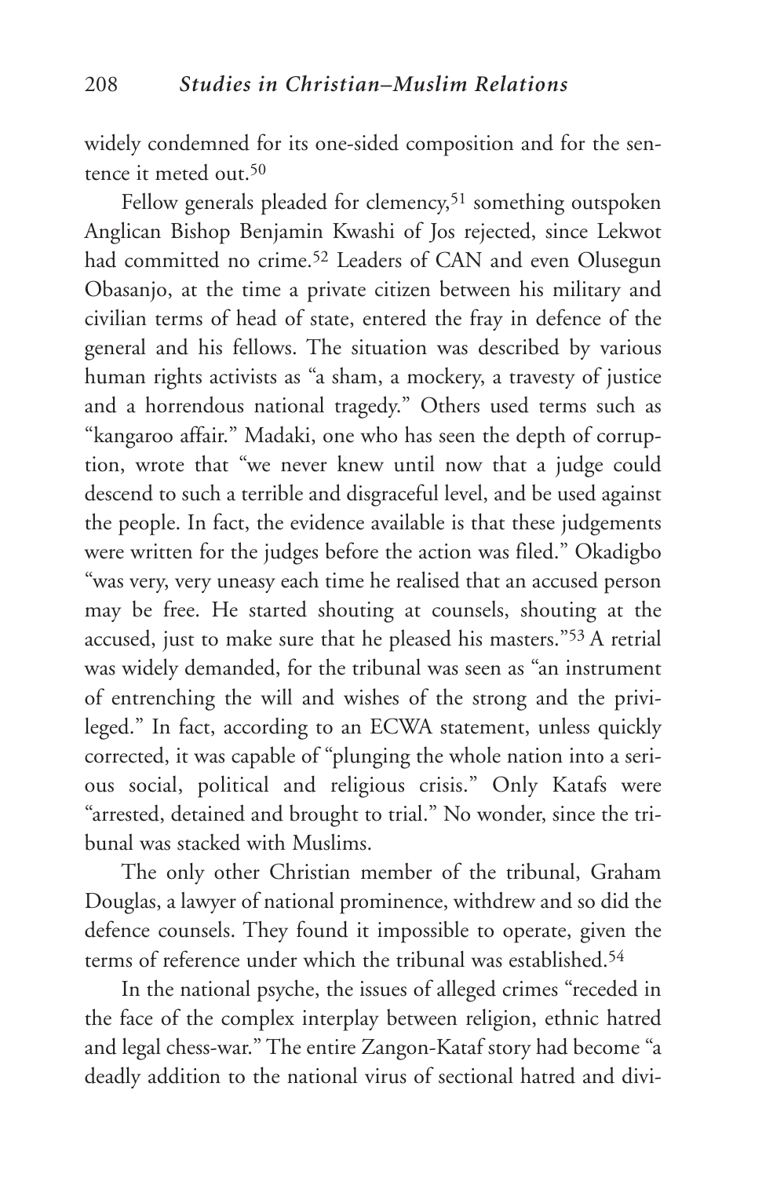widely condemned for its one-sided composition and for the sentence it meted out.[50]

Fellow generals pleaded for clemency,[51] something outspoken Anglican Bishop Benjamin Kwashi of Jos rejected, since Lekwot had committed no crime.[52] Leaders of CAN and even Olusegun Obasanjo, at the time a private citizen between his military and civilian terms of head of state, entered the fray in defence of the general and his fellows. The situation was described by various human rights activists as "a sham, a mockery, a travesty of justice and a horrendous national tragedy." Others used terms such as "kangaroo affair." Madaki, one who has seen the depth of corruption, wrote that "we never knew until now that a judge could descend to such a terrible and disgraceful level, and be used against the people. In fact, the evidence available is that these judgements were written for the judges before the action was filed." Okadigbo "was very, very uneasy each time he realised that an accused person may be free. He started shouting at counsels, shouting at the accused, just to make sure that he pleased his masters."[53] A retrial was widely demanded, for the tribunal was seen as "an instrument of entrenching the will and wishes of the strong and the privileged." In fact, according to an ECWA statement, unless quickly corrected, it was capable of "plunging the whole nation into a serious social, political and religious crisis." Only Katafs were "arrested, detained and brought to trial." No wonder, since the tribunal was stacked with Muslims.

The only other Christian member of the tribunal, Graham Douglas, a lawyer of national prominence, withdrew and so did the defence counsels. They found it impossible to operate, given the terms of reference under which the tribunal was established.[54]

In the national psyche, the issues of alleged crimes "receded in the face of the complex interplay between religion, ethnic hatred and legal chess-war." The entire Zangon-Kataf story had become "a deadly addition to the national virus of sectional hatred and divi-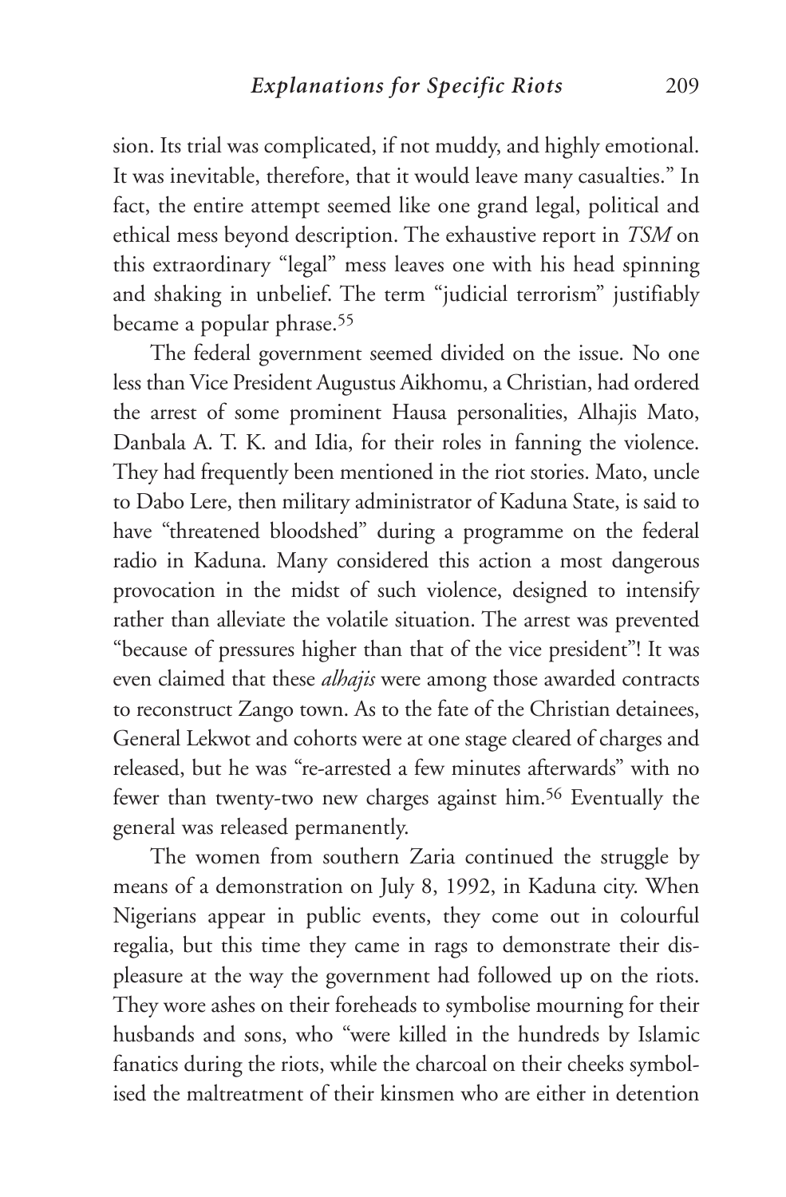sion. Its trial was complicated, if not muddy, and highly emotional. It was inevitable, therefore, that it would leave many casualties." In fact, the entire attempt seemed like one grand legal, political and ethical mess beyond description. The exhaustive report in *TSM* on this extraordinary "legal" mess leaves one with his head spinning and shaking in unbelief. The term "judicial terrorism" justifiably became a popular phrase.[55]

The federal government seemed divided on the issue. No one less than Vice President Augustus Aikhomu, a Christian, had ordered the arrest of some prominent Hausa personalities, Alhajis Mato, Danbala A. T. K. and Idia, for their roles in fanning the violence. They had frequently been mentioned in the riot stories. Mato, uncle to Dabo Lere, then military administrator of Kaduna State, is said to have "threatened bloodshed" during a programme on the federal radio in Kaduna. Many considered this action a most dangerous provocation in the midst of such violence, designed to intensify rather than alleviate the volatile situation. The arrest was prevented "because of pressures higher than that of the vice president"! It was even claimed that these *alhajis* were among those awarded contracts to reconstruct Zango town. As to the fate of the Christian detainees, General Lekwot and cohorts were at one stage cleared of charges and released, but he was "re-arrested a few minutes afterwards" with no fewer than twenty-two new charges against him.[56] Eventually the general was released permanently.

The women from southern Zaria continued the struggle by means of a demonstration on July 8, 1992, in Kaduna city. When Nigerians appear in public events, they come out in colourful regalia, but this time they came in rags to demonstrate their displeasure at the way the government had followed up on the riots. They wore ashes on their foreheads to symbolise mourning for their husbands and sons, who "were killed in the hundreds by Islamic fanatics during the riots, while the charcoal on their cheeks symbolised the maltreatment of their kinsmen who are either in detention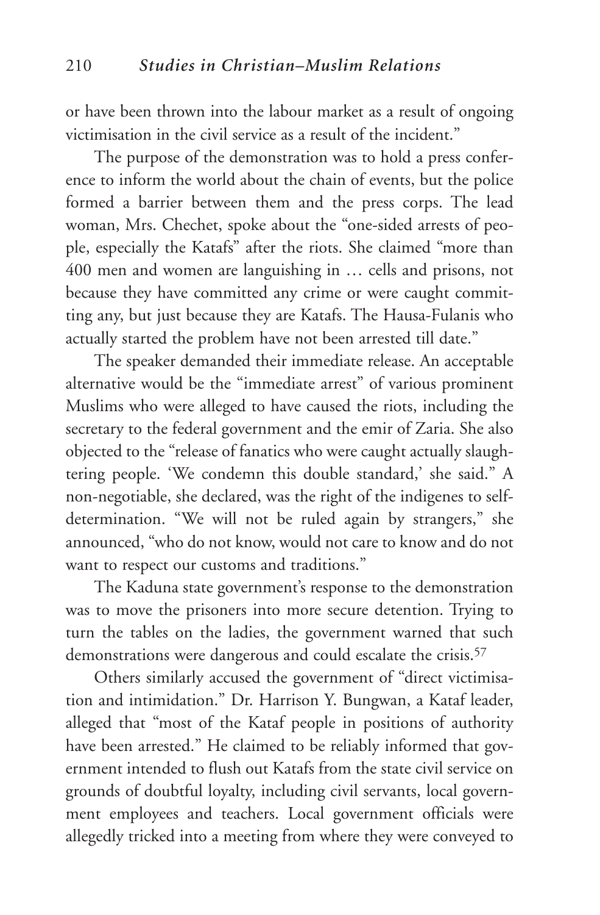or have been thrown into the labour market as a result of ongoing victimisation in the civil service as a result of the incident."

The purpose of the demonstration was to hold a press conference to inform the world about the chain of events, but the police formed a barrier between them and the press corps. The lead woman, Mrs. Chechet, spoke about the "one-sided arrests of people, especially the Katafs" after the riots. She claimed "more than 400 men and women are languishing in … cells and prisons, not because they have committed any crime or were caught committing any, but just because they are Katafs. The Hausa-Fulanis who actually started the problem have not been arrested till date."

The speaker demanded their immediate release. An acceptable alternative would be the "immediate arrest" of various prominent Muslims who were alleged to have caused the riots, including the secretary to the federal government and the emir of Zaria. She also objected to the "release of fanatics who were caught actually slaughtering people. 'We condemn this double standard,' she said." A non-negotiable, she declared, was the right of the indigenes to self-determination. "We will not be ruled again by strangers," she announced, "who do not know, would not care to know and do not want to respect our customs and traditions."

The Kaduna state government's response to the demonstration was to move the prisoners into more secure detention. Trying to turn the tables on the ladies, the government warned that such demonstrations were dangerous and could escalate the crisis.[57]

Others similarly accused the government of "direct victimisation and intimidation." Dr. Harrison Y. Bungwan, a Kataf leader, alleged that "most of the Kataf people in positions of authority have been arrested." He claimed to be reliably informed that government intended to flush out Katafs from the state civil service on grounds of doubtful loyalty, including civil servants, local government employees and teachers. Local government officials were allegedly tricked into a meeting from where they were conveyed to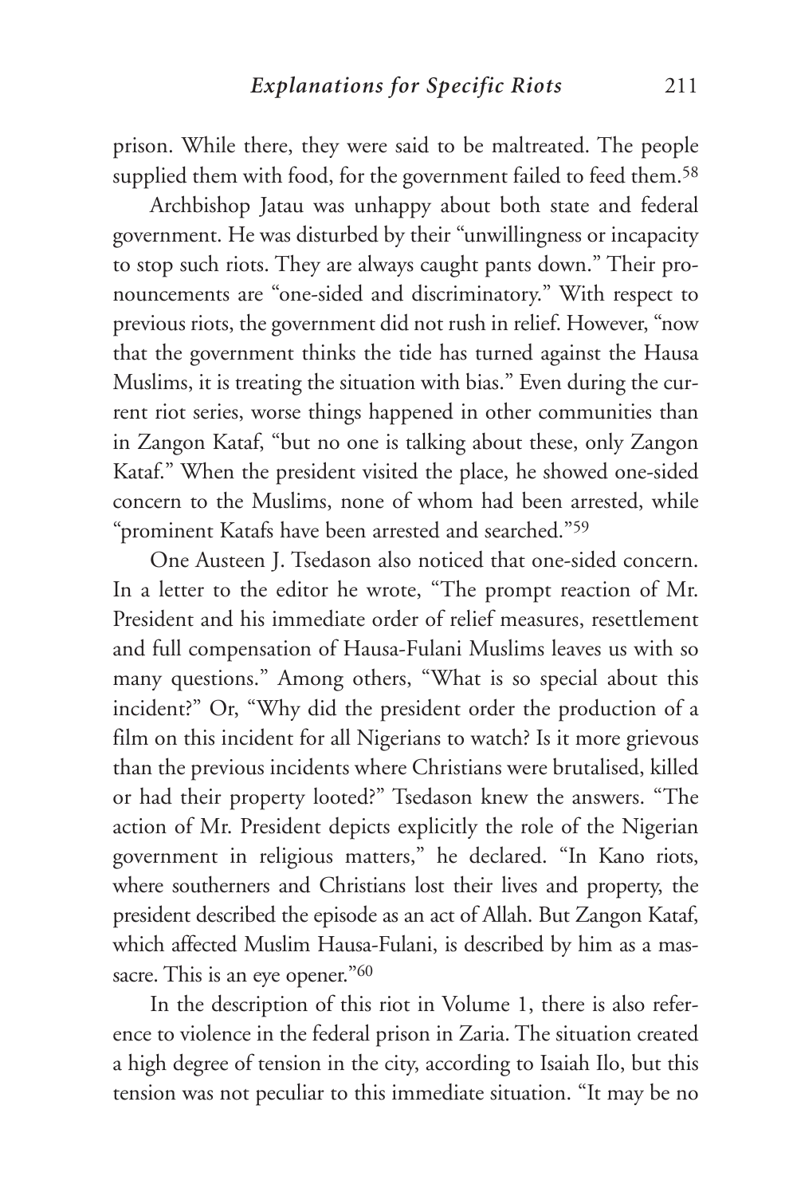prison. While there, they were said to be maltreated. The people supplied them with food, for the government failed to feed them.[58]

Archbishop Jatau was unhappy about both state and federal government. He was disturbed by their "unwillingness or incapacity to stop such riots. They are always caught pants down." Their pronouncements are "one-sided and discriminatory." With respect to previous riots, the government did not rush in relief. However, "now that the government thinks the tide has turned against the Hausa Muslims, it is treating the situation with bias." Even during the current riot series, worse things happened in other communities than in Zangon Kataf, "but no one is talking about these, only Zangon Kataf." When the president visited the place, he showed one-sided concern to the Muslims, none of whom had been arrested, while "prominent Katafs have been arrested and searched."[59]

One Austeen J. Tsedason also noticed that one-sided concern. In a letter to the editor he wrote, "The prompt reaction of Mr. President and his immediate order of relief measures, resettlement and full compensation of Hausa-Fulani Muslims leaves us with so many questions." Among others, "What is so special about this incident?" Or, "Why did the president order the production of a film on this incident for all Nigerians to watch? Is it more grievous than the previous incidents where Christians were brutalised, killed or had their property looted?" Tsedason knew the answers. "The action of Mr. President depicts explicitly the role of the Nigerian government in religious matters," he declared. "In Kano riots, where southerners and Christians lost their lives and property, the president described the episode as an act of Allah. But Zangon Kataf, which affected Muslim Hausa-Fulani, is described by him as a massacre. This is an eye opener."[60]

In the description of this riot in Volume 1, there is also reference to violence in the federal prison in Zaria. The situation created a high degree of tension in the city, according to Isaiah Ilo, but this tension was not peculiar to this immediate situation. "It may be no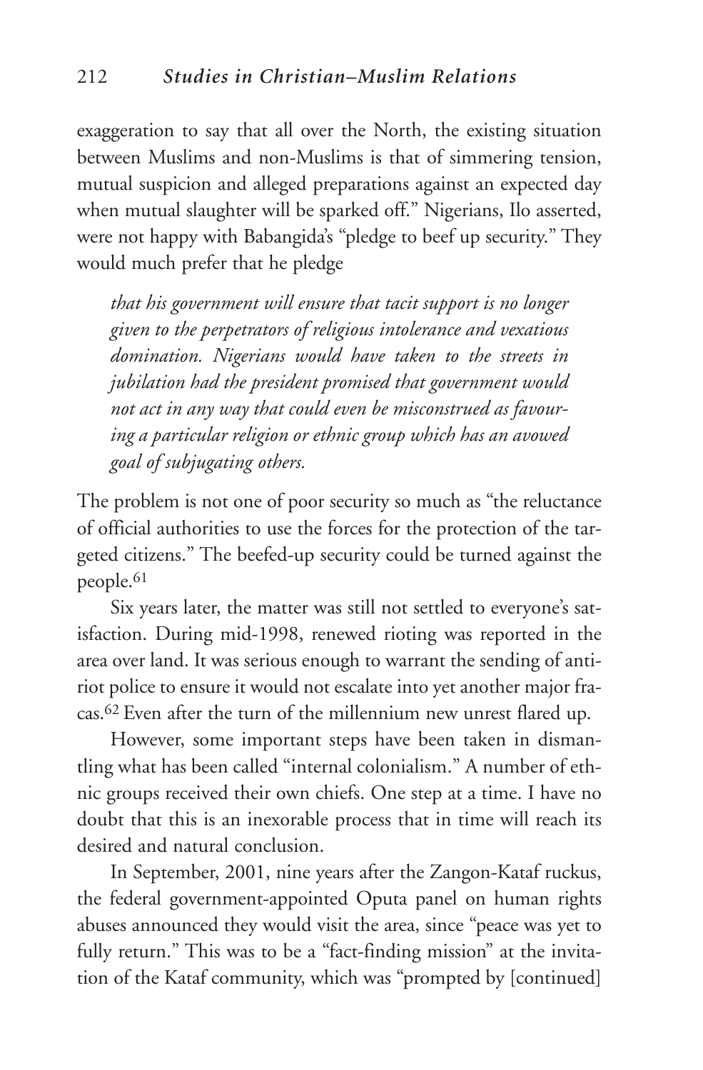exaggeration to say that all over the North, the existing situation between Muslims and non-Muslims is that of simmering tension, mutual suspicion and alleged preparations against an expected day when mutual slaughter will be sparked off." Nigerians, Ilo asserted, were not happy with Babangida's "pledge to beef up security." They would much prefer that he pledge

> *that his government will ensure that tacit support is no longer given to the perpetrators of religious intolerance and vexatious domination. Nigerians would have taken to the streets in jubilation had the president promised that government would not act in any way that could even be misconstrued as favouring a particular religion or ethnic group which has an avowed goal of subjugating others.*

The problem is not one of poor security so much as "the reluctance of official authorities to use the forces for the protection of the targeted citizens." The beefed-up security could be turned against the people.[61]

Six years later, the matter was still not settled to everyone's satisfaction. During mid-1998, renewed rioting was reported in the area over land. It was serious enough to warrant the sending of anti-riot police to ensure it would not escalate into yet another major fracas.[62] Even after the turn of the millennium new unrest flared up.

However, some important steps have been taken in dismantling what has been called "internal colonialism." A number of ethnic groups received their own chiefs. One step at a time. I have no doubt that this is an inexorable process that in time will reach its desired and natural conclusion.

In September, 2001, nine years after the Zangon-Kataf ruckus, the federal government-appointed Oputa panel on human rights abuses announced they would visit the area, since "peace was yet to fully return." This was to be a "fact-finding mission" at the invitation of the Kataf community, which was "prompted by [continued]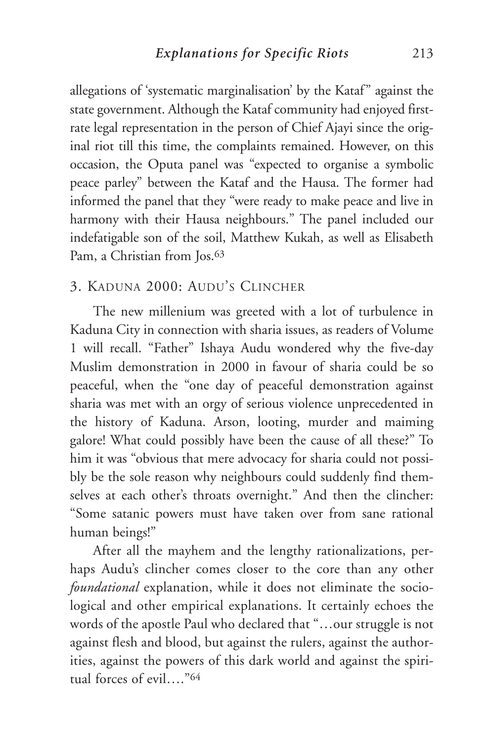allegations of 'systematic marginalisation' by the Kataf" against the state government. Although the Kataf community had enjoyed first-rate legal representation in the person of Chief Ajayi since the original riot till this time, the complaints remained. However, on this occasion, the Oputa panel was "expected to organise a symbolic peace parley" between the Kataf and the Hausa. The former had informed the panel that they "were ready to make peace and live in harmony with their Hausa neighbours." The panel included our indefatigable son of the soil, Matthew Kukah, as well as Elisabeth Pam, a Christian from Jos.[63]

## 3. Kaduna 2000: Audu's Clincher

The new millenium was greeted with a lot of turbulence in Kaduna City in connection with sharia issues, as readers of Volume 1 will recall. "Father" Ishaya Audu wondered why the five-day Muslim demonstration in 2000 in favour of sharia could be so peaceful, when the "one day of peaceful demonstration against sharia was met with an orgy of serious violence unprecedented in the history of Kaduna. Arson, looting, murder and maiming galore! What could possibly have been the cause of all these?" To him it was "obvious that mere advocacy for sharia could not possibly be the sole reason why neighbours could suddenly find themselves at each other's throats overnight." And then the clincher: "Some satanic powers must have taken over from sane rational human beings!"

After all the mayhem and the lengthy rationalizations, perhaps Audu's clincher comes closer to the core than any other *foundational* explanation, while it does not eliminate the sociological and other empirical explanations. It certainly echoes the words of the apostle Paul who declared that "…our struggle is not against flesh and blood, but against the rulers, against the authorities, against the powers of this dark world and against the spiritual forces of evil…."[64]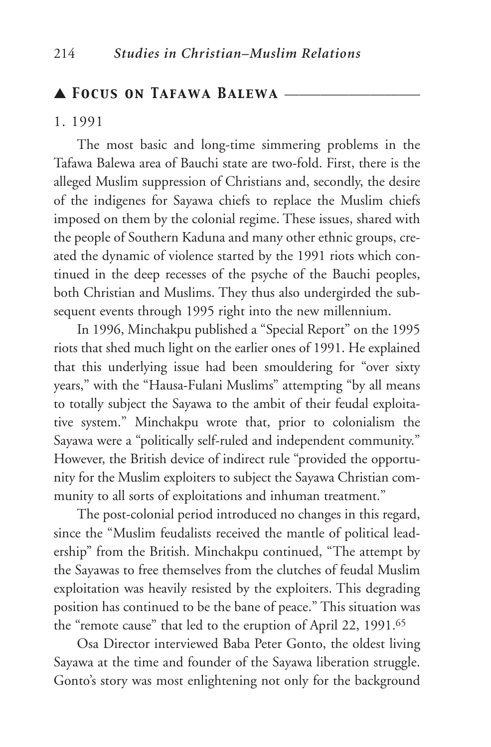## ▲ *Focus on Tafawa Balewa*

1. 1991

The most basic and long-time simmering problems in the Tafawa Balewa area of Bauchi state are two-fold. First, there is the alleged Muslim suppression of Christians and, secondly, the desire of the indigenes for Sayawa chiefs to replace the Muslim chiefs imposed on them by the colonial regime. These issues, shared with the people of Southern Kaduna and many other ethnic groups, created the dynamic of violence started by the 1991 riots which continued in the deep recesses of the psyche of the Bauchi peoples, both Christian and Muslims. They thus also undergirded the subsequent events through 1995 right into the new millennium.

In 1996, Minchakpu published a "Special Report" on the 1995 riots that shed much light on the earlier ones of 1991. He explained that this underlying issue had been smouldering for "over sixty years," with the "Hausa-Fulani Muslims" attempting "by all means to totally subject the Sayawa to the ambit of their feudal exploitative system." Minchakpu wrote that, prior to colonialism the Sayawa were a "politically self-ruled and independent community." However, the British device of indirect rule "provided the opportunity for the Muslim exploiters to subject the Sayawa Christian community to all sorts of exploitations and inhuman treatment."

The post-colonial period introduced no changes in this regard, since the "Muslim feudalists received the mantle of political leadership" from the British. Minchakpu continued, "The attempt by the Sayawas to free themselves from the clutches of feudal Muslim exploitation was heavily resisted by the exploiters. This degrading position has continued to be the bane of peace." This situation was the "remote cause" that led to the eruption of April 22, 1991.[65]

Osa Director interviewed Baba Peter Gonto, the oldest living Sayawa at the time and founder of the Sayawa liberation struggle. Gonto's story was most enlightening not only for the background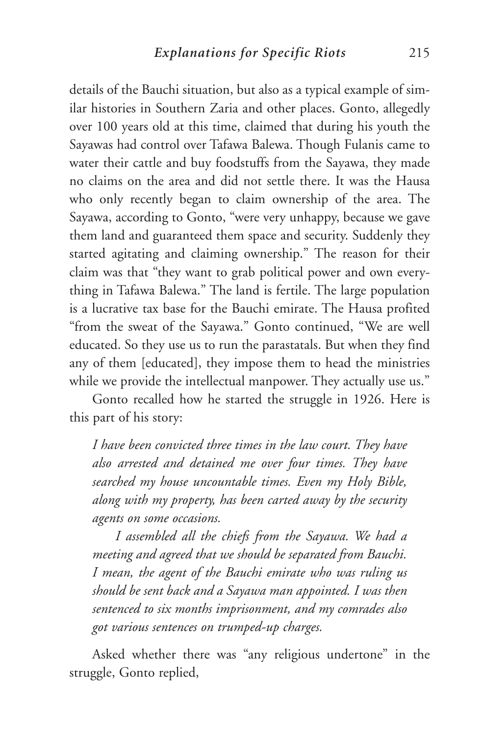details of the Bauchi situation, but also as a typical example of similar histories in Southern Zaria and other places. Gonto, allegedly over 100 years old at this time, claimed that during his youth the Sayawas had control over Tafawa Balewa. Though Fulanis came to water their cattle and buy foodstuffs from the Sayawa, they made no claims on the area and did not settle there. It was the Hausa who only recently began to claim ownership of the area. The Sayawa, according to Gonto, "were very unhappy, because we gave them land and guaranteed them space and security. Suddenly they started agitating and claiming ownership." The reason for their claim was that "they want to grab political power and own everything in Tafawa Balewa." The land is fertile. The large population is a lucrative tax base for the Bauchi emirate. The Hausa profited "from the sweat of the Sayawa." Gonto continued, "We are well educated. So they use us to run the parastatals. But when they find any of them [educated], they impose them to head the ministries while we provide the intellectual manpower. They actually use us."

Gonto recalled how he started the struggle in 1926. Here is this part of his story:

> *I have been convicted three times in the law court. They have also arrested and detained me over four times. They have searched my house uncountable times. Even my Holy Bible, along with my property, has been carted away by the security agents on some occasions.*
>
> *I assembled all the chiefs from the Sayawa. We had a meeting and agreed that we should be separated from Bauchi. I mean, the agent of the Bauchi emirate who was ruling us should be sent back and a Sayawa man appointed. I was then sentenced to six months imprisonment, and my comrades also got various sentences on trumped-up charges.*

Asked whether there was "any religious undertone" in the struggle, Gonto replied,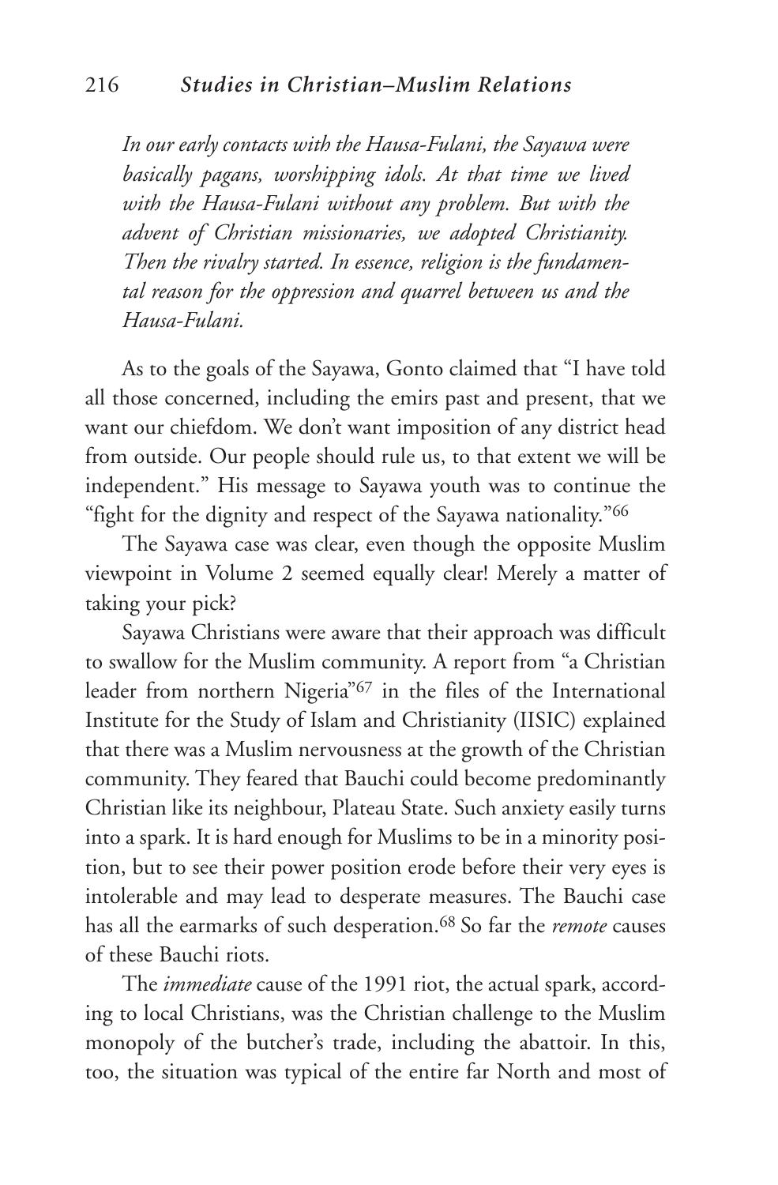*In our early contacts with the Hausa-Fulani, the Sayawa were basically pagans, worshipping idols. At that time we lived with the Hausa-Fulani without any problem. But with the advent of Christian missionaries, we adopted Christianity. Then the rivalry started. In essence, religion is the fundamental reason for the oppression and quarrel between us and the Hausa-Fulani.*

As to the goals of the Sayawa, Gonto claimed that "I have told all those concerned, including the emirs past and present, that we want our chiefdom. We don't want imposition of any district head from outside. Our people should rule us, to that extent we will be independent." His message to Sayawa youth was to continue the "fight for the dignity and respect of the Sayawa nationality."[66]

The Sayawa case was clear, even though the opposite Muslim viewpoint in Volume 2 seemed equally clear! Merely a matter of taking your pick?

Sayawa Christians were aware that their approach was difficult to swallow for the Muslim community. A report from "a Christian leader from northern Nigeria"[67] in the files of the International Institute for the Study of Islam and Christianity (IISIC) explained that there was a Muslim nervousness at the growth of the Christian community. They feared that Bauchi could become predominantly Christian like its neighbour, Plateau State. Such anxiety easily turns into a spark. It is hard enough for Muslims to be in a minority position, but to see their power position erode before their very eyes is intolerable and may lead to desperate measures. The Bauchi case has all the earmarks of such desperation.[68] So far the *remote* causes of these Bauchi riots.

The *immediate* cause of the 1991 riot, the actual spark, according to local Christians, was the Christian challenge to the Muslim monopoly of the butcher's trade, including the abattoir. In this, too, the situation was typical of the entire far North and most of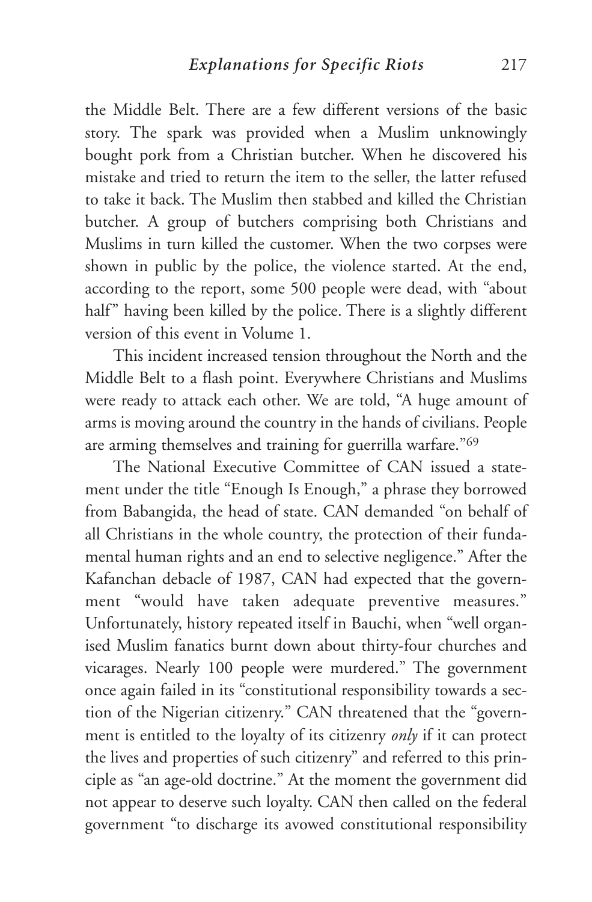the Middle Belt. There are a few different versions of the basic story. The spark was provided when a Muslim unknowingly bought pork from a Christian butcher. When he discovered his mistake and tried to return the item to the seller, the latter refused to take it back. The Muslim then stabbed and killed the Christian butcher. A group of butchers comprising both Christians and Muslims in turn killed the customer. When the two corpses were shown in public by the police, the violence started. At the end, according to the report, some 500 people were dead, with "about half" having been killed by the police. There is a slightly different version of this event in Volume 1.

This incident increased tension throughout the North and the Middle Belt to a flash point. Everywhere Christians and Muslims were ready to attack each other. We are told, "A huge amount of arms is moving around the country in the hands of civilians. People are arming themselves and training for guerrilla warfare."[69]

The National Executive Committee of CAN issued a statement under the title "Enough Is Enough," a phrase they borrowed from Babangida, the head of state. CAN demanded "on behalf of all Christians in the whole country, the protection of their fundamental human rights and an end to selective negligence." After the Kafanchan debacle of 1987, CAN had expected that the government "would have taken adequate preventive measures." Unfortunately, history repeated itself in Bauchi, when "well organised Muslim fanatics burnt down about thirty-four churches and vicarages. Nearly 100 people were murdered." The government once again failed in its "constitutional responsibility towards a section of the Nigerian citizenry." CAN threatened that the "government is entitled to the loyalty of its citizenry *only* if it can protect the lives and properties of such citizenry" and referred to this principle as "an age-old doctrine." At the moment the government did not appear to deserve such loyalty. CAN then called on the federal government "to discharge its avowed constitutional responsibility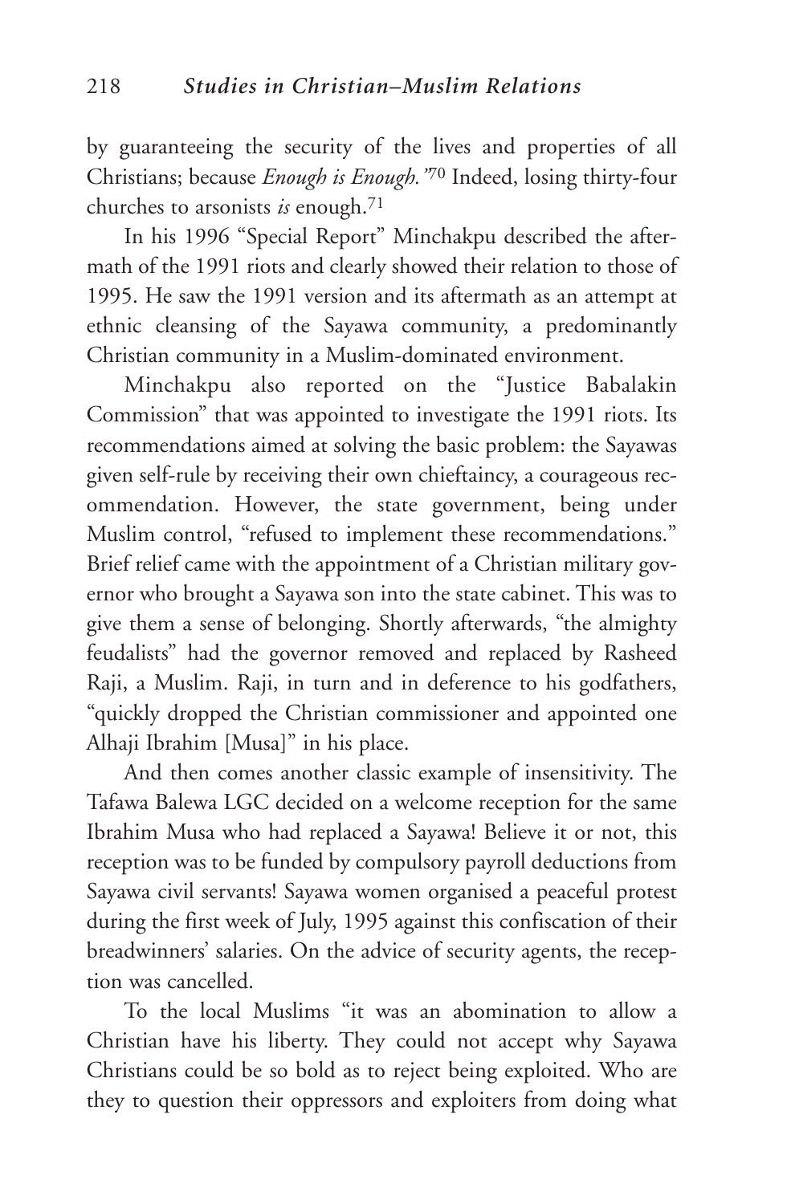by guaranteeing the security of the lives and properties of all Christians; because *Enough is Enough."*[70] Indeed, losing thirty-four churches to arsonists *is* enough.[71]

In his 1996 "Special Report" Minchakpu described the aftermath of the 1991 riots and clearly showed their relation to those of 1995. He saw the 1991 version and its aftermath as an attempt at ethnic cleansing of the Sayawa community, a predominantly Christian community in a Muslim-dominated environment.

Minchakpu also reported on the "Justice Babalakin Commission" that was appointed to investigate the 1991 riots. Its recommendations aimed at solving the basic problem: the Sayawas given self-rule by receiving their own chieftaincy, a courageous recommendation. However, the state government, being under Muslim control, "refused to implement these recommendations." Brief relief came with the appointment of a Christian military governor who brought a Sayawa son into the state cabinet. This was to give them a sense of belonging. Shortly afterwards, "the almighty feudalists" had the governor removed and replaced by Rasheed Raji, a Muslim. Raji, in turn and in deference to his godfathers, "quickly dropped the Christian commissioner and appointed one Alhaji Ibrahim [Musa]" in his place.

And then comes another classic example of insensitivity. The Tafawa Balewa LGC decided on a welcome reception for the same Ibrahim Musa who had replaced a Sayawa! Believe it or not, this reception was to be funded by compulsory payroll deductions from Sayawa civil servants! Sayawa women organised a peaceful protest during the first week of July, 1995 against this confiscation of their breadwinners' salaries. On the advice of security agents, the reception was cancelled.

To the local Muslims "it was an abomination to allow a Christian have his liberty. They could not accept why Sayawa Christians could be so bold as to reject being exploited. Who are they to question their oppressors and exploiters from doing what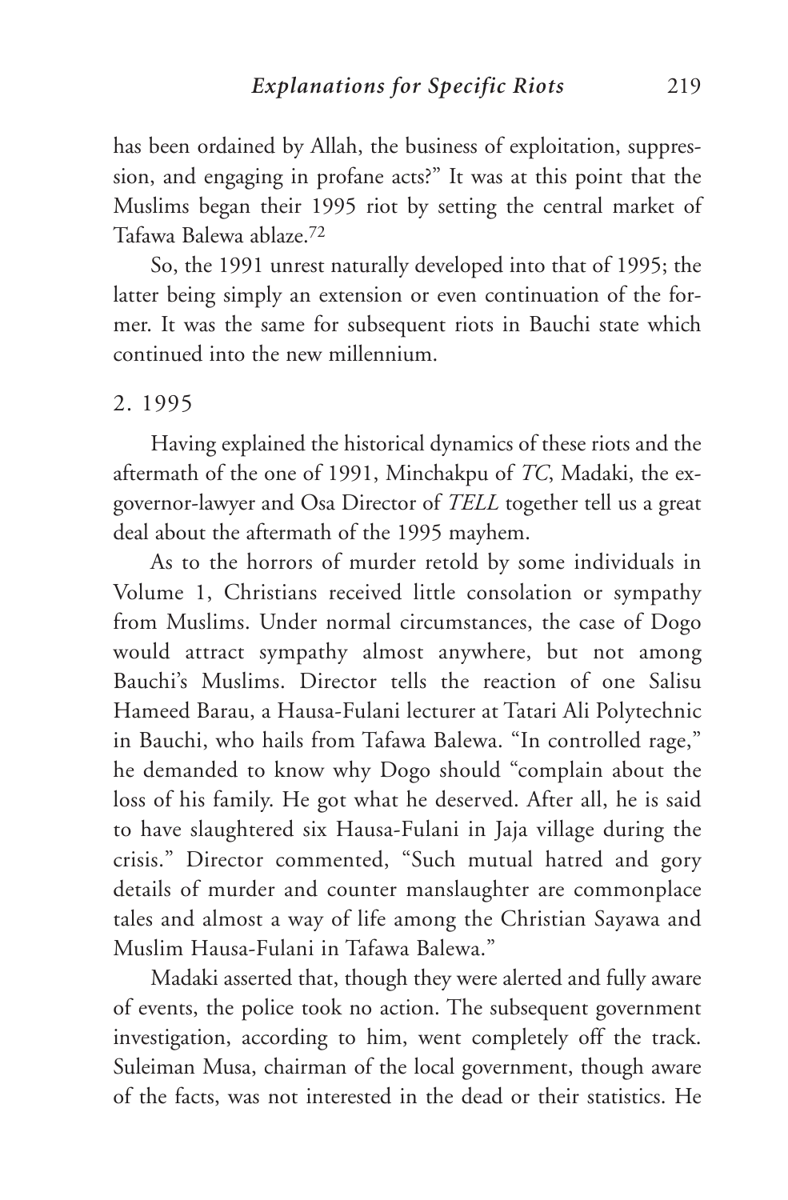has been ordained by Allah, the business of exploitation, suppression, and engaging in profane acts?" It was at this point that the Muslims began their 1995 riot by setting the central market of Tafawa Balewa ablaze.[72]

So, the 1991 unrest naturally developed into that of 1995; the latter being simply an extension or even continuation of the former. It was the same for subsequent riots in Bauchi state which continued into the new millennium.

## 2. 1995

Having explained the historical dynamics of these riots and the aftermath of the one of 1991, Minchakpu of *TC*, Madaki, the ex-governor-lawyer and Osa Director of *TELL* together tell us a great deal about the aftermath of the 1995 mayhem.

As to the horrors of murder retold by some individuals in Volume 1, Christians received little consolation or sympathy from Muslims. Under normal circumstances, the case of Dogo would attract sympathy almost anywhere, but not among Bauchi's Muslims. Director tells the reaction of one Salisu Hameed Barau, a Hausa-Fulani lecturer at Tatari Ali Polytechnic in Bauchi, who hails from Tafawa Balewa. "In controlled rage," he demanded to know why Dogo should "complain about the loss of his family. He got what he deserved. After all, he is said to have slaughtered six Hausa-Fulani in Jaja village during the crisis." Director commented, "Such mutual hatred and gory details of murder and counter manslaughter are commonplace tales and almost a way of life among the Christian Sayawa and Muslim Hausa-Fulani in Tafawa Balewa."

Madaki asserted that, though they were alerted and fully aware of events, the police took no action. The subsequent government investigation, according to him, went completely off the track. Suleiman Musa, chairman of the local government, though aware of the facts, was not interested in the dead or their statistics. He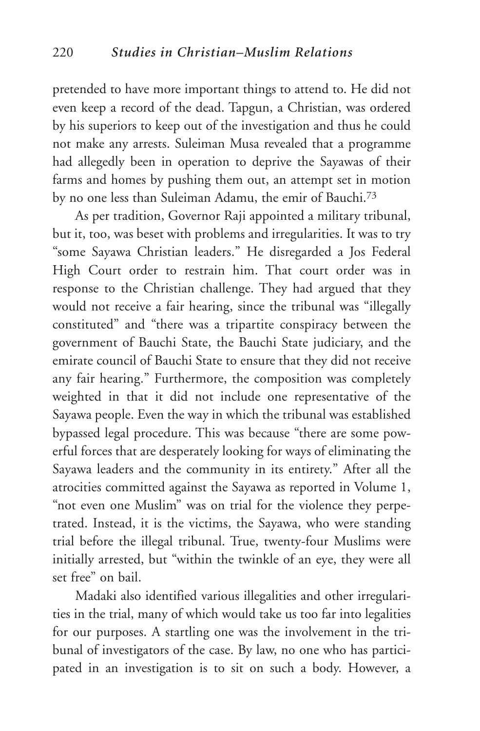pretended to have more important things to attend to. He did not even keep a record of the dead. Tapgun, a Christian, was ordered by his superiors to keep out of the investigation and thus he could not make any arrests. Suleiman Musa revealed that a programme had allegedly been in operation to deprive the Sayawas of their farms and homes by pushing them out, an attempt set in motion by no one less than Suleiman Adamu, the emir of Bauchi.[73]

As per tradition, Governor Raji appointed a military tribunal, but it, too, was beset with problems and irregularities. It was to try "some Sayawa Christian leaders." He disregarded a Jos Federal High Court order to restrain him. That court order was in response to the Christian challenge. They had argued that they would not receive a fair hearing, since the tribunal was "illegally constituted" and "there was a tripartite conspiracy between the government of Bauchi State, the Bauchi State judiciary, and the emirate council of Bauchi State to ensure that they did not receive any fair hearing." Furthermore, the composition was completely weighted in that it did not include one representative of the Sayawa people. Even the way in which the tribunal was established bypassed legal procedure. This was because "there are some powerful forces that are desperately looking for ways of eliminating the Sayawa leaders and the community in its entirety." After all the atrocities committed against the Sayawa as reported in Volume 1, "not even one Muslim" was on trial for the violence they perpetrated. Instead, it is the victims, the Sayawa, who were standing trial before the illegal tribunal. True, twenty-four Muslims were initially arrested, but "within the twinkle of an eye, they were all set free" on bail.

Madaki also identified various illegalities and other irregularities in the trial, many of which would take us too far into legalities for our purposes. A startling one was the involvement in the tribunal of investigators of the case. By law, no one who has participated in an investigation is to sit on such a body. However, a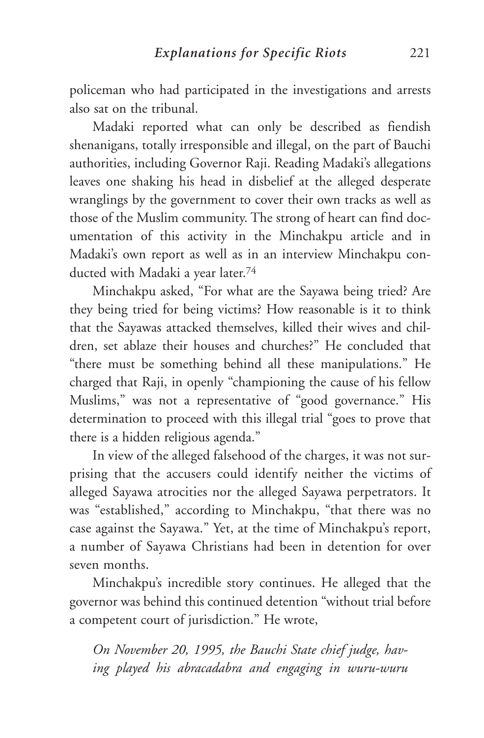policeman who had participated in the investigations and arrests also sat on the tribunal.

Madaki reported what can only be described as fiendish shenanigans, totally irresponsible and illegal, on the part of Bauchi authorities, including Governor Raji. Reading Madaki's allegations leaves one shaking his head in disbelief at the alleged desperate wranglings by the government to cover their own tracks as well as those of the Muslim community. The strong of heart can find documentation of this activity in the Minchakpu article and in Madaki's own report as well as in an interview Minchakpu conducted with Madaki a year later.[74]

Minchakpu asked, "For what are the Sayawa being tried? Are they being tried for being victims? How reasonable is it to think that the Sayawas attacked themselves, killed their wives and children, set ablaze their houses and churches?" He concluded that "there must be something behind all these manipulations." He charged that Raji, in openly "championing the cause of his fellow Muslims," was not a representative of "good governance." His determination to proceed with this illegal trial "goes to prove that there is a hidden religious agenda."

In view of the alleged falsehood of the charges, it was not surprising that the accusers could identify neither the victims of alleged Sayawa atrocities nor the alleged Sayawa perpetrators. It was "established," according to Minchakpu, "that there was no case against the Sayawa." Yet, at the time of Minchakpu's report, a number of Sayawa Christians had been in detention for over seven months.

Minchakpu's incredible story continues. He alleged that the governor was behind this continued detention "without trial before a competent court of jurisdiction." He wrote,

> *On November 20, 1995, the Bauchi State chief judge, having played his abracadabra and engaging in wuru-wuru*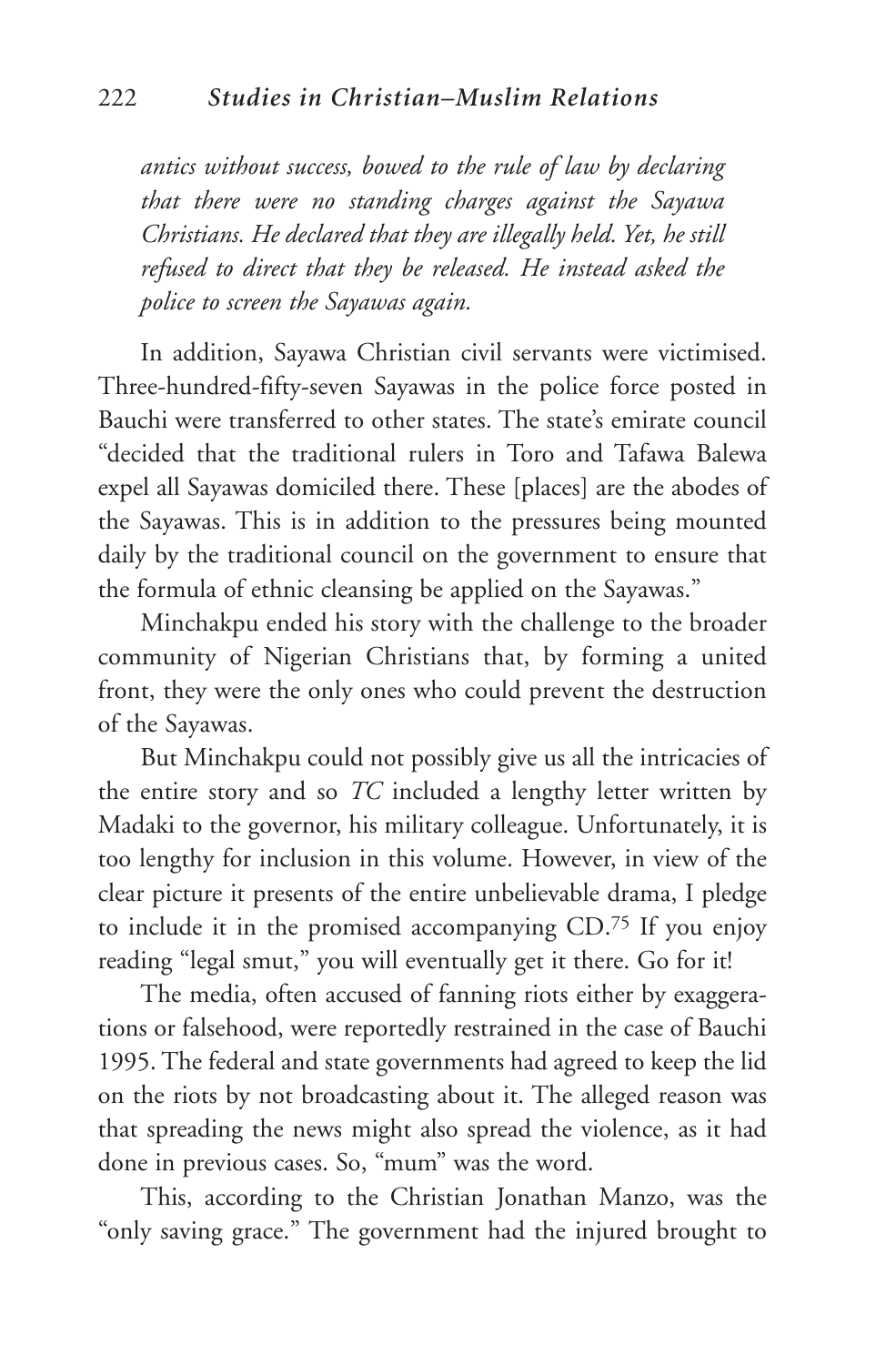*antics without success, bowed to the rule of law by declaring that there were no standing charges against the Sayawa Christians. He declared that they are illegally held. Yet, he still refused to direct that they be released. He instead asked the police to screen the Sayawas again.*

In addition, Sayawa Christian civil servants were victimised. Three-hundred-fifty-seven Sayawas in the police force posted in Bauchi were transferred to other states. The state's emirate council "decided that the traditional rulers in Toro and Tafawa Balewa expel all Sayawas domiciled there. These [places] are the abodes of the Sayawas. This is in addition to the pressures being mounted daily by the traditional council on the government to ensure that the formula of ethnic cleansing be applied on the Sayawas."

Minchakpu ended his story with the challenge to the broader community of Nigerian Christians that, by forming a united front, they were the only ones who could prevent the destruction of the Sayawas.

But Minchakpu could not possibly give us all the intricacies of the entire story and so *TC* included a lengthy letter written by Madaki to the governor, his military colleague. Unfortunately, it is too lengthy for inclusion in this volume. However, in view of the clear picture it presents of the entire unbelievable drama, I pledge to include it in the promised accompanying CD.[75] If you enjoy reading "legal smut," you will eventually get it there. Go for it!

The media, often accused of fanning riots either by exaggerations or falsehood, were reportedly restrained in the case of Bauchi 1995. The federal and state governments had agreed to keep the lid on the riots by not broadcasting about it. The alleged reason was that spreading the news might also spread the violence, as it had done in previous cases. So, "mum" was the word.

This, according to the Christian Jonathan Manzo, was the "only saving grace." The government had the injured brought to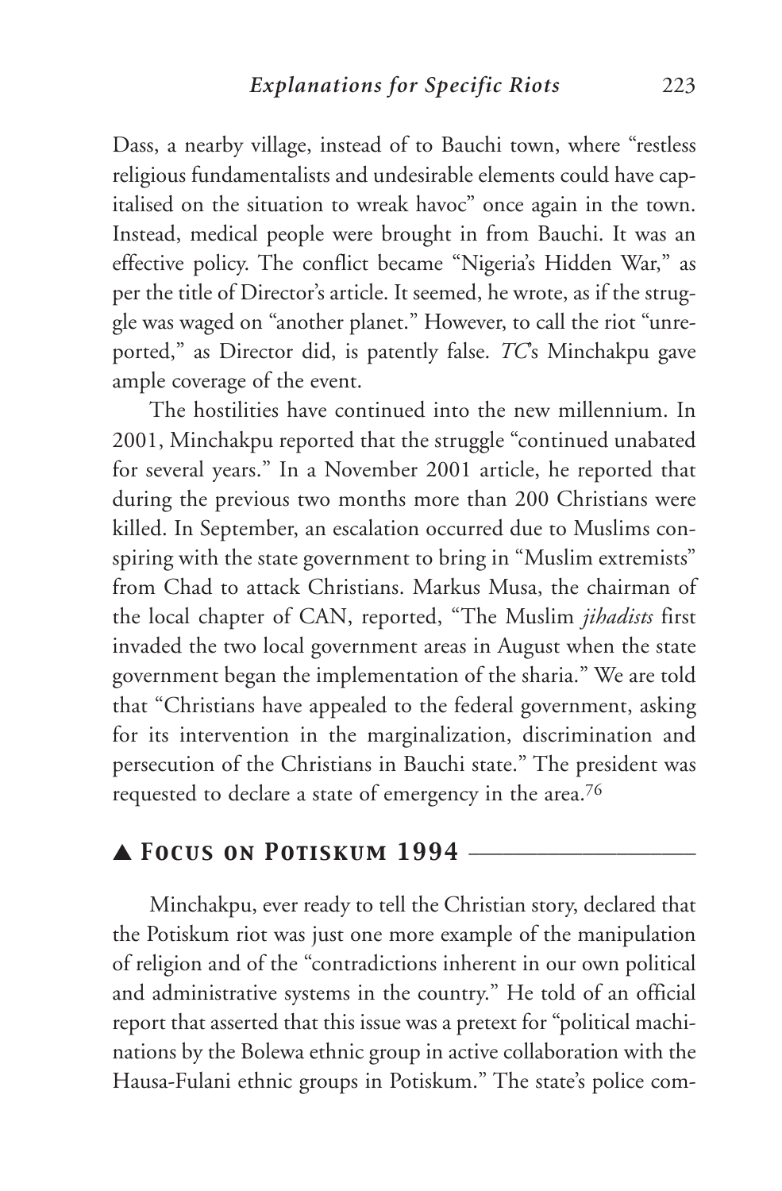Dass, a nearby village, instead of to Bauchi town, where "restless religious fundamentalists and undesirable elements could have capitalised on the situation to wreak havoc" once again in the town. Instead, medical people were brought in from Bauchi. It was an effective policy. The conflict became "Nigeria's Hidden War," as per the title of Director's article. It seemed, he wrote, as if the struggle was waged on "another planet." However, to call the riot "unreported," as Director did, is patently false. *TC*'s Minchakpu gave ample coverage of the event.

The hostilities have continued into the new millennium. In 2001, Minchakpu reported that the struggle "continued unabated for several years." In a November 2001 article, he reported that during the previous two months more than 200 Christians were killed. In September, an escalation occurred due to Muslims conspiring with the state government to bring in "Muslim extremists" from Chad to attack Christians. Markus Musa, the chairman of the local chapter of CAN, reported, "The Muslim *jihadists* first invaded the two local government areas in August when the state government began the implementation of the sharia." We are told that "Christians have appealed to the federal government, asking for its intervention in the marginalization, discrimination and persecution of the Christians in Bauchi state." The president was requested to declare a state of emergency in the area.[76]

## ▲ *Focus on Potiskum 1994*

Minchakpu, ever ready to tell the Christian story, declared that the Potiskum riot was just one more example of the manipulation of religion and of the "contradictions inherent in our own political and administrative systems in the country." He told of an official report that asserted that this issue was a pretext for "political machinations by the Bolewa ethnic group in active collaboration with the Hausa-Fulani ethnic groups in Potiskum." The state's police com-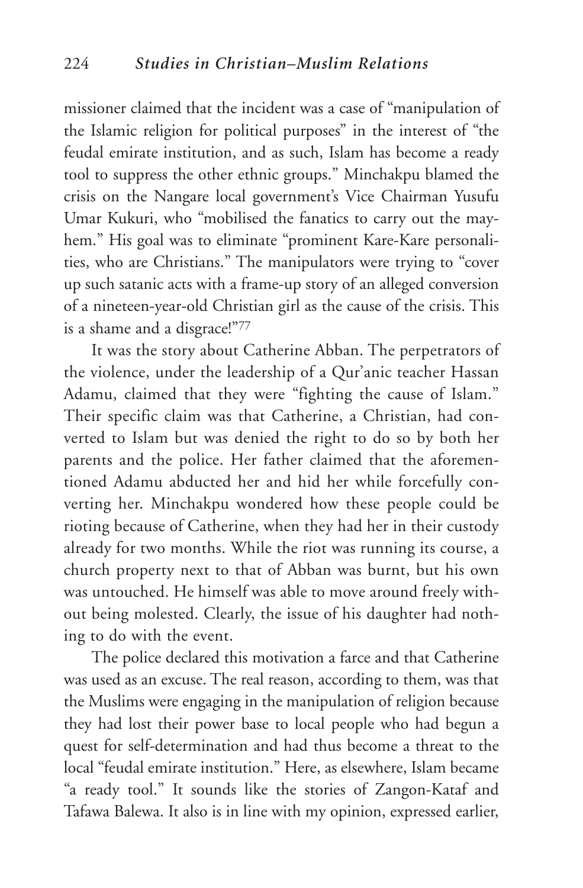missioner claimed that the incident was a case of "manipulation of the Islamic religion for political purposes" in the interest of "the feudal emirate institution, and as such, Islam has become a ready tool to suppress the other ethnic groups." Minchakpu blamed the crisis on the Nangare local government's Vice Chairman Yusufu Umar Kukuri, who "mobilised the fanatics to carry out the mayhem." His goal was to eliminate "prominent Kare-Kare personalities, who are Christians." The manipulators were trying to "cover up such satanic acts with a frame-up story of an alleged conversion of a nineteen-year-old Christian girl as the cause of the crisis. This is a shame and a disgrace!"[77]

It was the story about Catherine Abban. The perpetrators of the violence, under the leadership of a Qur'anic teacher Hassan Adamu, claimed that they were "fighting the cause of Islam." Their specific claim was that Catherine, a Christian, had converted to Islam but was denied the right to do so by both her parents and the police. Her father claimed that the aforementioned Adamu abducted her and hid her while forcefully converting her. Minchakpu wondered how these people could be rioting because of Catherine, when they had her in their custody already for two months. While the riot was running its course, a church property next to that of Abban was burnt, but his own was untouched. He himself was able to move around freely without being molested. Clearly, the issue of his daughter had nothing to do with the event.

The police declared this motivation a farce and that Catherine was used as an excuse. The real reason, according to them, was that the Muslims were engaging in the manipulation of religion because they had lost their power base to local people who had begun a quest for self-determination and had thus become a threat to the local "feudal emirate institution." Here, as elsewhere, Islam became "a ready tool." It sounds like the stories of Zangon-Kataf and Tafawa Balewa. It also is in line with my opinion, expressed earlier,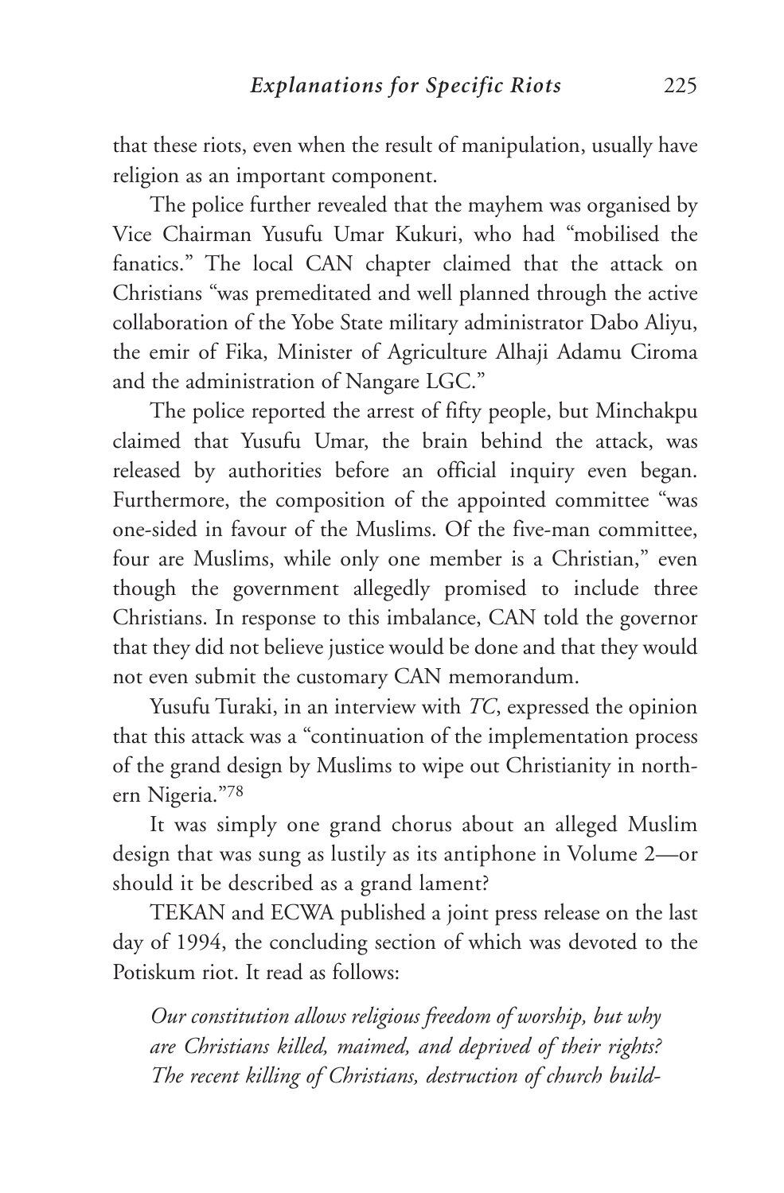that these riots, even when the result of manipulation, usually have religion as an important component.

The police further revealed that the mayhem was organised by Vice Chairman Yusufu Umar Kukuri, who had "mobilised the fanatics." The local CAN chapter claimed that the attack on Christians "was premeditated and well planned through the active collaboration of the Yobe State military administrator Dabo Aliyu, the emir of Fika, Minister of Agriculture Alhaji Adamu Ciroma and the administration of Nangare LGC."

The police reported the arrest of fifty people, but Minchakpu claimed that Yusufu Umar, the brain behind the attack, was released by authorities before an official inquiry even began. Furthermore, the composition of the appointed committee "was one-sided in favour of the Muslims. Of the five-man committee, four are Muslims, while only one member is a Christian," even though the government allegedly promised to include three Christians. In response to this imbalance, CAN told the governor that they did not believe justice would be done and that they would not even submit the customary CAN memorandum.

Yusufu Turaki, in an interview with *TC*, expressed the opinion that this attack was a "continuation of the implementation process of the grand design by Muslims to wipe out Christianity in northern Nigeria."[78]

It was simply one grand chorus about an alleged Muslim design that was sung as lustily as its antiphone in Volume 2—or should it be described as a grand lament?

TEKAN and ECWA published a joint press release on the last day of 1994, the concluding section of which was devoted to the Potiskum riot. It read as follows:

> *Our constitution allows religious freedom of worship, but why are Christians killed, maimed, and deprived of their rights? The recent killing of Christians, destruction of church build-*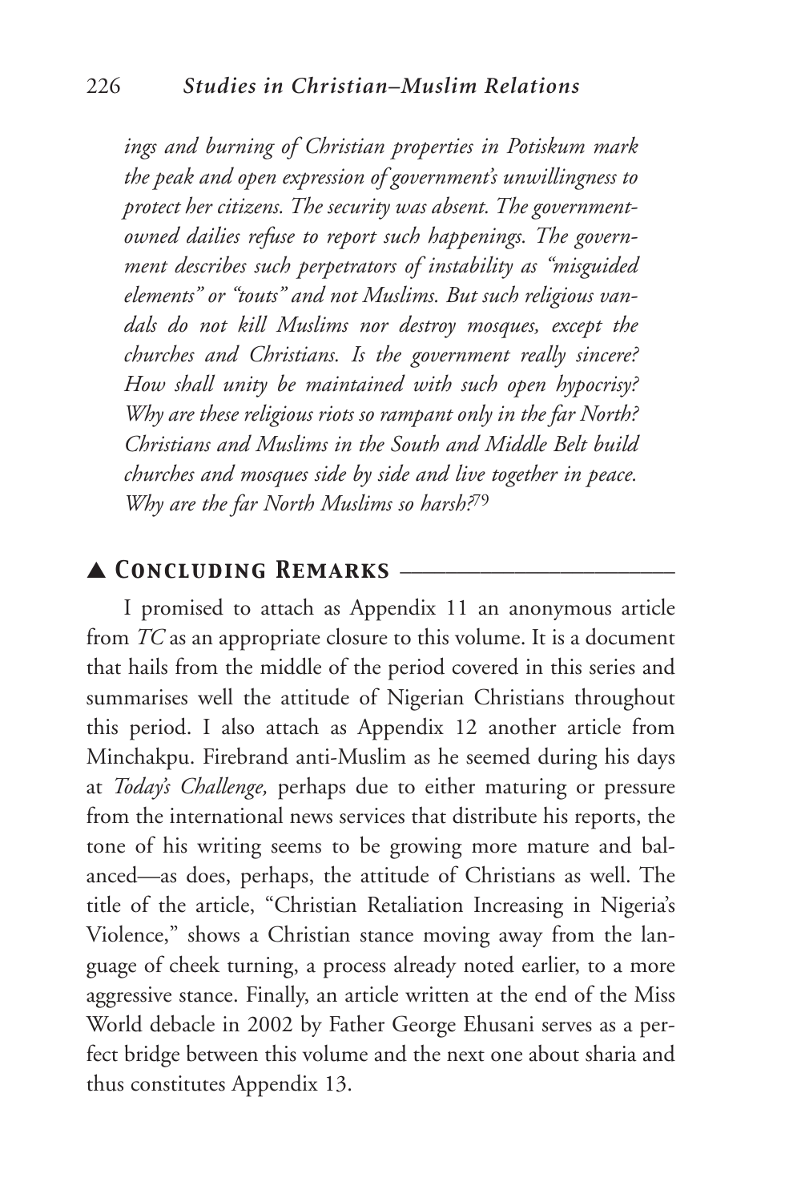*ings and burning of Christian properties in Potiskum mark the peak and open expression of government's unwillingness to protect her citizens. The security was absent. The government-owned dailies refuse to report such happenings. The government describes such perpetrators of instability as "misguided elements" or "touts" and not Muslims. But such religious vandals do not kill Muslims nor destroy mosques, except the churches and Christians. Is the government really sincere? How shall unity be maintained with such open hypocrisy? Why are these religious riots so rampant only in the far North? Christians and Muslims in the South and Middle Belt build churches and mosques side by side and live together in peace. Why are the far North Muslims so harsh?*[79]

## ▲ Concluding Remarks

I promised to attach as Appendix 11 an anonymous article from *TC* as an appropriate closure to this volume. It is a document that hails from the middle of the period covered in this series and summarises well the attitude of Nigerian Christians throughout this period. I also attach as Appendix 12 another article from Minchakpu. Firebrand anti-Muslim as he seemed during his days at *Today's Challenge,* perhaps due to either maturing or pressure from the international news services that distribute his reports, the tone of his writing seems to be growing more mature and balanced—as does, perhaps, the attitude of Christians as well. The title of the article, "Christian Retaliation Increasing in Nigeria's Violence," shows a Christian stance moving away from the language of cheek turning, a process already noted earlier, to a more aggressive stance. Finally, an article written at the end of the Miss World debacle in 2002 by Father George Ehusani serves as a perfect bridge between this volume and the next one about sharia and thus constitutes Appendix 13.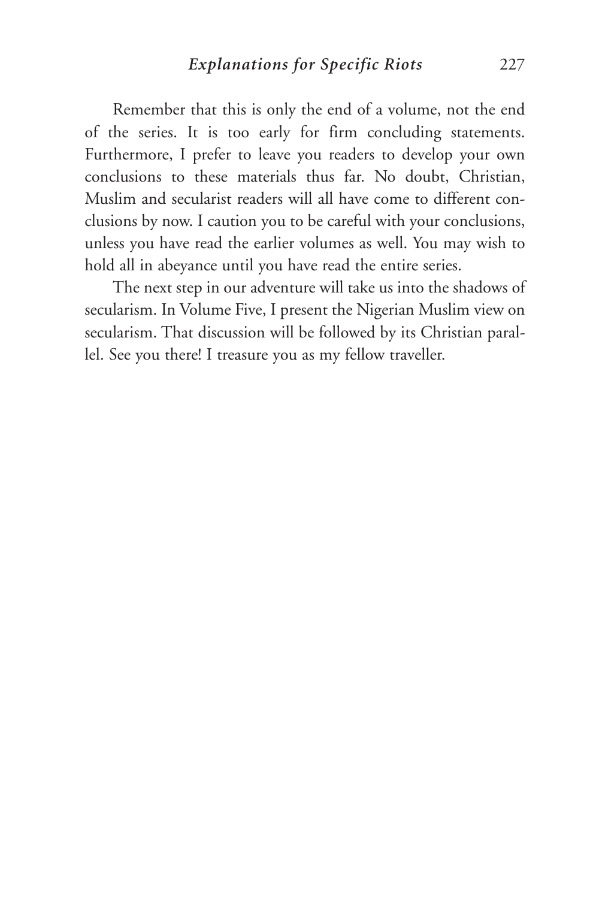Remember that this is only the end of a volume, not the end of the series. It is too early for firm concluding statements. Furthermore, I prefer to leave you readers to develop your own conclusions to these materials thus far. No doubt, Christian, Muslim and secularist readers will all have come to different conclusions by now. I caution you to be careful with your conclusions, unless you have read the earlier volumes as well. You may wish to hold all in abeyance until you have read the entire series.

The next step in our adventure will take us into the shadows of secularism. In Volume Five, I present the Nigerian Muslim view on secularism. That discussion will be followed by its Christian parallel. See you there! I treasure you as my fellow traveller.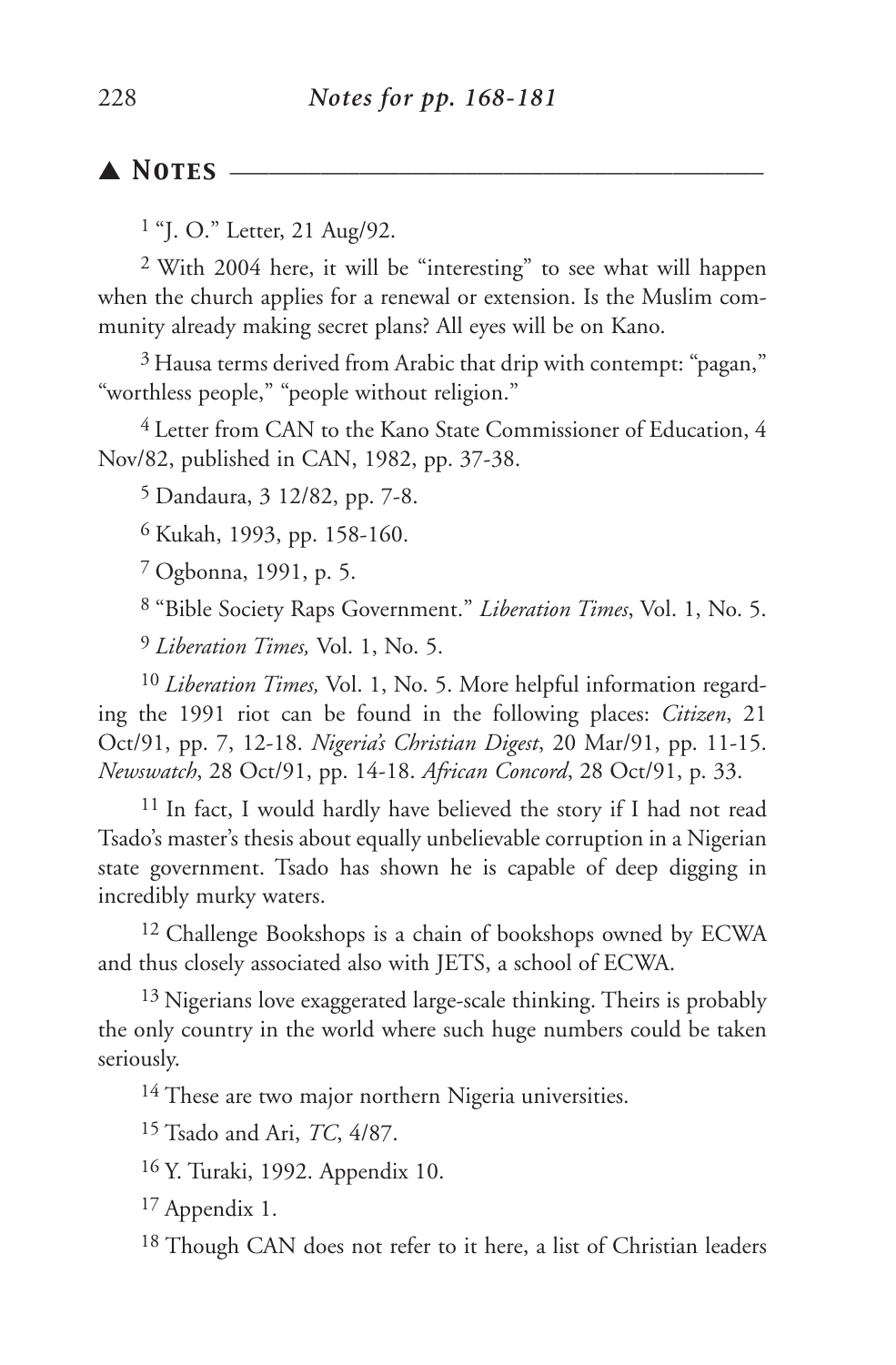## ▲ Notes

[1] "J. O." Letter, 21 Aug/92.

[2] With 2004 here, it will be "interesting" to see what will happen when the church applies for a renewal or extension. Is the Muslim community already making secret plans? All eyes will be on Kano.

[3] Hausa terms derived from Arabic that drip with contempt: "pagan," "worthless people," "people without religion."

[4] Letter from CAN to the Kano State Commissioner of Education, 4 Nov/82, published in CAN, 1982, pp. 37-38.

[5] Dandaura, 3 12/82, pp. 7-8.

[6] Kukah, 1993, pp. 158-160.

[7] Ogbonna, 1991, p. 5.

[8] "Bible Society Raps Government." *Liberation Times*, Vol. 1, No. 5.

[9] *Liberation Times,* Vol. 1, No. 5.

[10] *Liberation Times,* Vol. 1, No. 5. More helpful information regarding the 1991 riot can be found in the following places: *Citizen*, 21 Oct/91, pp. 7, 12-18. *Nigeria's Christian Digest*, 20 Mar/91, pp. 11-15. *Newswatch*, 28 Oct/91, pp. 14-18. *African Concord*, 28 Oct/91, p. 33.

[11] In fact, I would hardly have believed the story if I had not read Tsado's master's thesis about equally unbelievable corruption in a Nigerian state government. Tsado has shown he is capable of deep digging in incredibly murky waters.

[12] Challenge Bookshops is a chain of bookshops owned by ECWA and thus closely associated also with JETS, a school of ECWA.

[13] Nigerians love exaggerated large-scale thinking. Theirs is probably the only country in the world where such huge numbers could be taken seriously.

[14] These are two major northern Nigeria universities.

[15] Tsado and Ari, *TC*, 4/87.

[16] Y. Turaki, 1992. Appendix 10.

[17] Appendix 1.

[18] Though CAN does not refer to it here, a list of Christian leaders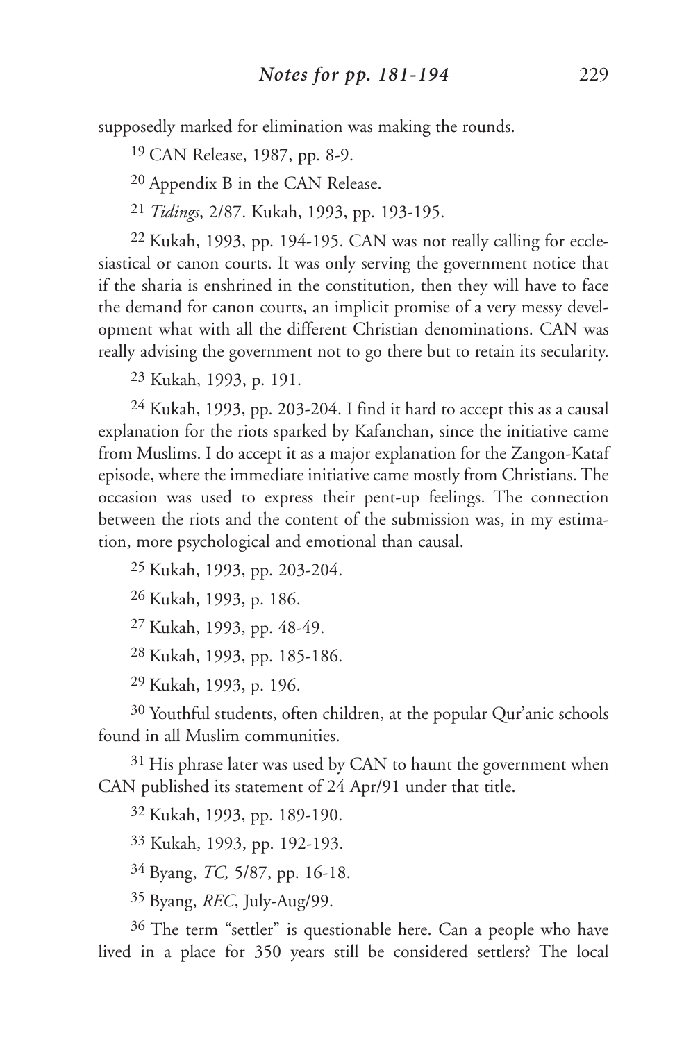supposedly marked for elimination was making the rounds.

[19] CAN Release, 1987, pp. 8-9.

[20] Appendix B in the CAN Release.

[21] *Tidings*, 2/87. Kukah, 1993, pp. 193-195.

[22] Kukah, 1993, pp. 194-195. CAN was not really calling for ecclesiastical or canon courts. It was only serving the government notice that if the sharia is enshrined in the constitution, then they will have to face the demand for canon courts, an implicit promise of a very messy development what with all the different Christian denominations. CAN was really advising the government not to go there but to retain its secularity.

[23] Kukah, 1993, p. 191.

[24] Kukah, 1993, pp. 203-204. I find it hard to accept this as a causal explanation for the riots sparked by Kafanchan, since the initiative came from Muslims. I do accept it as a major explanation for the Zangon-Kataf episode, where the immediate initiative came mostly from Christians. The occasion was used to express their pent-up feelings. The connection between the riots and the content of the submission was, in my estimation, more psychological and emotional than causal.

[25] Kukah, 1993, pp. 203-204.

[26] Kukah, 1993, p. 186.

[27] Kukah, 1993, pp. 48-49.

[28] Kukah, 1993, pp. 185-186.

[29] Kukah, 1993, p. 196.

[30] Youthful students, often children, at the popular Qur'anic schools found in all Muslim communities.

[31] His phrase later was used by CAN to haunt the government when CAN published its statement of 24 Apr/91 under that title.

[32] Kukah, 1993, pp. 189-190.

[33] Kukah, 1993, pp. 192-193.

[34] Byang, *TC,* 5/87, pp. 16-18.

[35] Byang, *REC*, July-Aug/99.

[36] The term "settler" is questionable here. Can a people who have lived in a place for 350 years still be considered settlers? The local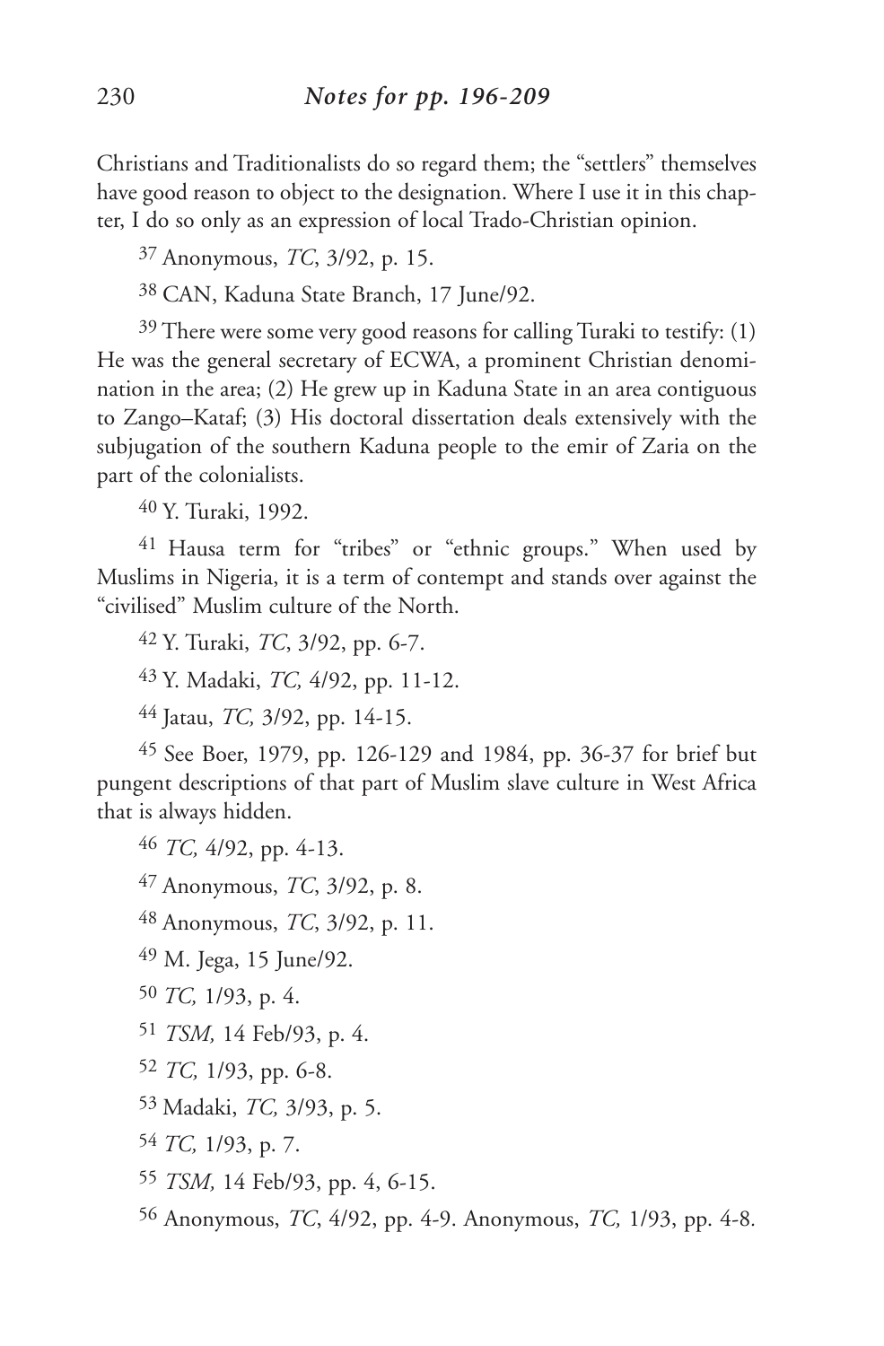Christians and Traditionalists do so regard them; the "settlers" themselves have good reason to object to the designation. Where I use it in this chapter, I do so only as an expression of local Trado-Christian opinion.

[37] Anonymous, *TC*, 3/92, p. 15.

[38] CAN, Kaduna State Branch, 17 June/92.

[39] There were some very good reasons for calling Turaki to testify: (1) He was the general secretary of ECWA, a prominent Christian denomination in the area; (2) He grew up in Kaduna State in an area contiguous to Zango–Kataf; (3) His doctoral dissertation deals extensively with the subjugation of the southern Kaduna people to the emir of Zaria on the part of the colonialists.

[40] Y. Turaki, 1992.

[41] Hausa term for "tribes" or "ethnic groups." When used by Muslims in Nigeria, it is a term of contempt and stands over against the "civilised" Muslim culture of the North.

[42] Y. Turaki, *TC*, 3/92, pp. 6-7.

[43] Y. Madaki, *TC,* 4/92, pp. 11-12.

[44] Jatau, *TC,* 3/92, pp. 14-15.

[45] See Boer, 1979, pp. 126-129 and 1984, pp. 36-37 for brief but pungent descriptions of that part of Muslim slave culture in West Africa that is always hidden.

[46] *TC,* 4/92, pp. 4-13.

[47] Anonymous, *TC*, 3/92, p. 8.

[48] Anonymous, *TC*, 3/92, p. 11.

[49] M. Jega, 15 June/92.

[50] *TC,* 1/93, p. 4.

[51] *TSM,* 14 Feb/93, p. 4.

[52] *TC,* 1/93, pp. 6-8.

[53] Madaki, *TC,* 3/93, p. 5.

[54] *TC,* 1/93, p. 7.

[55] *TSM,* 14 Feb/93, pp. 4, 6-15.

[56] Anonymous, *TC*, 4/92, pp. 4-9. Anonymous, *TC,* 1/93, pp. 4-8.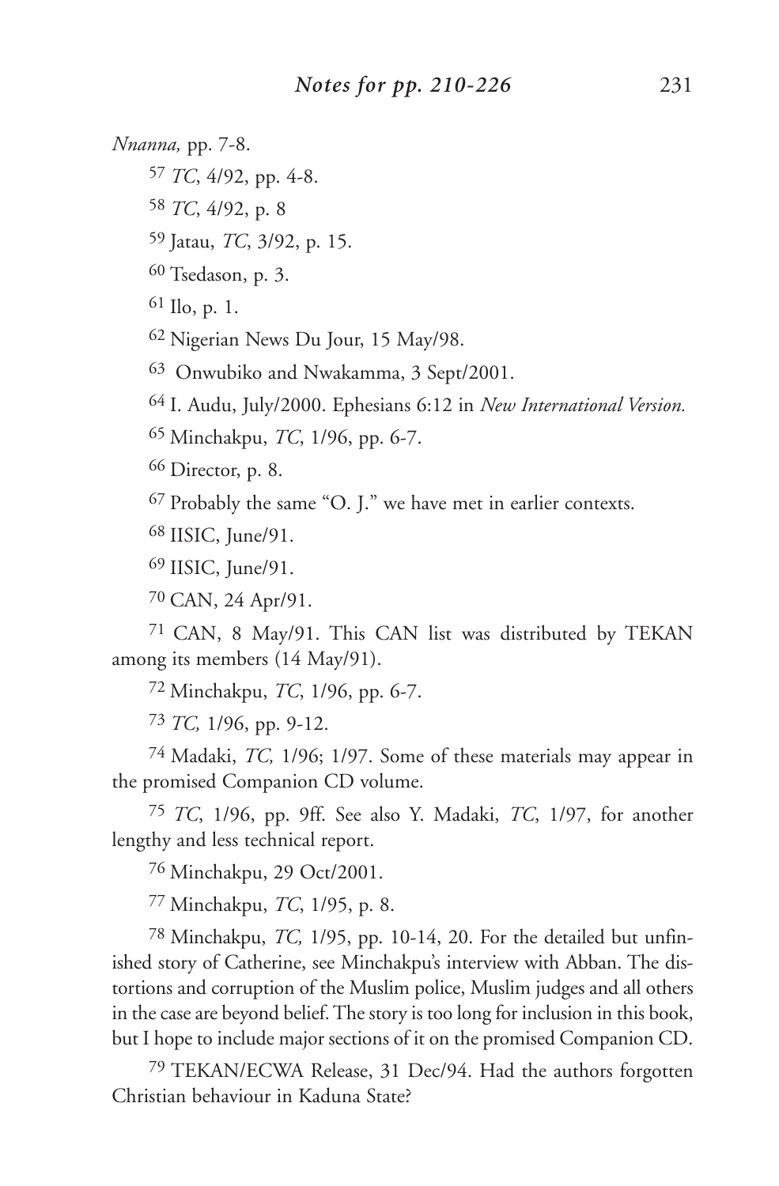*Nnanna,* pp. 7-8.

57 *TC*, 4/92, pp. 4-8.

58 *TC*, 4/92, p. 8

59 Jatau, *TC*, 3/92, p. 15.

60 Tsedason, p. 3.

61 Ilo, p. 1.

62 Nigerian News Du Jour, 15 May/98.

63 Onwubiko and Nwakamma, 3 Sept/2001.

64 I. Audu, July/2000. Ephesians 6:12 in *New International Version.*

65 Minchakpu, *TC*, 1/96, pp. 6-7.

66 Director, p. 8.

67 Probably the same "O. J." we have met in earlier contexts.

68 IISIC, June/91.

69 IISIC, June/91.

70 CAN, 24 Apr/91.

71 CAN, 8 May/91. This CAN list was distributed by TEKAN among its members (14 May/91).

72 Minchakpu, *TC*, 1/96, pp. 6-7.

73 *TC,* 1/96, pp. 9-12.

74 Madaki, *TC,* 1/96; 1/97. Some of these materials may appear in the promised Companion CD volume.

75 *TC*, 1/96, pp. 9ff. See also Y. Madaki, *TC*, 1/97, for another lengthy and less technical report.

76 Minchakpu, 29 Oct/2001.

77 Minchakpu, *TC*, 1/95, p. 8.

78 Minchakpu, *TC,* 1/95, pp. 10-14, 20. For the detailed but unfinished story of Catherine, see Minchakpu's interview with Abban. The distortions and corruption of the Muslim police, Muslim judges and all others in the case are beyond belief. The story is too long for inclusion in this book, but I hope to include major sections of it on the promised Companion CD.

79 TEKAN/ECWA Release, 31 Dec/94. Had the authors forgotten Christian behaviour in Kaduna State?